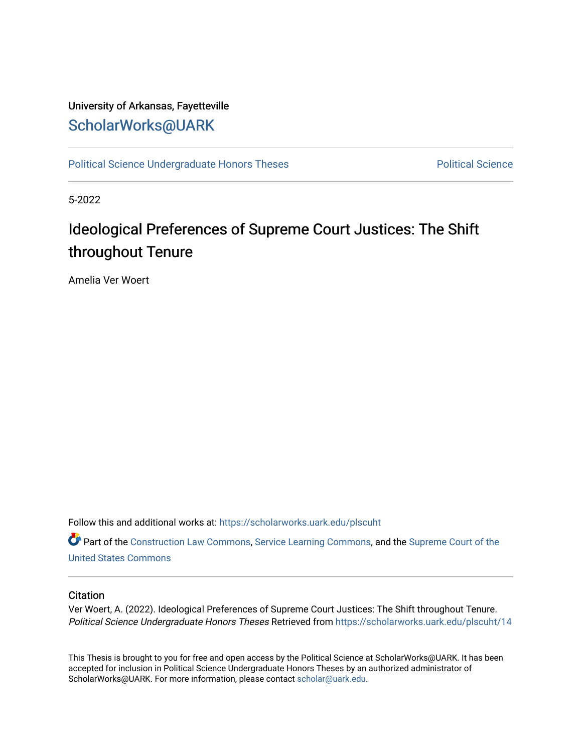University of Arkansas, Fayetteville

ScholarWorks@UARK

Political Science Undergraduate Honors Theses

Political Science

5-2022

# Ideological Preferences of Supreme Court Justices: The Shift throughout Tenure

Amelia Ver Woert

Follow this and additional works at: https://scholarworks.uark.edu/plscuht

Part of the Construction Law Commons, Service Learning Commons, and the Supreme Court of the United States Commons

## Citation

Ver Woert, A. (2022). Ideological Preferences of Supreme Court Justices: The Shift throughout Tenure. *Political Science Undergraduate Honors Theses* Retrieved from https://scholarworks.uark.edu/plscuht/14

This Thesis is brought to you for free and open access by the Political Science at ScholarWorks@UARK. It has been accepted for inclusion in Political Science Undergraduate Honors Theses by an authorized administrator of ScholarWorks@UARK. For more information, please contact scholar@uark.edu.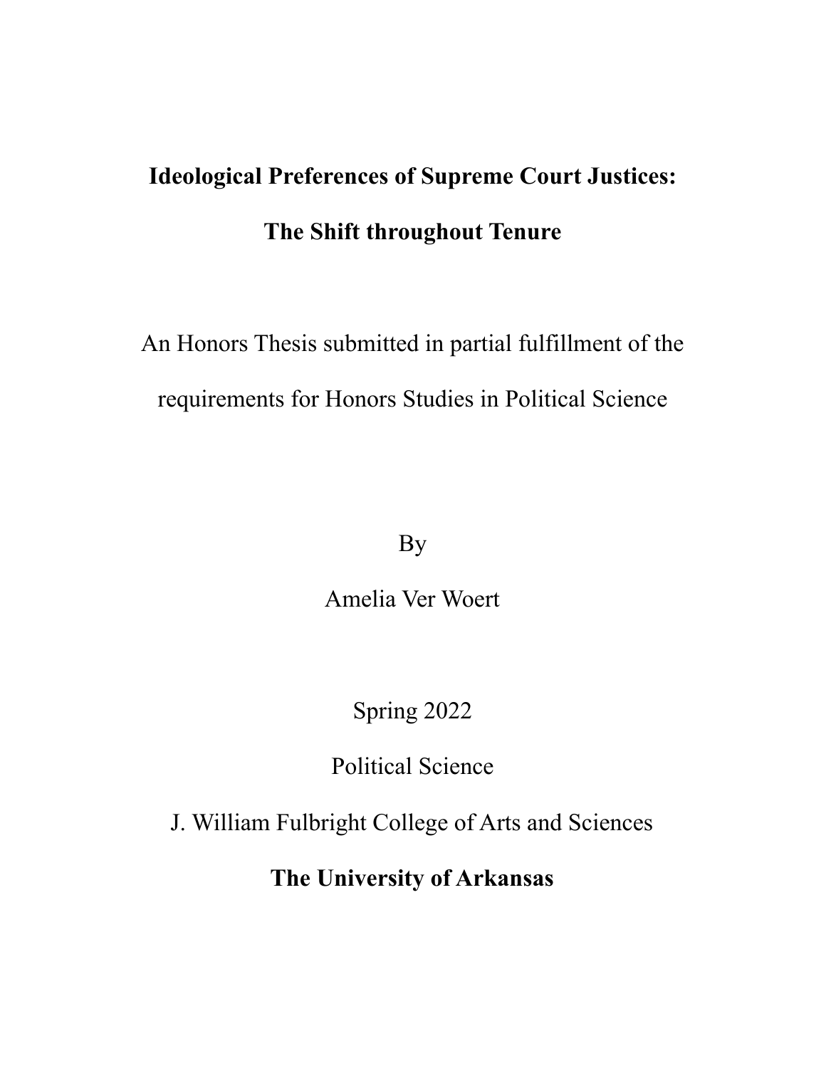# Ideological Preferences of Supreme Court Justices: The Shift throughout Tenure

An Honors Thesis submitted in partial fulfillment of the requirements for Honors Studies in Political Science

By

Amelia Ver Woert

Spring 2022

Political Science

J. William Fulbright College of Arts and Sciences

**The University of Arkansas**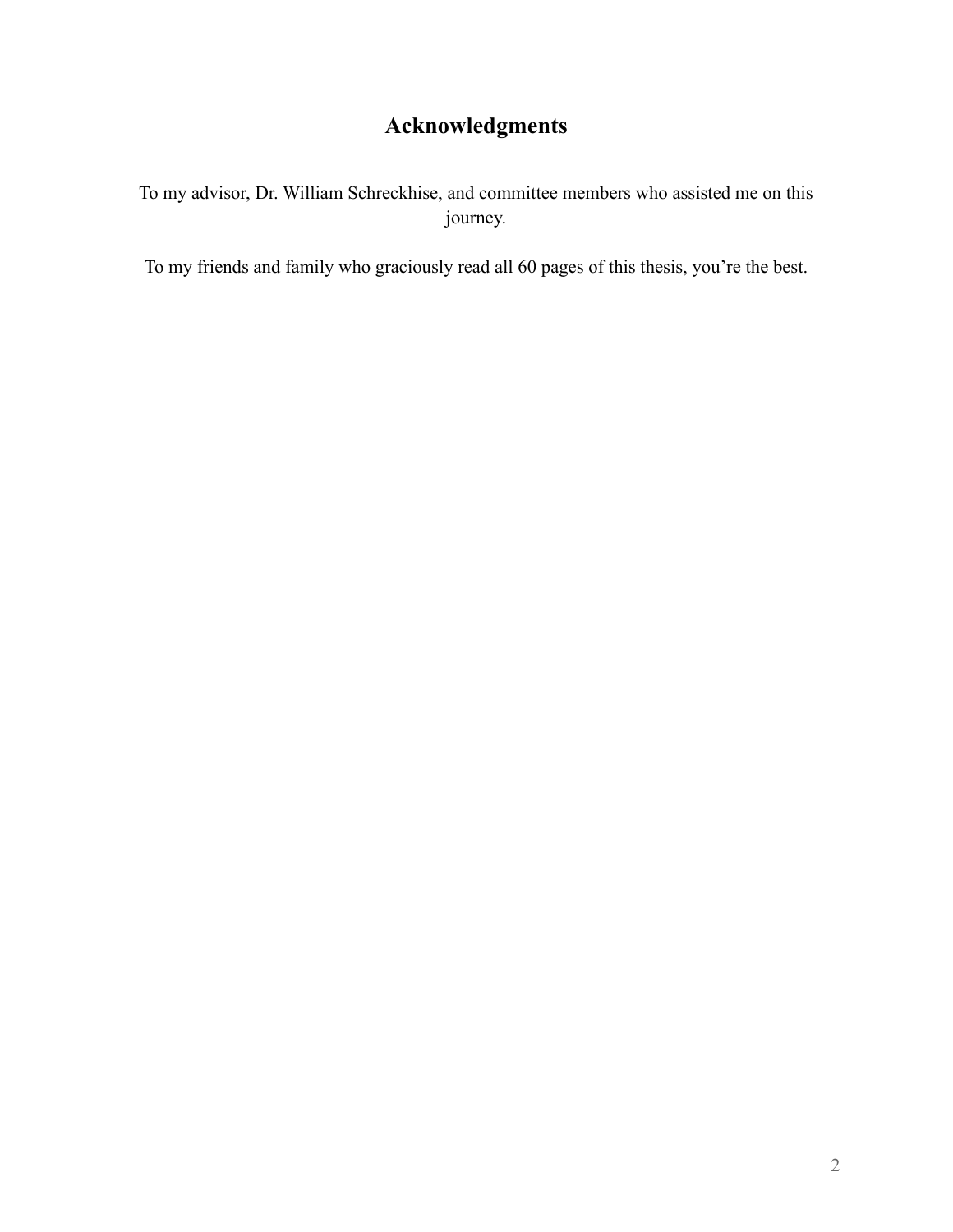# Acknowledgments

To my advisor, Dr. William Schreckhise, and committee members who assisted me on this journey.

To my friends and family who graciously read all 60 pages of this thesis, you're the best.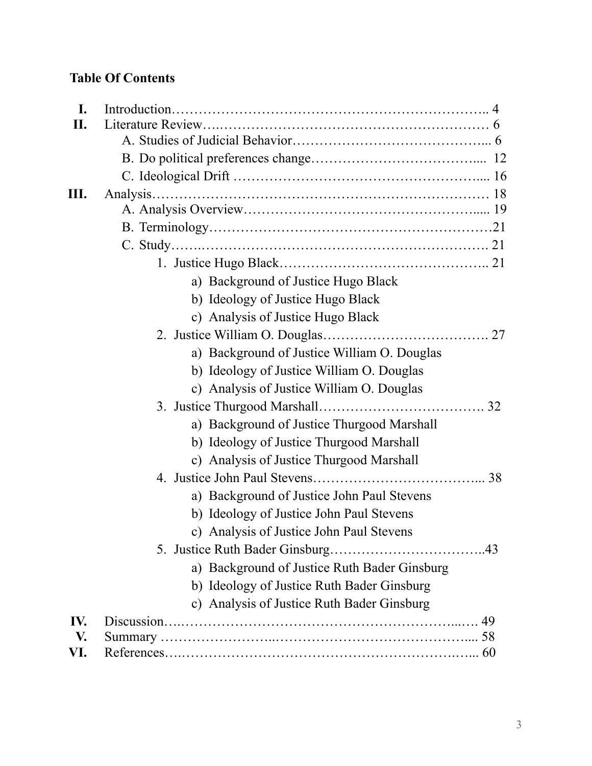## Table Of Contents

- I. Introduction ........ 4
- II. Literature Review ........ 6
  - A. Studies of Judicial Behavior ........ 6
  - B. Do political preferences change ........ 12
  - C. Ideological Drift ........ 16
- III. Analysis ........ 18
  - A. Analysis Overview ........ 19
  - B. Terminology ........ 21
  - C. Study ........ 21
    1. Justice Hugo Black ........ 21
       - a) Background of Justice Hugo Black
       - b) Ideology of Justice Hugo Black
       - c) Analysis of Justice Hugo Black
    2. Justice William O. Douglas ........ 27
       - a) Background of Justice William O. Douglas
       - b) Ideology of Justice William O. Douglas
       - c) Analysis of Justice William O. Douglas
    3. Justice Thurgood Marshall ........ 32
       - a) Background of Justice Thurgood Marshall
       - b) Ideology of Justice Thurgood Marshall
       - c) Analysis of Justice Thurgood Marshall
    4. Justice John Paul Stevens ........ 38
       - a) Background of Justice John Paul Stevens
       - b) Ideology of Justice John Paul Stevens
       - c) Analysis of Justice John Paul Stevens
    5. Justice Ruth Bader Ginsburg ........ 43
       - a) Background of Justice Ruth Bader Ginsburg
       - b) Ideology of Justice Ruth Bader Ginsburg
       - c) Analysis of Justice Ruth Bader Ginsburg
- IV. Discussion ........ 49
- V. Summary ........ 58
- VI. References ........ 60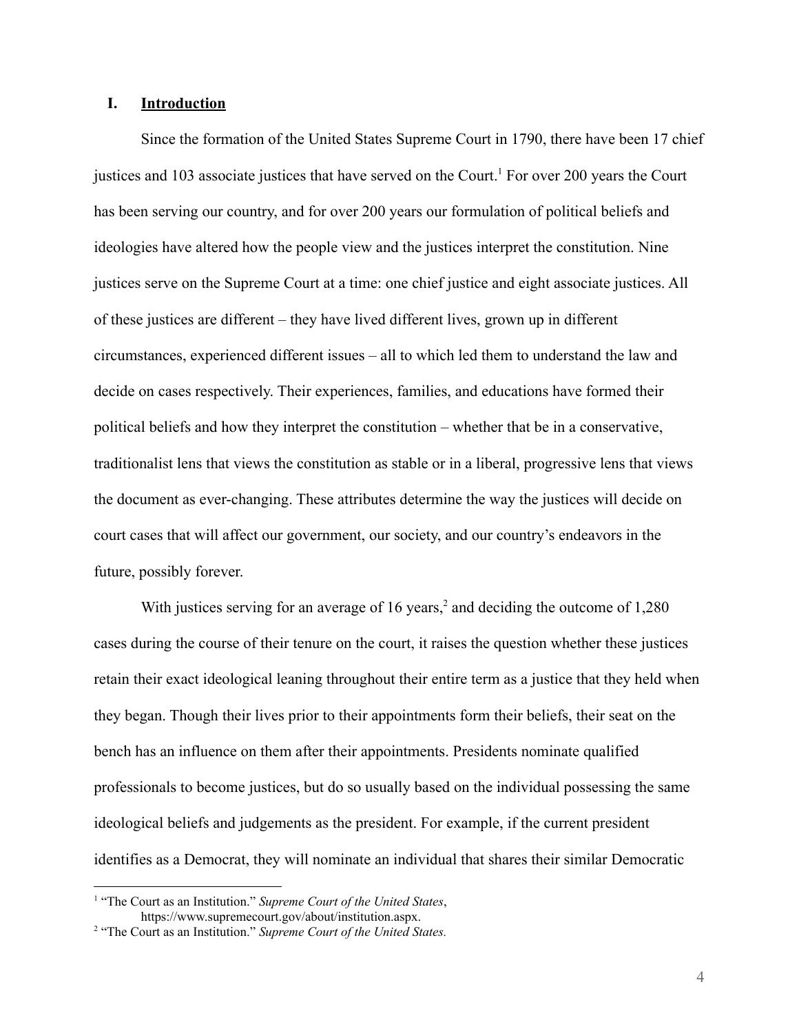## I. **Introduction**

Since the formation of the United States Supreme Court in 1790, there have been 17 chief justices and 103 associate justices that have served on the Court.[1] For over 200 years the Court has been serving our country, and for over 200 years our formulation of political beliefs and ideologies have altered how the people view and the justices interpret the constitution. Nine justices serve on the Supreme Court at a time: one chief justice and eight associate justices. All of these justices are different – they have lived different lives, grown up in different circumstances, experienced different issues – all to which led them to understand the law and decide on cases respectively. Their experiences, families, and educations have formed their political beliefs and how they interpret the constitution – whether that be in a conservative, traditionalist lens that views the constitution as stable or in a liberal, progressive lens that views the document as ever-changing. These attributes determine the way the justices will decide on court cases that will affect our government, our society, and our country's endeavors in the future, possibly forever.

With justices serving for an average of 16 years,[2] and deciding the outcome of 1,280 cases during the course of their tenure on the court, it raises the question whether these justices retain their exact ideological leaning throughout their entire term as a justice that they held when they began. Though their lives prior to their appointments form their beliefs, their seat on the bench has an influence on them after their appointments. Presidents nominate qualified professionals to become justices, but do so usually based on the individual possessing the same ideological beliefs and judgements as the president. For example, if the current president identifies as a Democrat, they will nominate an individual that shares their similar Democratic

---

[1] "The Court as an Institution." *Supreme Court of the United States*, https://www.supremecourt.gov/about/institution.aspx.

[2] "The Court as an Institution." *Supreme Court of the United States.*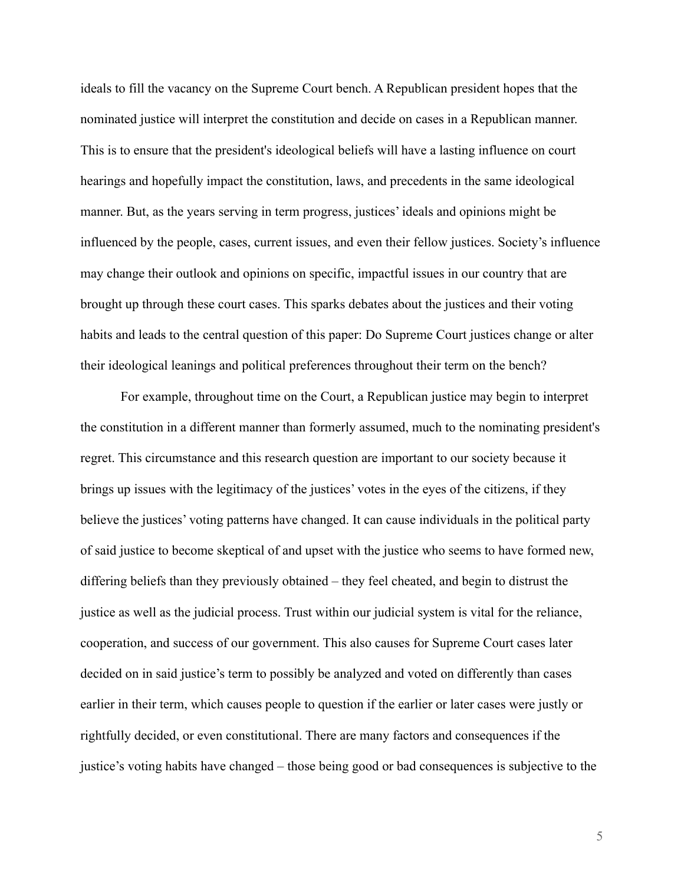ideals to fill the vacancy on the Supreme Court bench. A Republican president hopes that the nominated justice will interpret the constitution and decide on cases in a Republican manner. This is to ensure that the president's ideological beliefs will have a lasting influence on court hearings and hopefully impact the constitution, laws, and precedents in the same ideological manner. But, as the years serving in term progress, justices' ideals and opinions might be influenced by the people, cases, current issues, and even their fellow justices. Society's influence may change their outlook and opinions on specific, impactful issues in our country that are brought up through these court cases. This sparks debates about the justices and their voting habits and leads to the central question of this paper: Do Supreme Court justices change or alter their ideological leanings and political preferences throughout their term on the bench?

For example, throughout time on the Court, a Republican justice may begin to interpret the constitution in a different manner than formerly assumed, much to the nominating president's regret. This circumstance and this research question are important to our society because it brings up issues with the legitimacy of the justices' votes in the eyes of the citizens, if they believe the justices' voting patterns have changed. It can cause individuals in the political party of said justice to become skeptical of and upset with the justice who seems to have formed new, differing beliefs than they previously obtained – they feel cheated, and begin to distrust the justice as well as the judicial process. Trust within our judicial system is vital for the reliance, cooperation, and success of our government. This also causes for Supreme Court cases later decided on in said justice's term to possibly be analyzed and voted on differently than cases earlier in their term, which causes people to question if the earlier or later cases were justly or rightfully decided, or even constitutional. There are many factors and consequences if the justice's voting habits have changed – those being good or bad consequences is subjective to the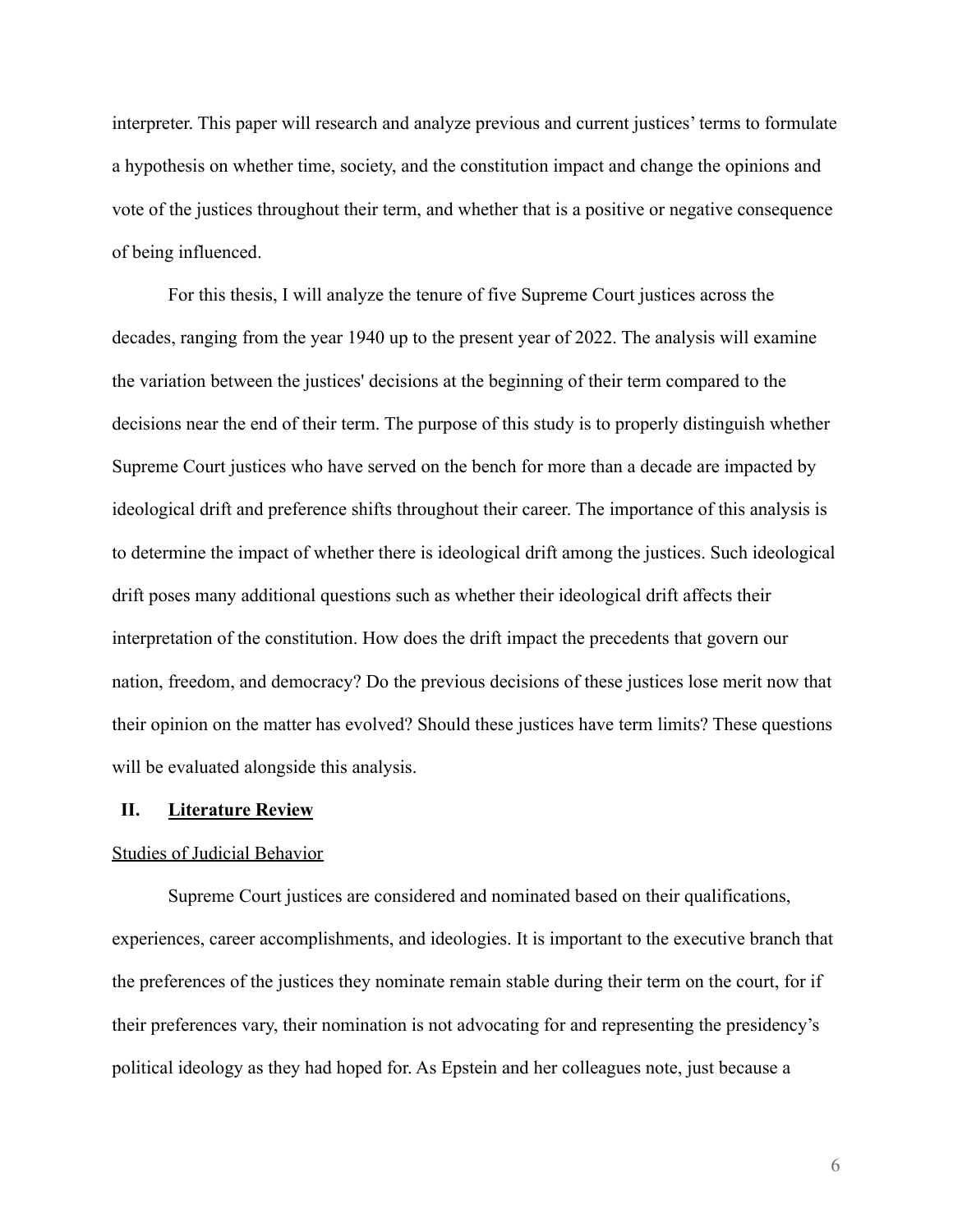interpreter. This paper will research and analyze previous and current justices' terms to formulate a hypothesis on whether time, society, and the constitution impact and change the opinions and vote of the justices throughout their term, and whether that is a positive or negative consequence of being influenced.

For this thesis, I will analyze the tenure of five Supreme Court justices across the decades, ranging from the year 1940 up to the present year of 2022. The analysis will examine the variation between the justices' decisions at the beginning of their term compared to the decisions near the end of their term. The purpose of this study is to properly distinguish whether Supreme Court justices who have served on the bench for more than a decade are impacted by ideological drift and preference shifts throughout their career. The importance of this analysis is to determine the impact of whether there is ideological drift among the justices. Such ideological drift poses many additional questions such as whether their ideological drift affects their interpretation of the constitution. How does the drift impact the precedents that govern our nation, freedom, and democracy? Do the previous decisions of these justices lose merit now that their opinion on the matter has evolved? Should these justices have term limits? These questions will be evaluated alongside this analysis.

## II. Literature Review

### Studies of Judicial Behavior

Supreme Court justices are considered and nominated based on their qualifications, experiences, career accomplishments, and ideologies. It is important to the executive branch that the preferences of the justices they nominate remain stable during their term on the court, for if their preferences vary, their nomination is not advocating for and representing the presidency's political ideology as they had hoped for. As Epstein and her colleagues note, just because a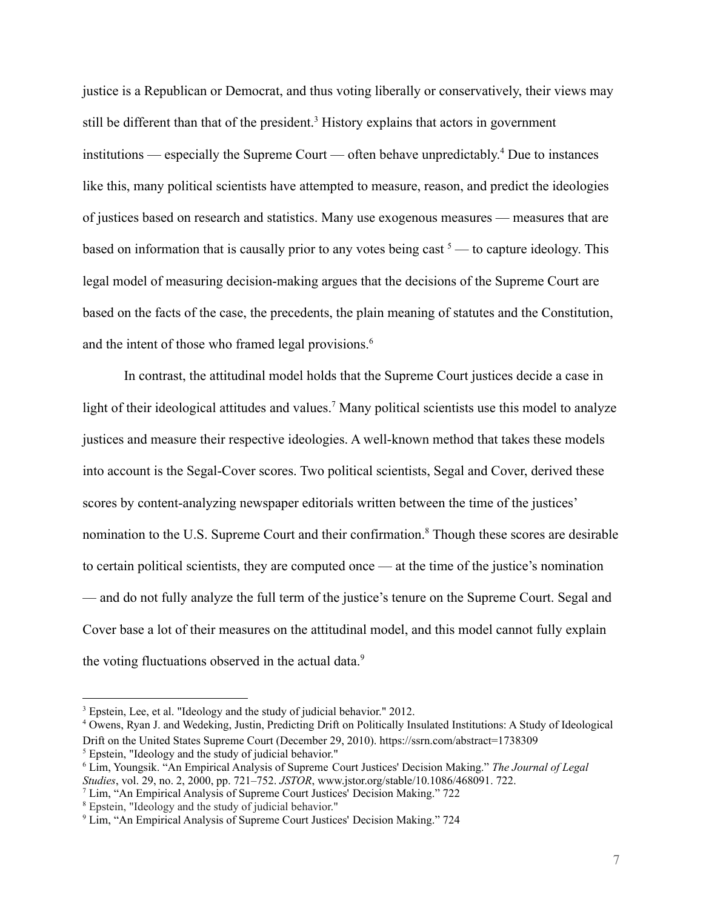justice is a Republican or Democrat, and thus voting liberally or conservatively, their views may still be different than that of the president.[3] History explains that actors in government institutions — especially the Supreme Court — often behave unpredictably.[4] Due to instances like this, many political scientists have attempted to measure, reason, and predict the ideologies of justices based on research and statistics. Many use exogenous measures — measures that are based on information that is causally prior to any votes being cast [5] — to capture ideology. This legal model of measuring decision-making argues that the decisions of the Supreme Court are based on the facts of the case, the precedents, the plain meaning of statutes and the Constitution, and the intent of those who framed legal provisions.[6]

In contrast, the attitudinal model holds that the Supreme Court justices decide a case in light of their ideological attitudes and values.[7] Many political scientists use this model to analyze justices and measure their respective ideologies. A well-known method that takes these models into account is the Segal-Cover scores. Two political scientists, Segal and Cover, derived these scores by content-analyzing newspaper editorials written between the time of the justices' nomination to the U.S. Supreme Court and their confirmation.[8] Though these scores are desirable to certain political scientists, they are computed once — at the time of the justice's nomination — and do not fully analyze the full term of the justice's tenure on the Supreme Court. Segal and Cover base a lot of their measures on the attitudinal model, and this model cannot fully explain the voting fluctuations observed in the actual data.[9]

---

[3] Epstein, Lee, et al. "Ideology and the study of judicial behavior." 2012.

[4] Owens, Ryan J. and Wedeking, Justin, Predicting Drift on Politically Insulated Institutions: A Study of Ideological Drift on the United States Supreme Court (December 29, 2010). https://ssrn.com/abstract=1738309

[5] Epstein, "Ideology and the study of judicial behavior."

[6] Lim, Youngsik. "An Empirical Analysis of Supreme Court Justices' Decision Making." *The Journal of Legal Studies*, vol. 29, no. 2, 2000, pp. 721–752. *JSTOR*, www.jstor.org/stable/10.1086/468091. 722.

[7] Lim, "An Empirical Analysis of Supreme Court Justices' Decision Making." 722

[8] Epstein, "Ideology and the study of judicial behavior."

[9] Lim, "An Empirical Analysis of Supreme Court Justices' Decision Making." 724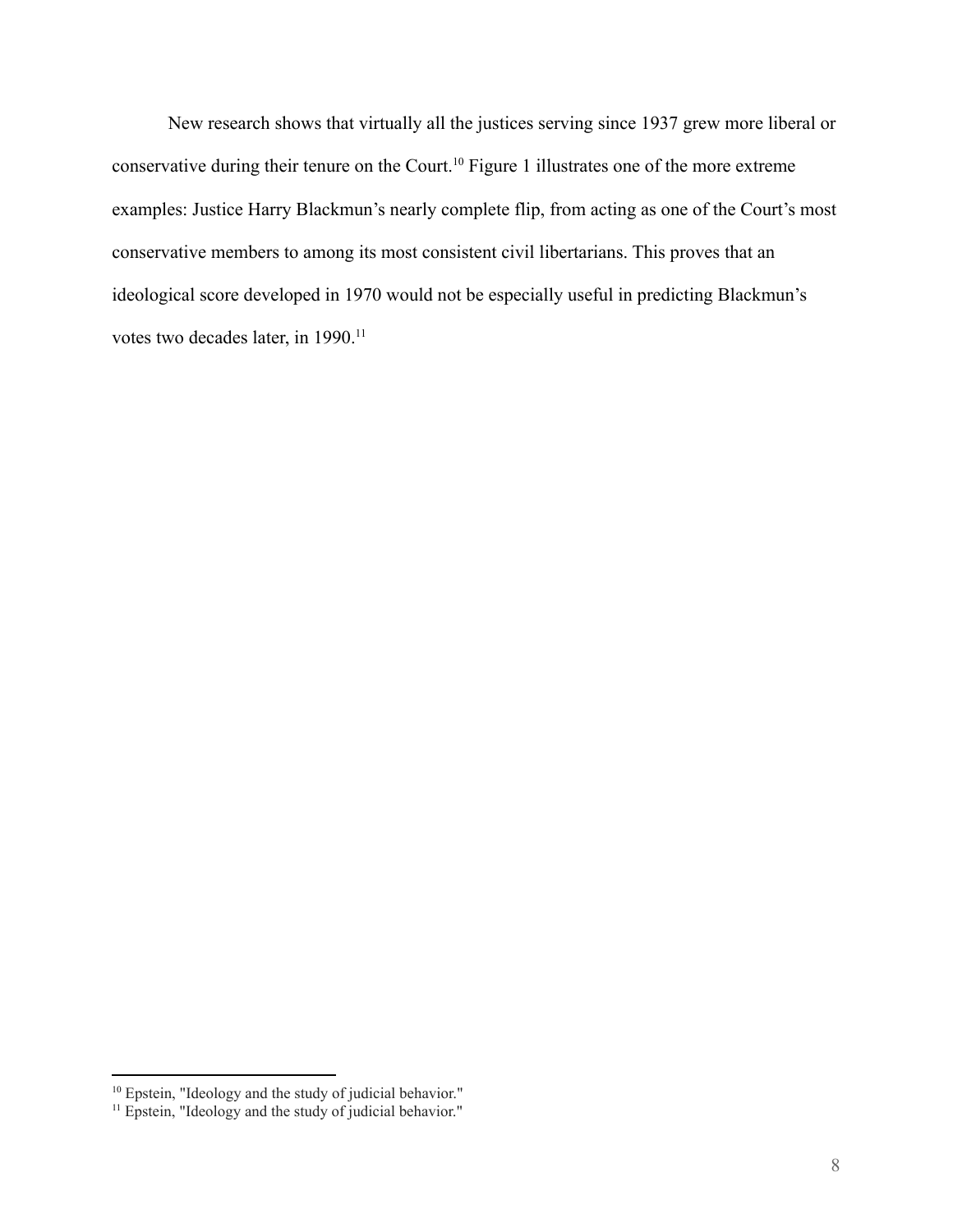New research shows that virtually all the justices serving since 1937 grew more liberal or conservative during their tenure on the Court.[10] Figure 1 illustrates one of the more extreme examples: Justice Harry Blackmun's nearly complete flip, from acting as one of the Court's most conservative members to among its most consistent civil libertarians. This proves that an ideological score developed in 1970 would not be especially useful in predicting Blackmun's votes two decades later, in 1990.[11]

---

[10] Epstein, "Ideology and the study of judicial behavior."

[11] Epstein, "Ideology and the study of judicial behavior."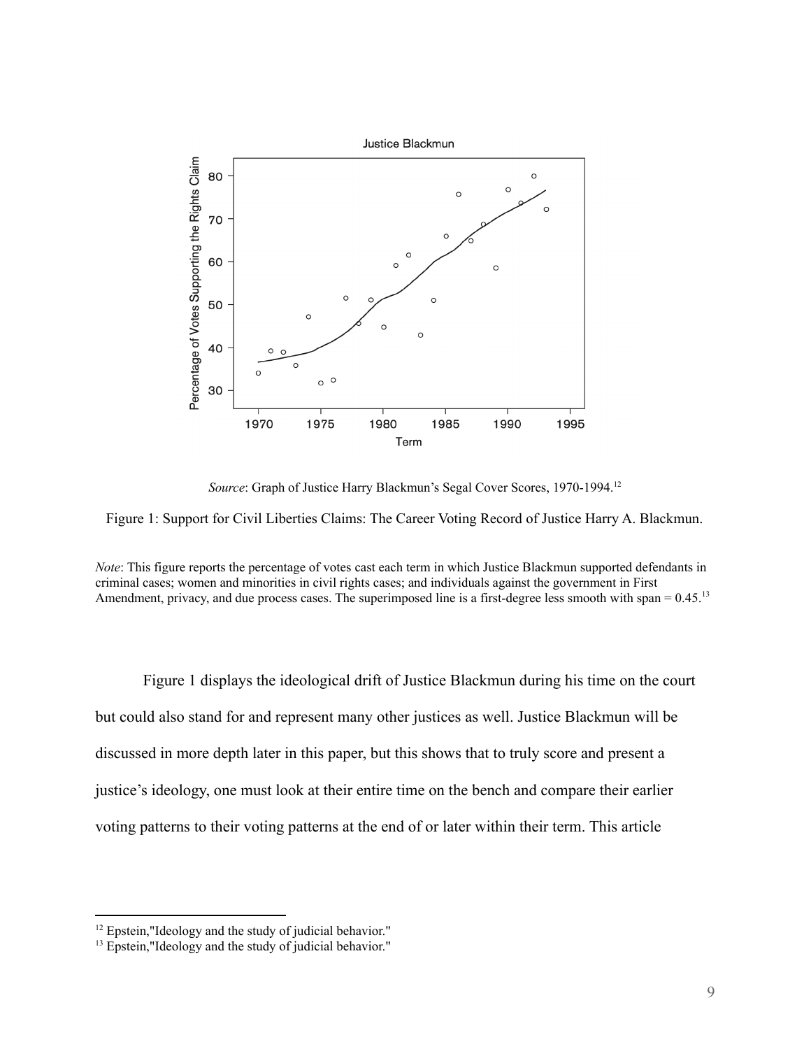*Source*: Graph of Justice Harry Blackmun's Segal Cover Scores, 1970-1994.[12]

Figure 1: Support for Civil Liberties Claims: The Career Voting Record of Justice Harry A. Blackmun.

*Note*: This figure reports the percentage of votes cast each term in which Justice Blackmun supported defendants in criminal cases; women and minorities in civil rights cases; and individuals against the government in First Amendment, privacy, and due process cases. The superimposed line is a first-degree less smooth with span = 0.45.[13]

Figure 1 displays the ideological drift of Justice Blackmun during his time on the court but could also stand for and represent many other justices as well. Justice Blackmun will be discussed in more depth later in this paper, but this shows that to truly score and present a justice's ideology, one must look at their entire time on the bench and compare their earlier voting patterns to their voting patterns at the end of or later within their term. This article

---

[12] Epstein,"Ideology and the study of judicial behavior."

[13] Epstein,"Ideology and the study of judicial behavior."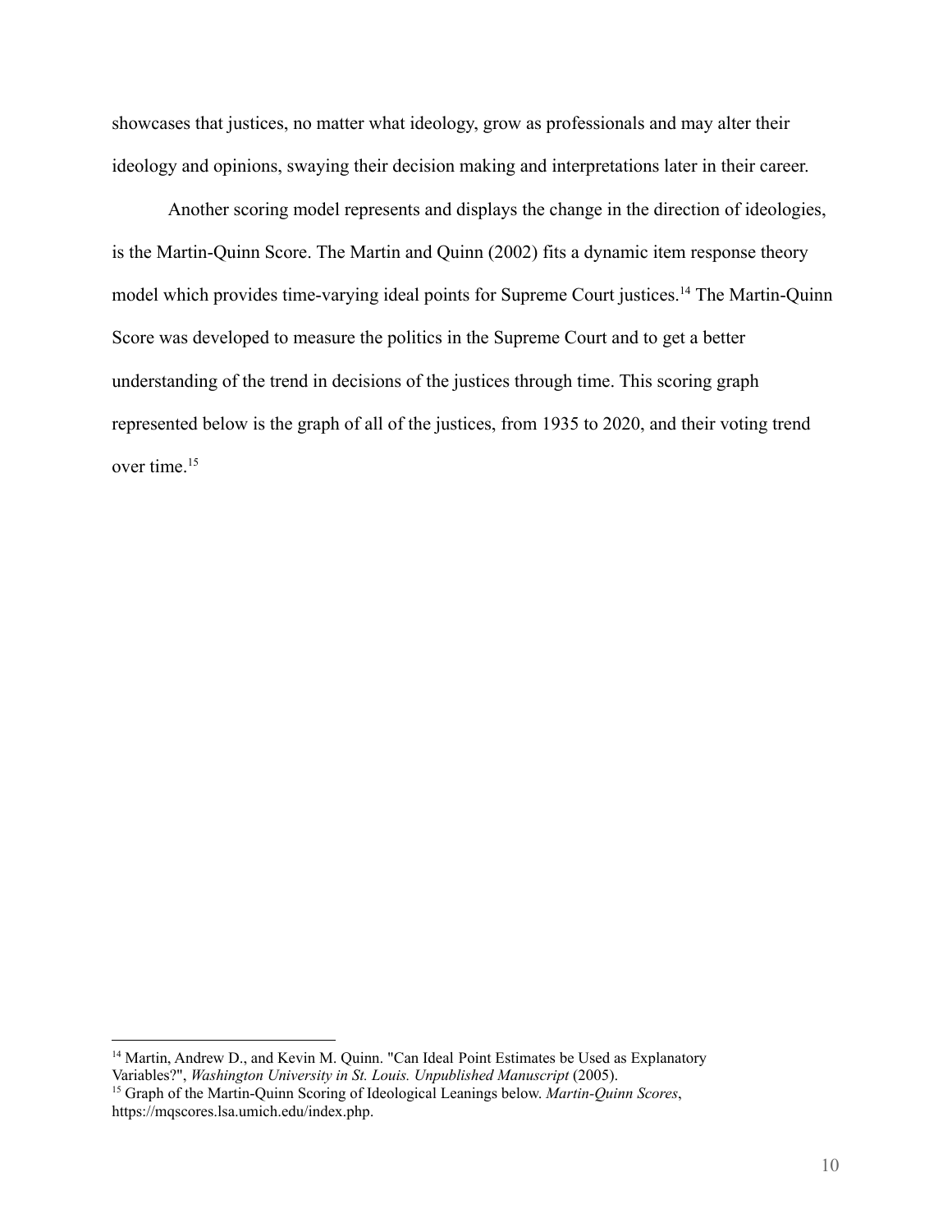showcases that justices, no matter what ideology, grow as professionals and may alter their ideology and opinions, swaying their decision making and interpretations later in their career.

Another scoring model represents and displays the change in the direction of ideologies, is the Martin-Quinn Score. The Martin and Quinn (2002) fits a dynamic item response theory model which provides time-varying ideal points for Supreme Court justices.[14] The Martin-Quinn Score was developed to measure the politics in the Supreme Court and to get a better understanding of the trend in decisions of the justices through time. This scoring graph represented below is the graph of all of the justices, from 1935 to 2020, and their voting trend over time.[15]

---

[14] Martin, Andrew D., and Kevin M. Quinn. "Can Ideal Point Estimates be Used as Explanatory Variables?", *Washington University in St. Louis. Unpublished Manuscript* (2005).

[15] Graph of the Martin-Quinn Scoring of Ideological Leanings below. *Martin-Quinn Scores*, https://mqscores.lsa.umich.edu/index.php.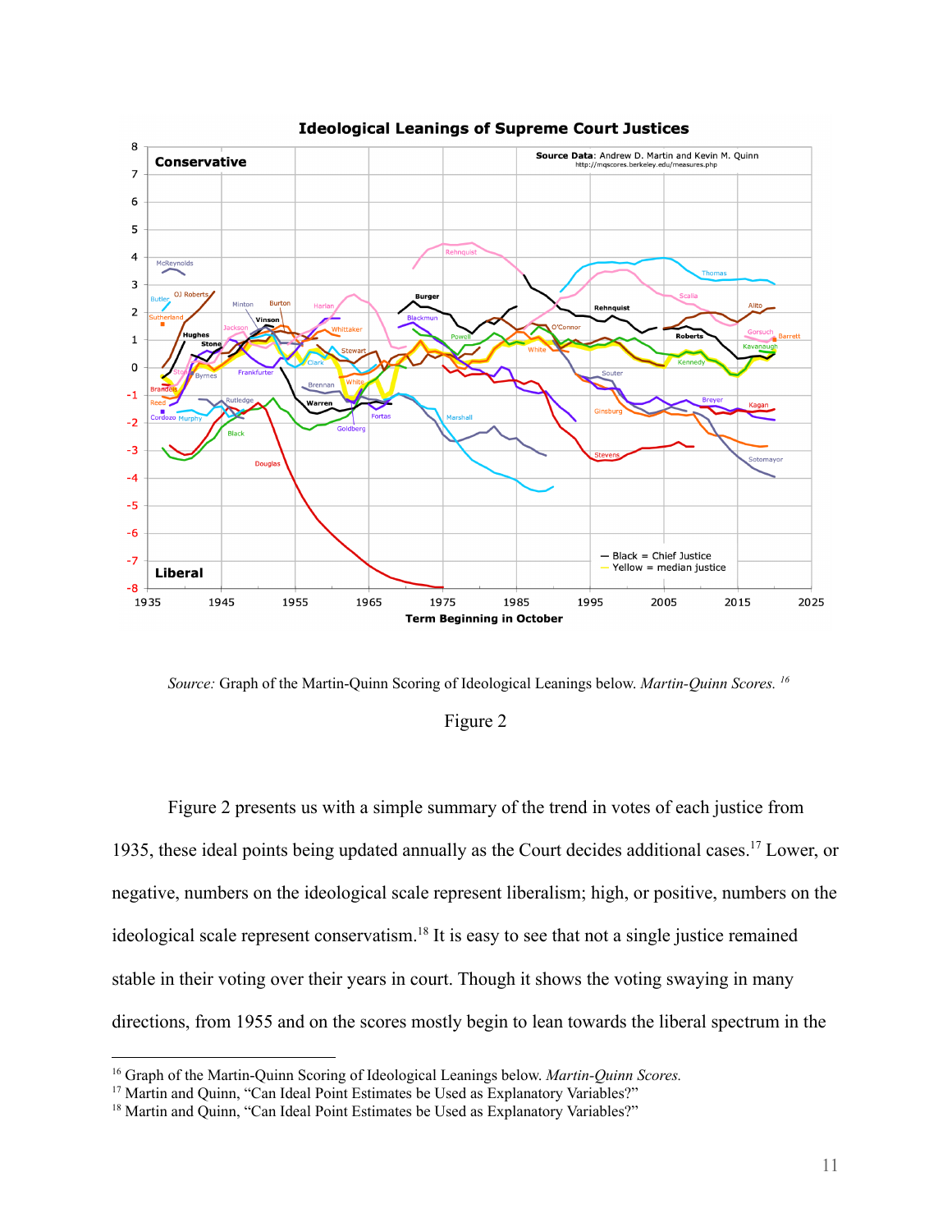Source: Graph of the Martin-Quinn Scoring of Ideological Leanings below. *Martin-Quinn Scores.* [16]

Figure 2

Figure 2 presents us with a simple summary of the trend in votes of each justice from 1935, these ideal points being updated annually as the Court decides additional cases.[17] Lower, or negative, numbers on the ideological scale represent liberalism; high, or positive, numbers on the ideological scale represent conservatism.[18] It is easy to see that not a single justice remained stable in their voting over their years in court. Though it shows the voting swaying in many directions, from 1955 and on the scores mostly begin to lean towards the liberal spectrum in the

---

[16] Graph of the Martin-Quinn Scoring of Ideological Leanings below. *Martin-Quinn Scores.*

[17] Martin and Quinn, "Can Ideal Point Estimates be Used as Explanatory Variables?"

[18] Martin and Quinn, "Can Ideal Point Estimates be Used as Explanatory Variables?"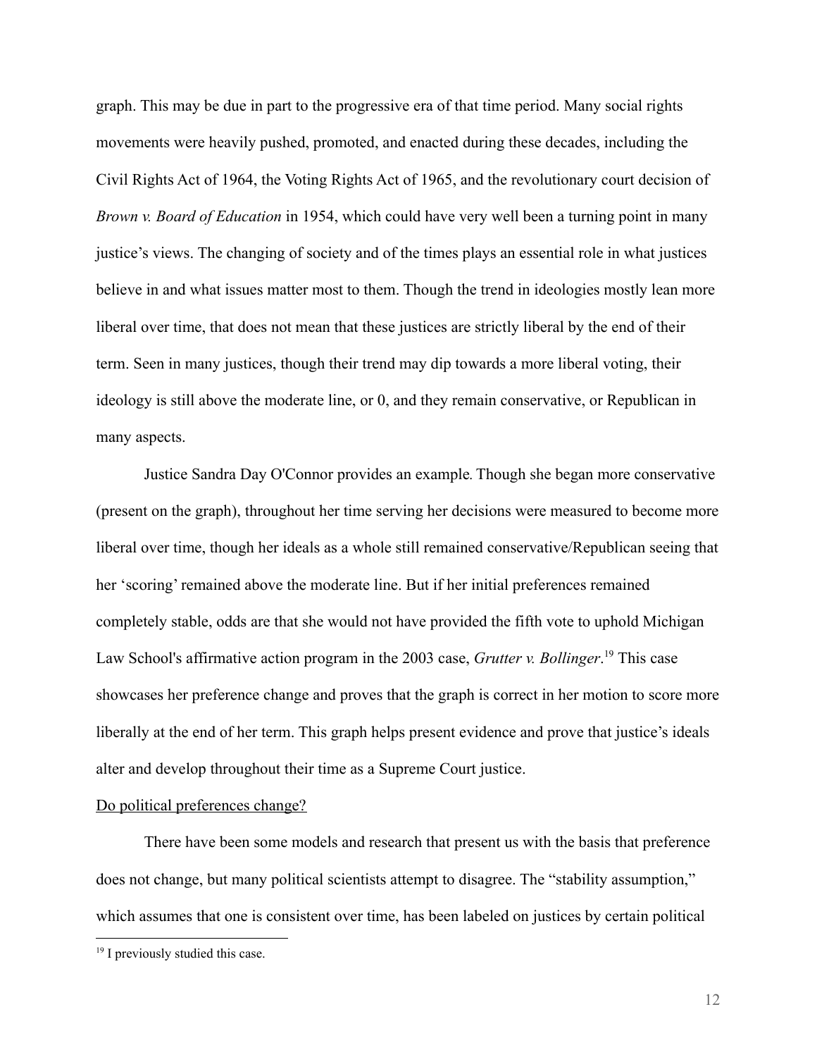graph. This may be due in part to the progressive era of that time period. Many social rights movements were heavily pushed, promoted, and enacted during these decades, including the Civil Rights Act of 1964, the Voting Rights Act of 1965, and the revolutionary court decision of *Brown v. Board of Education* in 1954, which could have very well been a turning point in many justice's views. The changing of society and of the times plays an essential role in what justices believe in and what issues matter most to them. Though the trend in ideologies mostly lean more liberal over time, that does not mean that these justices are strictly liberal by the end of their term. Seen in many justices, though their trend may dip towards a more liberal voting, their ideology is still above the moderate line, or 0, and they remain conservative, or Republican in many aspects.

Justice Sandra Day O'Connor provides an example. Though she began more conservative (present on the graph), throughout her time serving her decisions were measured to become more liberal over time, though her ideals as a whole still remained conservative/Republican seeing that her 'scoring' remained above the moderate line. But if her initial preferences remained completely stable, odds are that she would not have provided the fifth vote to uphold Michigan Law School's affirmative action program in the 2003 case, *Grutter v. Bollinger*.[19] This case showcases her preference change and proves that the graph is correct in her motion to score more liberally at the end of her term. This graph helps present evidence and prove that justice's ideals alter and develop throughout their time as a Supreme Court justice.

<u>Do political preferences change?</u>

There have been some models and research that present us with the basis that preference does not change, but many political scientists attempt to disagree. The "stability assumption," which assumes that one is consistent over time, has been labeled on justices by certain political

[19] I previously studied this case.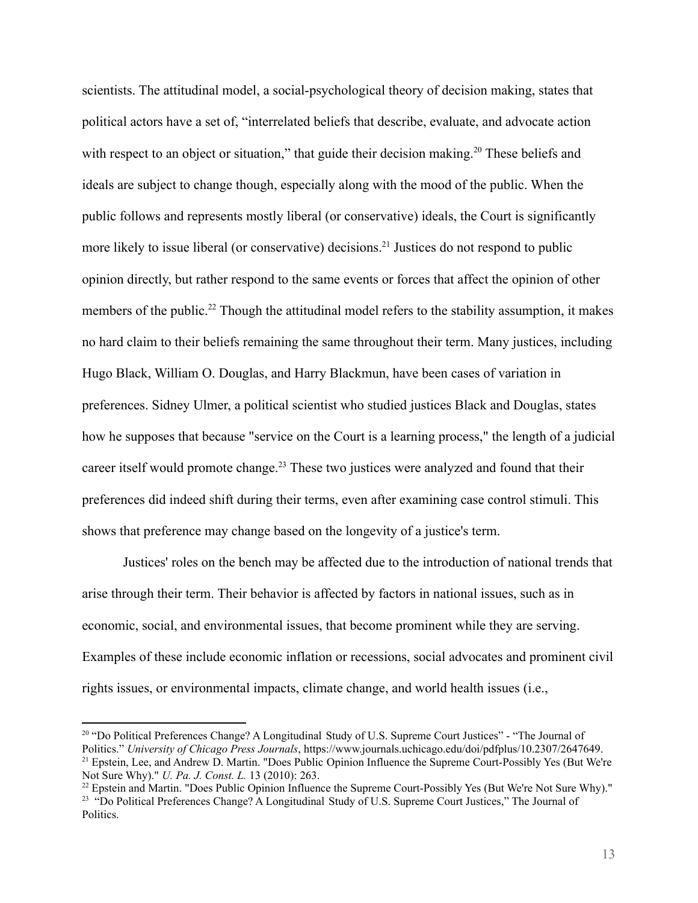scientists. The attitudinal model, a social-psychological theory of decision making, states that political actors have a set of, “interrelated beliefs that describe, evaluate, and advocate action with respect to an object or situation,” that guide their decision making.[20] These beliefs and ideals are subject to change though, especially along with the mood of the public. When the public follows and represents mostly liberal (or conservative) ideals, the Court is significantly more likely to issue liberal (or conservative) decisions.[21] Justices do not respond to public opinion directly, but rather respond to the same events or forces that affect the opinion of other members of the public.[22] Though the attitudinal model refers to the stability assumption, it makes no hard claim to their beliefs remaining the same throughout their term. Many justices, including Hugo Black, William O. Douglas, and Harry Blackmun, have been cases of variation in preferences. Sidney Ulmer, a political scientist who studied justices Black and Douglas, states how he supposes that because "service on the Court is a learning process," the length of a judicial career itself would promote change.[23] These two justices were analyzed and found that their preferences did indeed shift during their terms, even after examining case control stimuli. This shows that preference may change based on the longevity of a justice's term.

Justices' roles on the bench may be affected due to the introduction of national trends that arise through their term. Their behavior is affected by factors in national issues, such as in economic, social, and environmental issues, that become prominent while they are serving. Examples of these include economic inflation or recessions, social advocates and prominent civil rights issues, or environmental impacts, climate change, and world health issues (i.e.,

---

[20] “Do Political Preferences Change? A Longitudinal Study of U.S. Supreme Court Justices” - “The Journal of Politics.” *University of Chicago Press Journals*, https://www.journals.uchicago.edu/doi/pdfplus/10.2307/2647649.

[21] Epstein, Lee, and Andrew D. Martin. "Does Public Opinion Influence the Supreme Court-Possibly Yes (But We're Not Sure Why)." *U. Pa. J. Const. L.* 13 (2010): 263.

[22] Epstein and Martin. "Does Public Opinion Influence the Supreme Court-Possibly Yes (But We're Not Sure Why)."

[23] “Do Political Preferences Change? A Longitudinal Study of U.S. Supreme Court Justices,” The Journal of Politics.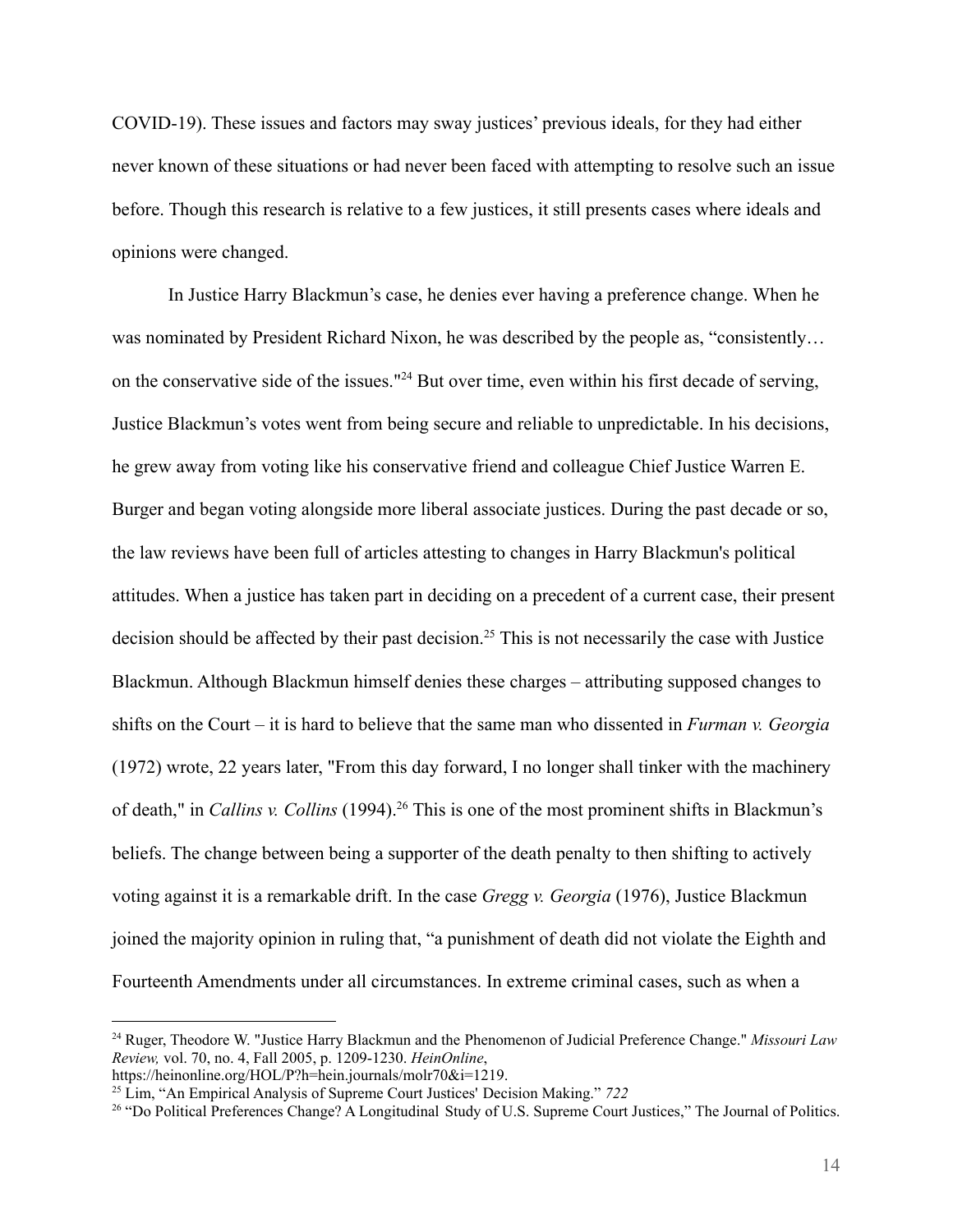COVID-19). These issues and factors may sway justices' previous ideals, for they had either never known of these situations or had never been faced with attempting to resolve such an issue before. Though this research is relative to a few justices, it still presents cases where ideals and opinions were changed.

In Justice Harry Blackmun's case, he denies ever having a preference change. When he was nominated by President Richard Nixon, he was described by the people as, "consistently… on the conservative side of the issues."[24] But over time, even within his first decade of serving, Justice Blackmun's votes went from being secure and reliable to unpredictable. In his decisions, he grew away from voting like his conservative friend and colleague Chief Justice Warren E. Burger and began voting alongside more liberal associate justices. During the past decade or so, the law reviews have been full of articles attesting to changes in Harry Blackmun's political attitudes. When a justice has taken part in deciding on a precedent of a current case, their present decision should be affected by their past decision.[25] This is not necessarily the case with Justice Blackmun. Although Blackmun himself denies these charges – attributing supposed changes to shifts on the Court – it is hard to believe that the same man who dissented in *Furman v. Georgia* (1972) wrote, 22 years later, "From this day forward, I no longer shall tinker with the machinery of death," in *Callins v. Collins* (1994).[26] This is one of the most prominent shifts in Blackmun's beliefs. The change between being a supporter of the death penalty to then shifting to actively voting against it is a remarkable drift. In the case *Gregg v. Georgia* (1976), Justice Blackmun joined the majority opinion in ruling that, "a punishment of death did not violate the Eighth and Fourteenth Amendments under all circumstances. In extreme criminal cases, such as when a

---

[24] Ruger, Theodore W. "Justice Harry Blackmun and the Phenomenon of Judicial Preference Change." *Missouri Law Review,* vol. 70, no. 4, Fall 2005, p. 1209-1230. *HeinOnline*, https://heinonline.org/HOL/P?h=hein.journals/molr70&i=1219.

[25] Lim, "An Empirical Analysis of Supreme Court Justices' Decision Making." *722*

[26] "Do Political Preferences Change? A Longitudinal Study of U.S. Supreme Court Justices," The Journal of Politics.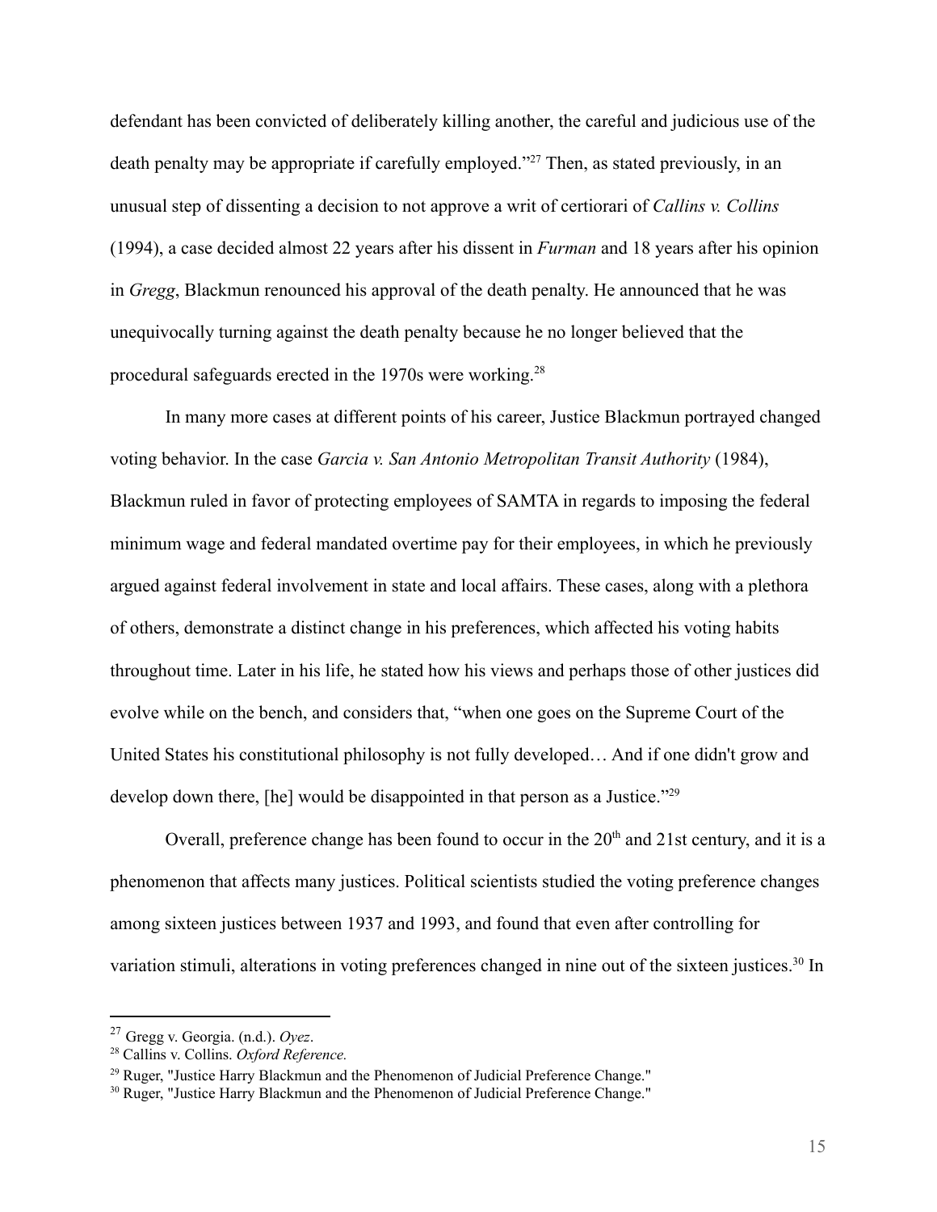defendant has been convicted of deliberately killing another, the careful and judicious use of the death penalty may be appropriate if carefully employed."[27] Then, as stated previously, in an unusual step of dissenting a decision to not approve a writ of certiorari of *Callins v. Collins* (1994), a case decided almost 22 years after his dissent in *Furman* and 18 years after his opinion in *Gregg*, Blackmun renounced his approval of the death penalty. He announced that he was unequivocally turning against the death penalty because he no longer believed that the procedural safeguards erected in the 1970s were working.[28]

In many more cases at different points of his career, Justice Blackmun portrayed changed voting behavior. In the case *Garcia v. San Antonio Metropolitan Transit Authority* (1984), Blackmun ruled in favor of protecting employees of SAMTA in regards to imposing the federal minimum wage and federal mandated overtime pay for their employees, in which he previously argued against federal involvement in state and local affairs. These cases, along with a plethora of others, demonstrate a distinct change in his preferences, which affected his voting habits throughout time. Later in his life, he stated how his views and perhaps those of other justices did evolve while on the bench, and considers that, "when one goes on the Supreme Court of the United States his constitutional philosophy is not fully developed… And if one didn't grow and develop down there, [he] would be disappointed in that person as a Justice."[29]

Overall, preference change has been found to occur in the 20th and 21st century, and it is a phenomenon that affects many justices. Political scientists studied the voting preference changes among sixteen justices between 1937 and 1993, and found that even after controlling for variation stimuli, alterations in voting preferences changed in nine out of the sixteen justices.[30] In

[27] Gregg v. Georgia. (n.d.). *Oyez*.

[28] Callins v. Collins. *Oxford Reference.*

[29] Ruger, "Justice Harry Blackmun and the Phenomenon of Judicial Preference Change."

[30] Ruger, "Justice Harry Blackmun and the Phenomenon of Judicial Preference Change."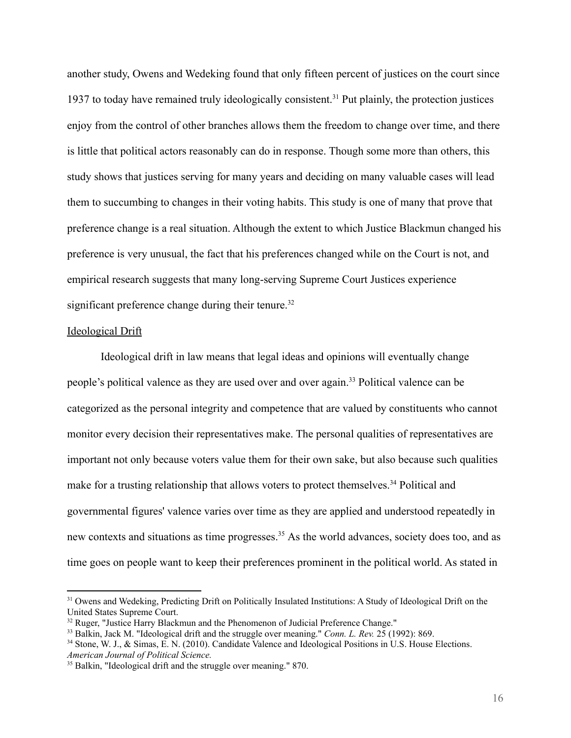another study, Owens and Wedeking found that only fifteen percent of justices on the court since 1937 to today have remained truly ideologically consistent.[31] Put plainly, the protection justices enjoy from the control of other branches allows them the freedom to change over time, and there is little that political actors reasonably can do in response. Though some more than others, this study shows that justices serving for many years and deciding on many valuable cases will lead them to succumbing to changes in their voting habits. This study is one of many that prove that preference change is a real situation. Although the extent to which Justice Blackmun changed his preference is very unusual, the fact that his preferences changed while on the Court is not, and empirical research suggests that many long-serving Supreme Court Justices experience significant preference change during their tenure.[32]

<u>Ideological Drift</u>

Ideological drift in law means that legal ideas and opinions will eventually change people's political valence as they are used over and over again.[33] Political valence can be categorized as the personal integrity and competence that are valued by constituents who cannot monitor every decision their representatives make. The personal qualities of representatives are important not only because voters value them for their own sake, but also because such qualities make for a trusting relationship that allows voters to protect themselves.[34] Political and governmental figures' valence varies over time as they are applied and understood repeatedly in new contexts and situations as time progresses.[35] As the world advances, society does too, and as time goes on people want to keep their preferences prominent in the political world. As stated in

---

[31] Owens and Wedeking, Predicting Drift on Politically Insulated Institutions: A Study of Ideological Drift on the United States Supreme Court.

[32] Ruger, "Justice Harry Blackmun and the Phenomenon of Judicial Preference Change."

[33] Balkin, Jack M. "Ideological drift and the struggle over meaning." *Conn. L. Rev.* 25 (1992): 869.

[34] Stone, W. J., & Simas, E. N. (2010). Candidate Valence and Ideological Positions in U.S. House Elections. *American Journal of Political Science.*

[35] Balkin, "Ideological drift and the struggle over meaning." 870.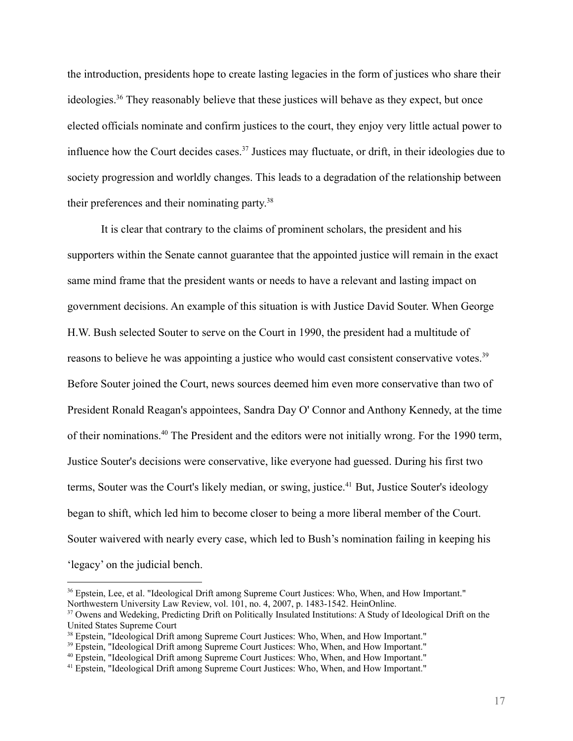the introduction, presidents hope to create lasting legacies in the form of justices who share their ideologies.[36] They reasonably believe that these justices will behave as they expect, but once elected officials nominate and confirm justices to the court, they enjoy very little actual power to influence how the Court decides cases.[37] Justices may fluctuate, or drift, in their ideologies due to society progression and worldly changes. This leads to a degradation of the relationship between their preferences and their nominating party.[38]

It is clear that contrary to the claims of prominent scholars, the president and his supporters within the Senate cannot guarantee that the appointed justice will remain in the exact same mind frame that the president wants or needs to have a relevant and lasting impact on government decisions. An example of this situation is with Justice David Souter. When George H.W. Bush selected Souter to serve on the Court in 1990, the president had a multitude of reasons to believe he was appointing a justice who would cast consistent conservative votes.[39] Before Souter joined the Court, news sources deemed him even more conservative than two of President Ronald Reagan's appointees, Sandra Day O' Connor and Anthony Kennedy, at the time of their nominations.[40] The President and the editors were not initially wrong. For the 1990 term, Justice Souter's decisions were conservative, like everyone had guessed. During his first two terms, Souter was the Court's likely median, or swing, justice.[41] But, Justice Souter's ideology began to shift, which led him to become closer to being a more liberal member of the Court. Souter waivered with nearly every case, which led to Bush's nomination failing in keeping his 'legacy' on the judicial bench.

---

[36] Epstein, Lee, et al. "Ideological Drift among Supreme Court Justices: Who, When, and How Important." Northwestern University Law Review, vol. 101, no. 4, 2007, p. 1483-1542. HeinOnline.

[37] Owens and Wedeking, Predicting Drift on Politically Insulated Institutions: A Study of Ideological Drift on the United States Supreme Court

[38] Epstein, "Ideological Drift among Supreme Court Justices: Who, When, and How Important."

[39] Epstein, "Ideological Drift among Supreme Court Justices: Who, When, and How Important."

[40] Epstein, "Ideological Drift among Supreme Court Justices: Who, When, and How Important."

[41] Epstein, "Ideological Drift among Supreme Court Justices: Who, When, and How Important."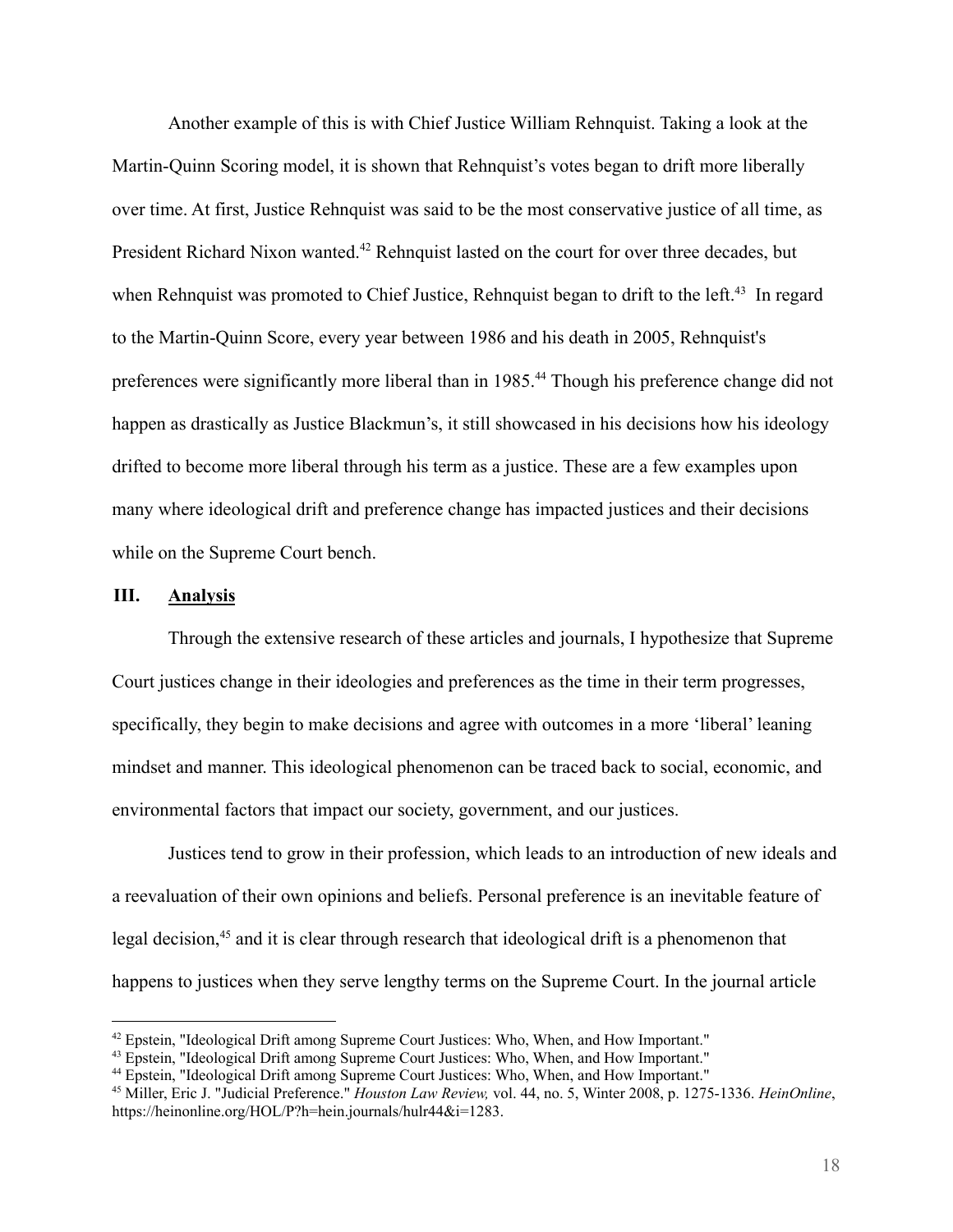Another example of this is with Chief Justice William Rehnquist. Taking a look at the Martin-Quinn Scoring model, it is shown that Rehnquist's votes began to drift more liberally over time. At first, Justice Rehnquist was said to be the most conservative justice of all time, as President Richard Nixon wanted.[42] Rehnquist lasted on the court for over three decades, but when Rehnquist was promoted to Chief Justice, Rehnquist began to drift to the left.[43] In regard to the Martin-Quinn Score, every year between 1986 and his death in 2005, Rehnquist's preferences were significantly more liberal than in 1985.[44] Though his preference change did not happen as drastically as Justice Blackmun's, it still showcased in his decisions how his ideology drifted to become more liberal through his term as a justice. These are a few examples upon many where ideological drift and preference change has impacted justices and their decisions while on the Supreme Court bench.

## III. <u>Analysis</u>

Through the extensive research of these articles and journals, I hypothesize that Supreme Court justices change in their ideologies and preferences as the time in their term progresses, specifically, they begin to make decisions and agree with outcomes in a more 'liberal' leaning mindset and manner. This ideological phenomenon can be traced back to social, economic, and environmental factors that impact our society, government, and our justices.

Justices tend to grow in their profession, which leads to an introduction of new ideals and a reevaluation of their own opinions and beliefs. Personal preference is an inevitable feature of legal decision,[45] and it is clear through research that ideological drift is a phenomenon that happens to justices when they serve lengthy terms on the Supreme Court. In the journal article

---

[42] Epstein, "Ideological Drift among Supreme Court Justices: Who, When, and How Important."

[43] Epstein, "Ideological Drift among Supreme Court Justices: Who, When, and How Important."

[44] Epstein, "Ideological Drift among Supreme Court Justices: Who, When, and How Important."

[45] Miller, Eric J. "Judicial Preference." *Houston Law Review,* vol. 44, no. 5, Winter 2008, p. 1275-1336. *HeinOnline*, https://heinonline.org/HOL/P?h=hein.journals/hulr44&i=1283.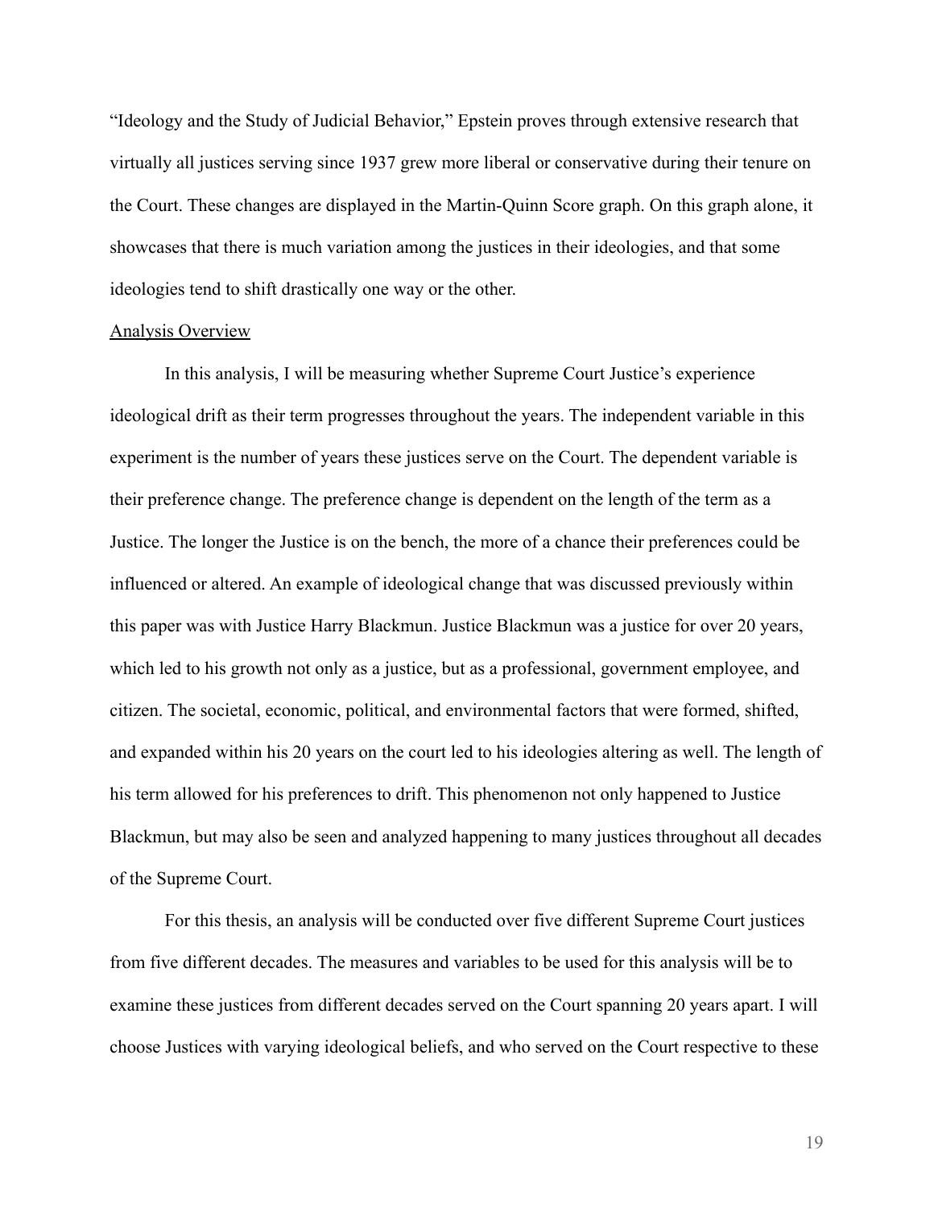"Ideology and the Study of Judicial Behavior," Epstein proves through extensive research that virtually all justices serving since 1937 grew more liberal or conservative during their tenure on the Court. These changes are displayed in the Martin-Quinn Score graph. On this graph alone, it showcases that there is much variation among the justices in their ideologies, and that some ideologies tend to shift drastically one way or the other.

Analysis Overview

In this analysis, I will be measuring whether Supreme Court Justice's experience ideological drift as their term progresses throughout the years. The independent variable in this experiment is the number of years these justices serve on the Court. The dependent variable is their preference change. The preference change is dependent on the length of the term as a Justice. The longer the Justice is on the bench, the more of a chance their preferences could be influenced or altered. An example of ideological change that was discussed previously within this paper was with Justice Harry Blackmun. Justice Blackmun was a justice for over 20 years, which led to his growth not only as a justice, but as a professional, government employee, and citizen. The societal, economic, political, and environmental factors that were formed, shifted, and expanded within his 20 years on the court led to his ideologies altering as well. The length of his term allowed for his preferences to drift. This phenomenon not only happened to Justice Blackmun, but may also be seen and analyzed happening to many justices throughout all decades of the Supreme Court.

For this thesis, an analysis will be conducted over five different Supreme Court justices from five different decades. The measures and variables to be used for this analysis will be to examine these justices from different decades served on the Court spanning 20 years apart. I will choose Justices with varying ideological beliefs, and who served on the Court respective to these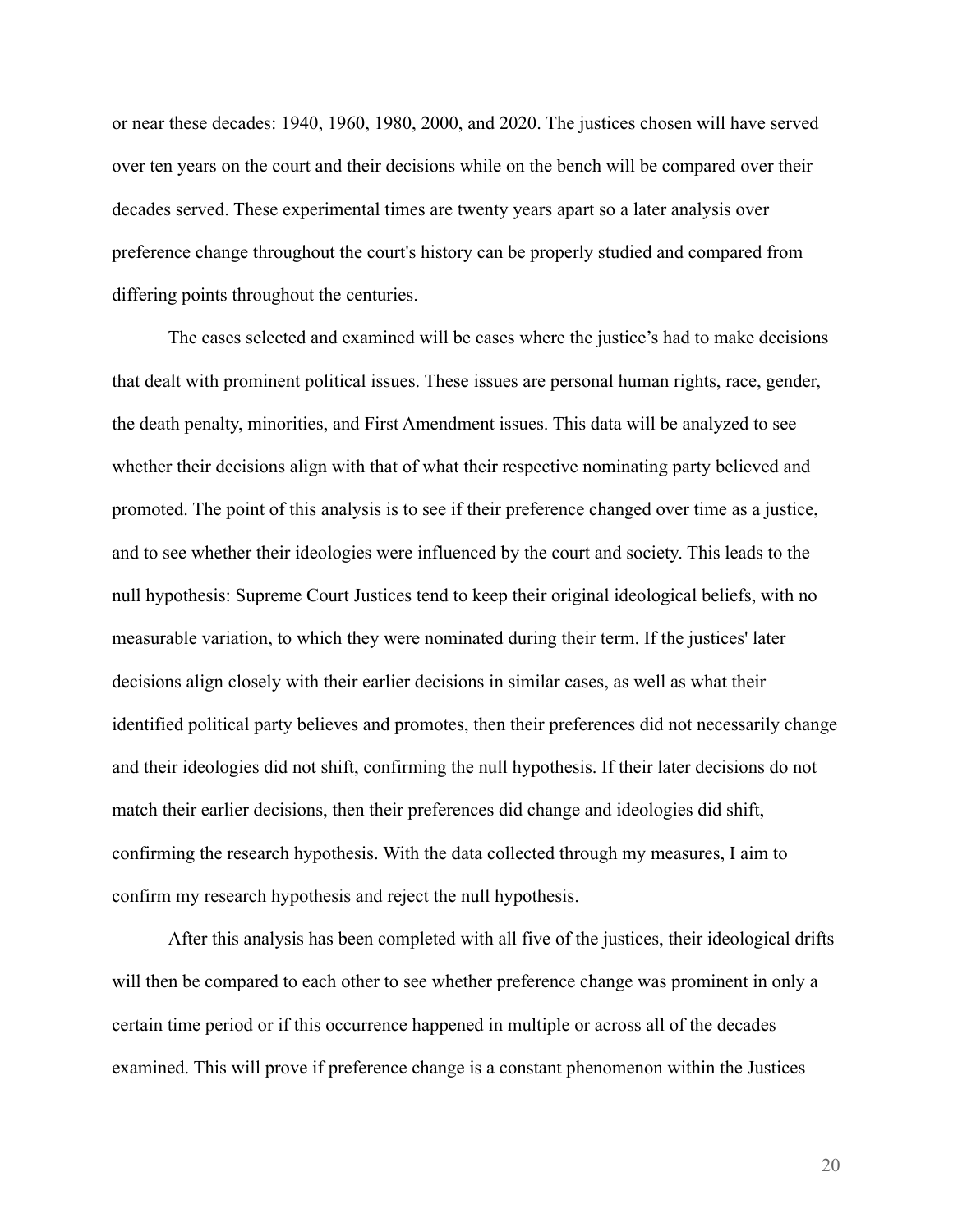or near these decades: 1940, 1960, 1980, 2000, and 2020. The justices chosen will have served over ten years on the court and their decisions while on the bench will be compared over their decades served. These experimental times are twenty years apart so a later analysis over preference change throughout the court's history can be properly studied and compared from differing points throughout the centuries.

The cases selected and examined will be cases where the justice's had to make decisions that dealt with prominent political issues. These issues are personal human rights, race, gender, the death penalty, minorities, and First Amendment issues. This data will be analyzed to see whether their decisions align with that of what their respective nominating party believed and promoted. The point of this analysis is to see if their preference changed over time as a justice, and to see whether their ideologies were influenced by the court and society. This leads to the null hypothesis: Supreme Court Justices tend to keep their original ideological beliefs, with no measurable variation, to which they were nominated during their term. If the justices' later decisions align closely with their earlier decisions in similar cases, as well as what their identified political party believes and promotes, then their preferences did not necessarily change and their ideologies did not shift, confirming the null hypothesis. If their later decisions do not match their earlier decisions, then their preferences did change and ideologies did shift, confirming the research hypothesis. With the data collected through my measures, I aim to confirm my research hypothesis and reject the null hypothesis.

After this analysis has been completed with all five of the justices, their ideological drifts will then be compared to each other to see whether preference change was prominent in only a certain time period or if this occurrence happened in multiple or across all of the decades examined. This will prove if preference change is a constant phenomenon within the Justices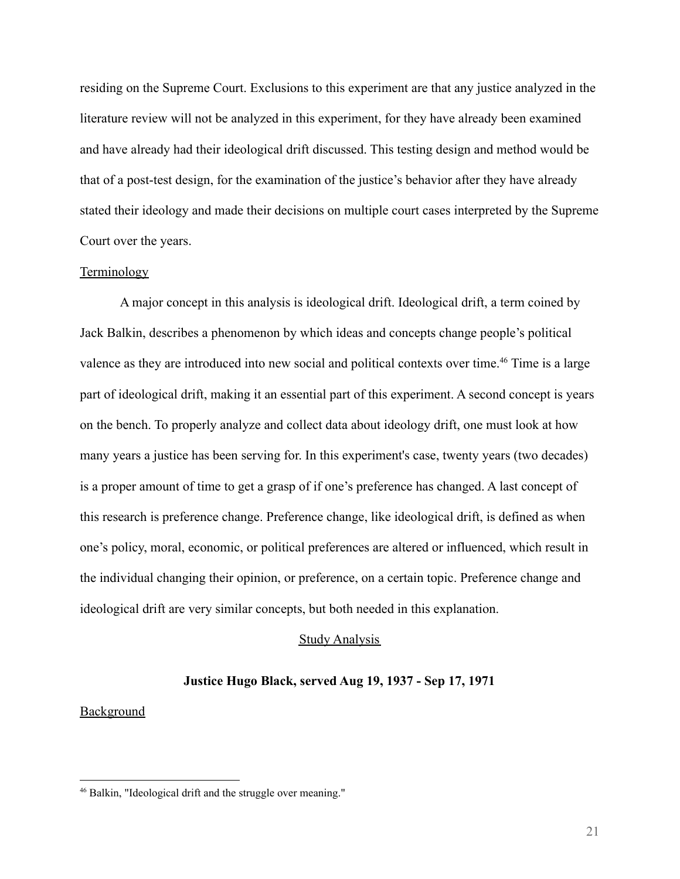residing on the Supreme Court. Exclusions to this experiment are that any justice analyzed in the literature review will not be analyzed in this experiment, for they have already been examined and have already had their ideological drift discussed. This testing design and method would be that of a post-test design, for the examination of the justice's behavior after they have already stated their ideology and made their decisions on multiple court cases interpreted by the Supreme Court over the years.

<u>Terminology</u>

A major concept in this analysis is ideological drift. Ideological drift, a term coined by Jack Balkin, describes a phenomenon by which ideas and concepts change people's political valence as they are introduced into new social and political contexts over time.[46] Time is a large part of ideological drift, making it an essential part of this experiment. A second concept is years on the bench. To properly analyze and collect data about ideology drift, one must look at how many years a justice has been serving for. In this experiment's case, twenty years (two decades) is a proper amount of time to get a grasp of if one's preference has changed. A last concept of this research is preference change. Preference change, like ideological drift, is defined as when one's policy, moral, economic, or political preferences are altered or influenced, which result in the individual changing their opinion, or preference, on a certain topic. Preference change and ideological drift are very similar concepts, but both needed in this explanation.

## <u>Study Analysis</u>

### Justice Hugo Black, served Aug 19, 1937 - Sep 17, 1971

<u>Background</u>

[46] Balkin, "Ideological drift and the struggle over meaning."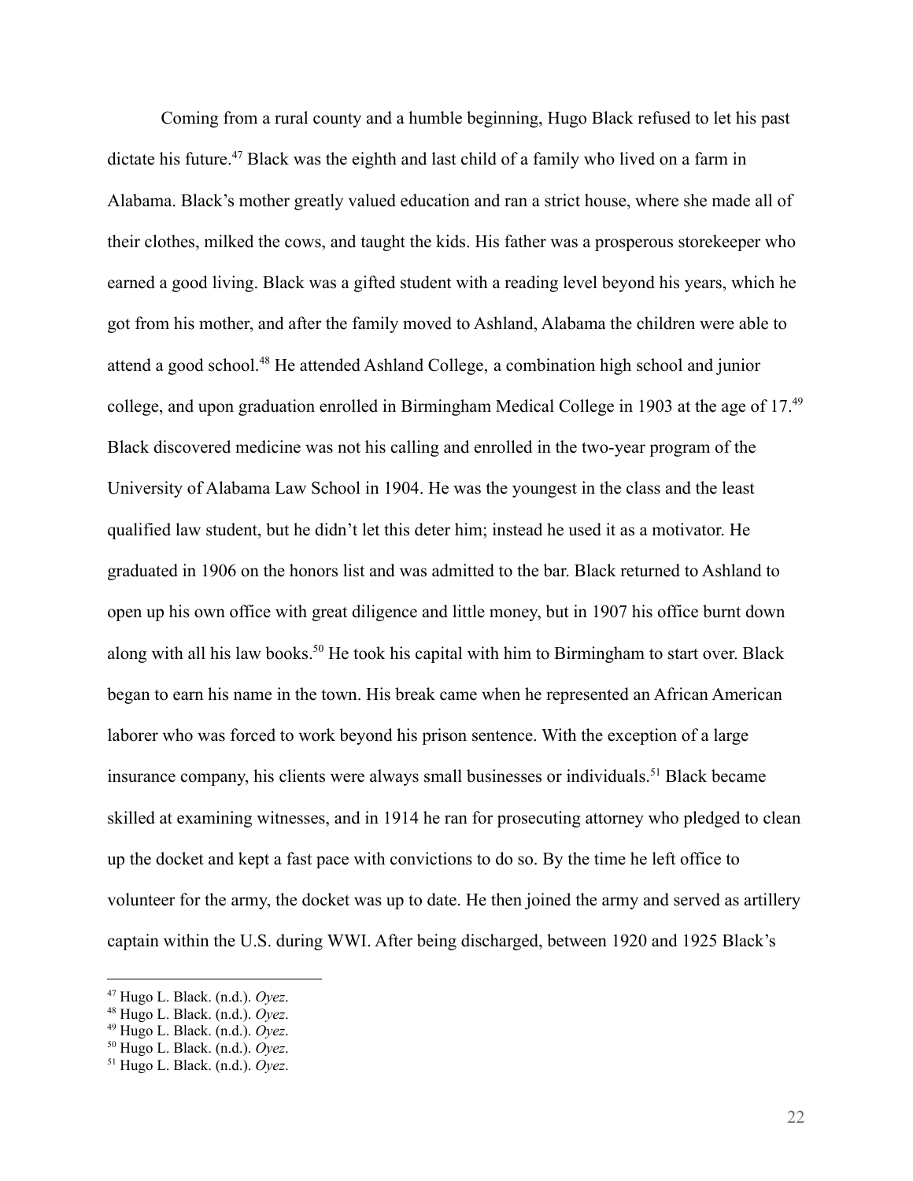Coming from a rural county and a humble beginning, Hugo Black refused to let his past dictate his future.[47] Black was the eighth and last child of a family who lived on a farm in Alabama. Black's mother greatly valued education and ran a strict house, where she made all of their clothes, milked the cows, and taught the kids. His father was a prosperous storekeeper who earned a good living. Black was a gifted student with a reading level beyond his years, which he got from his mother, and after the family moved to Ashland, Alabama the children were able to attend a good school.[48] He attended Ashland College, a combination high school and junior college, and upon graduation enrolled in Birmingham Medical College in 1903 at the age of 17.[49] Black discovered medicine was not his calling and enrolled in the two-year program of the University of Alabama Law School in 1904. He was the youngest in the class and the least qualified law student, but he didn't let this deter him; instead he used it as a motivator. He graduated in 1906 on the honors list and was admitted to the bar. Black returned to Ashland to open up his own office with great diligence and little money, but in 1907 his office burnt down along with all his law books.[50] He took his capital with him to Birmingham to start over. Black began to earn his name in the town. His break came when he represented an African American laborer who was forced to work beyond his prison sentence. With the exception of a large insurance company, his clients were always small businesses or individuals.[51] Black became skilled at examining witnesses, and in 1914 he ran for prosecuting attorney who pledged to clean up the docket and kept a fast pace with convictions to do so. By the time he left office to volunteer for the army, the docket was up to date. He then joined the army and served as artillery captain within the U.S. during WWI. After being discharged, between 1920 and 1925 Black's

---

[47] Hugo L. Black. (n.d.). *Oyez*.

[48] Hugo L. Black. (n.d.). *Oyez*.

[49] Hugo L. Black. (n.d.). *Oyez*.

[50] Hugo L. Black. (n.d.). *Oyez*.

[51] Hugo L. Black. (n.d.). *Oyez*.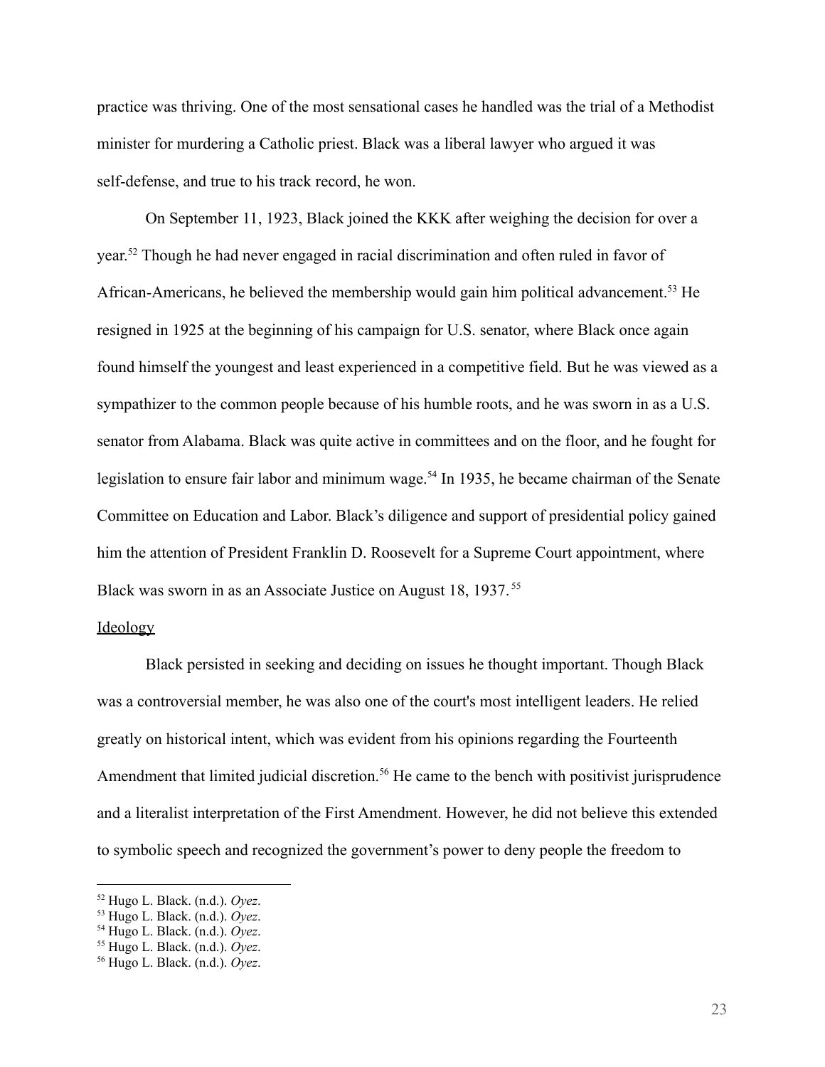practice was thriving. One of the most sensational cases he handled was the trial of a Methodist minister for murdering a Catholic priest. Black was a liberal lawyer who argued it was self-defense, and true to his track record, he won.

On September 11, 1923, Black joined the KKK after weighing the decision for over a year.[52] Though he had never engaged in racial discrimination and often ruled in favor of African-Americans, he believed the membership would gain him political advancement.[53] He resigned in 1925 at the beginning of his campaign for U.S. senator, where Black once again found himself the youngest and least experienced in a competitive field. But he was viewed as a sympathizer to the common people because of his humble roots, and he was sworn in as a U.S. senator from Alabama. Black was quite active in committees and on the floor, and he fought for legislation to ensure fair labor and minimum wage.[54] In 1935, he became chairman of the Senate Committee on Education and Labor. Black's diligence and support of presidential policy gained him the attention of President Franklin D. Roosevelt for a Supreme Court appointment, where Black was sworn in as an Associate Justice on August 18, 1937.[55]

<u>Ideology</u>

Black persisted in seeking and deciding on issues he thought important. Though Black was a controversial member, he was also one of the court's most intelligent leaders. He relied greatly on historical intent, which was evident from his opinions regarding the Fourteenth Amendment that limited judicial discretion.[56] He came to the bench with positivist jurisprudence and a literalist interpretation of the First Amendment. However, he did not believe this extended to symbolic speech and recognized the government's power to deny people the freedom to

---

[52] Hugo L. Black. (n.d.). *Oyez*.
[53] Hugo L. Black. (n.d.). *Oyez*.
[54] Hugo L. Black. (n.d.). *Oyez*.
[55] Hugo L. Black. (n.d.). *Oyez*.
[56] Hugo L. Black. (n.d.). *Oyez*.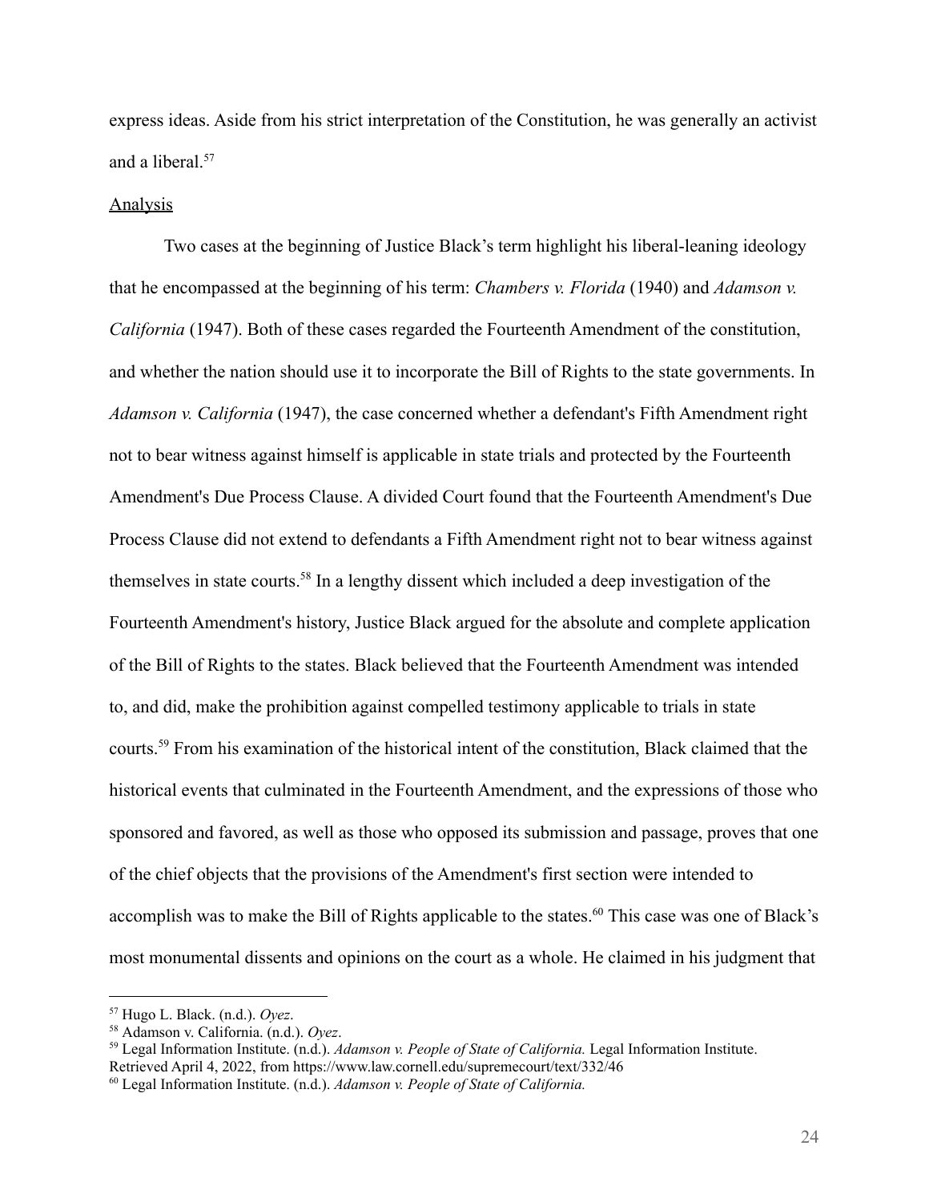express ideas. Aside from his strict interpretation of the Constitution, he was generally an activist and a liberal.[57]

Analysis

Two cases at the beginning of Justice Black's term highlight his liberal-leaning ideology that he encompassed at the beginning of his term: *Chambers v. Florida* (1940) and *Adamson v. California* (1947). Both of these cases regarded the Fourteenth Amendment of the constitution, and whether the nation should use it to incorporate the Bill of Rights to the state governments. In *Adamson v. California* (1947), the case concerned whether a defendant's Fifth Amendment right not to bear witness against himself is applicable in state trials and protected by the Fourteenth Amendment's Due Process Clause. A divided Court found that the Fourteenth Amendment's Due Process Clause did not extend to defendants a Fifth Amendment right not to bear witness against themselves in state courts.[58] In a lengthy dissent which included a deep investigation of the Fourteenth Amendment's history, Justice Black argued for the absolute and complete application of the Bill of Rights to the states. Black believed that the Fourteenth Amendment was intended to, and did, make the prohibition against compelled testimony applicable to trials in state courts.[59] From his examination of the historical intent of the constitution, Black claimed that the historical events that culminated in the Fourteenth Amendment, and the expressions of those who sponsored and favored, as well as those who opposed its submission and passage, proves that one of the chief objects that the provisions of the Amendment's first section were intended to accomplish was to make the Bill of Rights applicable to the states.[60] This case was one of Black's most monumental dissents and opinions on the court as a whole. He claimed in his judgment that

---

[57] Hugo L. Black. (n.d.). *Oyez*.

[58] Adamson v. California. (n.d.). *Oyez*.

[59] Legal Information Institute. (n.d.). *Adamson v. People of State of California.* Legal Information Institute. Retrieved April 4, 2022, from https://www.law.cornell.edu/supremecourt/text/332/46

[60] Legal Information Institute. (n.d.). *Adamson v. People of State of California.*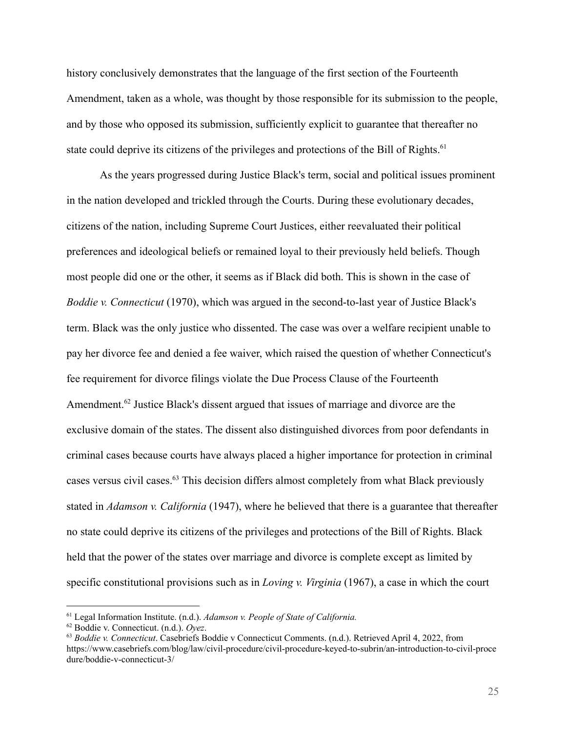history conclusively demonstrates that the language of the first section of the Fourteenth Amendment, taken as a whole, was thought by those responsible for its submission to the people, and by those who opposed its submission, sufficiently explicit to guarantee that thereafter no state could deprive its citizens of the privileges and protections of the Bill of Rights.[61]

As the years progressed during Justice Black's term, social and political issues prominent in the nation developed and trickled through the Courts. During these evolutionary decades, citizens of the nation, including Supreme Court Justices, either reevaluated their political preferences and ideological beliefs or remained loyal to their previously held beliefs. Though most people did one or the other, it seems as if Black did both. This is shown in the case of *Boddie v. Connecticut* (1970), which was argued in the second-to-last year of Justice Black's term. Black was the only justice who dissented. The case was over a welfare recipient unable to pay her divorce fee and denied a fee waiver, which raised the question of whether Connecticut's fee requirement for divorce filings violate the Due Process Clause of the Fourteenth Amendment.[62] Justice Black's dissent argued that issues of marriage and divorce are the exclusive domain of the states. The dissent also distinguished divorces from poor defendants in criminal cases because courts have always placed a higher importance for protection in criminal cases versus civil cases.[63] This decision differs almost completely from what Black previously stated in *Adamson v. California* (1947), where he believed that there is a guarantee that thereafter no state could deprive its citizens of the privileges and protections of the Bill of Rights. Black held that the power of the states over marriage and divorce is complete except as limited by specific constitutional provisions such as in *Loving v. Virginia* (1967), a case in which the court

---

[61] Legal Information Institute. (n.d.). *Adamson v. People of State of California.*

[62] Boddie v. Connecticut. (n.d.). *Oyez*.

[63] *Boddie v. Connecticut*. Casebriefs Boddie v Connecticut Comments. (n.d.). Retrieved April 4, 2022, from https://www.casebriefs.com/blog/law/civil-procedure/civil-procedure-keyed-to-subrin/an-introduction-to-civil-procedure/boddie-v-connecticut-3/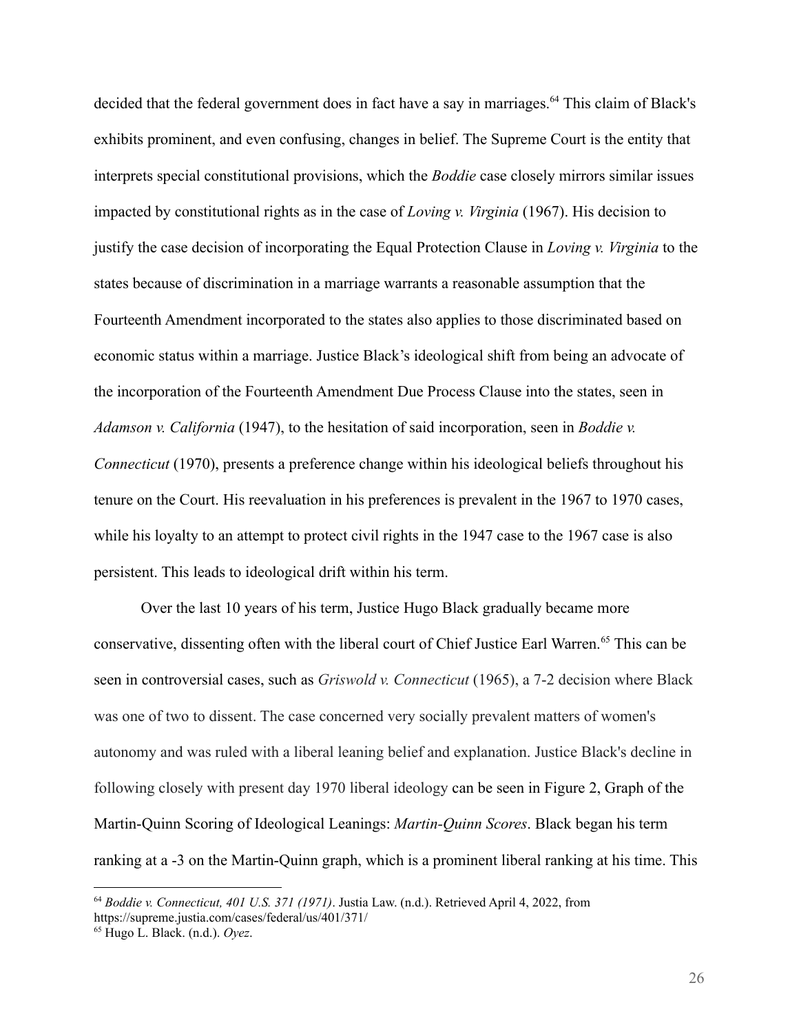decided that the federal government does in fact have a say in marriages.[64] This claim of Black's exhibits prominent, and even confusing, changes in belief. The Supreme Court is the entity that interprets special constitutional provisions, which the *Boddie* case closely mirrors similar issues impacted by constitutional rights as in the case of *Loving v. Virginia* (1967). His decision to justify the case decision of incorporating the Equal Protection Clause in *Loving v. Virginia* to the states because of discrimination in a marriage warrants a reasonable assumption that the Fourteenth Amendment incorporated to the states also applies to those discriminated based on economic status within a marriage. Justice Black's ideological shift from being an advocate of the incorporation of the Fourteenth Amendment Due Process Clause into the states, seen in *Adamson v. California* (1947), to the hesitation of said incorporation, seen in *Boddie v. Connecticut* (1970), presents a preference change within his ideological beliefs throughout his tenure on the Court. His reevaluation in his preferences is prevalent in the 1967 to 1970 cases, while his loyalty to an attempt to protect civil rights in the 1947 case to the 1967 case is also persistent. This leads to ideological drift within his term.

Over the last 10 years of his term, Justice Hugo Black gradually became more conservative, dissenting often with the liberal court of Chief Justice Earl Warren.[65] This can be seen in controversial cases, such as *Griswold v. Connecticut* (1965), a 7-2 decision where Black was one of two to dissent. The case concerned very socially prevalent matters of women's autonomy and was ruled with a liberal leaning belief and explanation. Justice Black's decline in following closely with present day 1970 liberal ideology can be seen in Figure 2, Graph of the Martin-Quinn Scoring of Ideological Leanings: *Martin-Quinn Scores*. Black began his term ranking at a -3 on the Martin-Quinn graph, which is a prominent liberal ranking at his time. This

---

[64] *Boddie v. Connecticut, 401 U.S. 371 (1971)*. Justia Law. (n.d.). Retrieved April 4, 2022, from https://supreme.justia.com/cases/federal/us/401/371/

[65] Hugo L. Black. (n.d.). *Oyez*.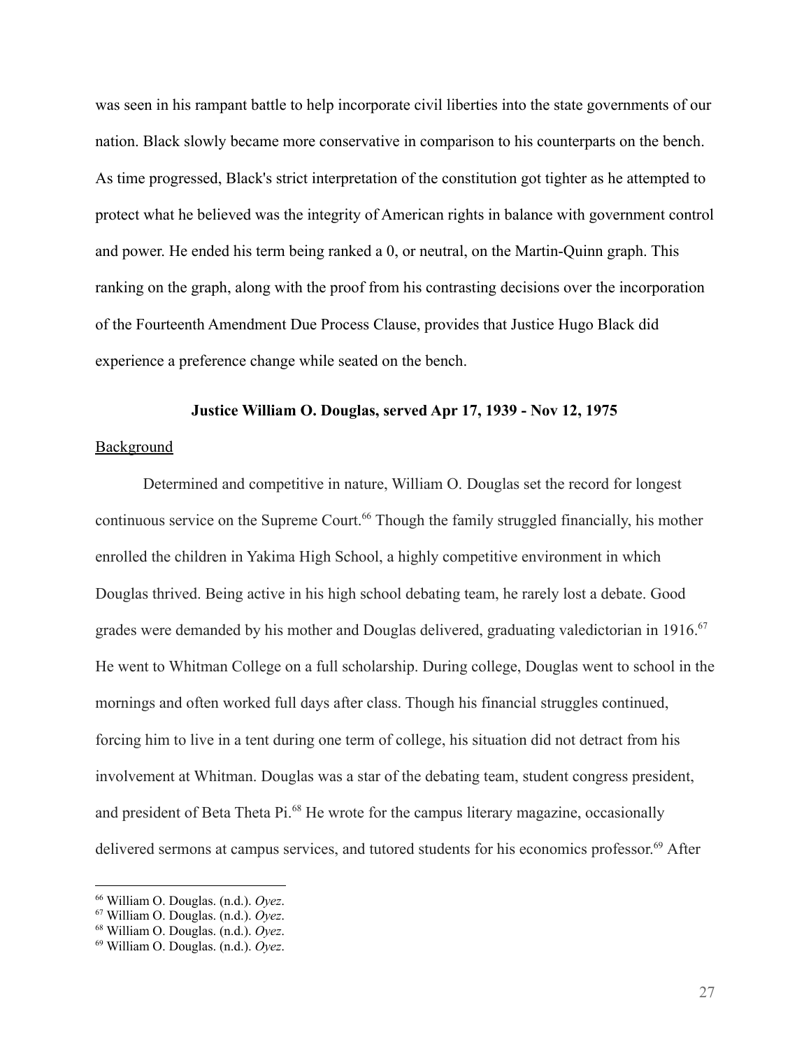was seen in his rampant battle to help incorporate civil liberties into the state governments of our nation. Black slowly became more conservative in comparison to his counterparts on the bench. As time progressed, Black's strict interpretation of the constitution got tighter as he attempted to protect what he believed was the integrity of American rights in balance with government control and power. He ended his term being ranked a 0, or neutral, on the Martin-Quinn graph. This ranking on the graph, along with the proof from his contrasting decisions over the incorporation of the Fourteenth Amendment Due Process Clause, provides that Justice Hugo Black did experience a preference change while seated on the bench.

### Justice William O. Douglas, served Apr 17, 1939 - Nov 12, 1975

Background

Determined and competitive in nature, William O. Douglas set the record for longest continuous service on the Supreme Court.[66] Though the family struggled financially, his mother enrolled the children in Yakima High School, a highly competitive environment in which Douglas thrived. Being active in his high school debating team, he rarely lost a debate. Good grades were demanded by his mother and Douglas delivered, graduating valedictorian in 1916.[67] He went to Whitman College on a full scholarship. During college, Douglas went to school in the mornings and often worked full days after class. Though his financial struggles continued, forcing him to live in a tent during one term of college, his situation did not detract from his involvement at Whitman. Douglas was a star of the debating team, student congress president, and president of Beta Theta Pi.[68] He wrote for the campus literary magazine, occasionally delivered sermons at campus services, and tutored students for his economics professor.[69] After

[66] William O. Douglas. (n.d.). *Oyez*.
[67] William O. Douglas. (n.d.). *Oyez*.
[68] William O. Douglas. (n.d.). *Oyez*.
[69] William O. Douglas. (n.d.). *Oyez*.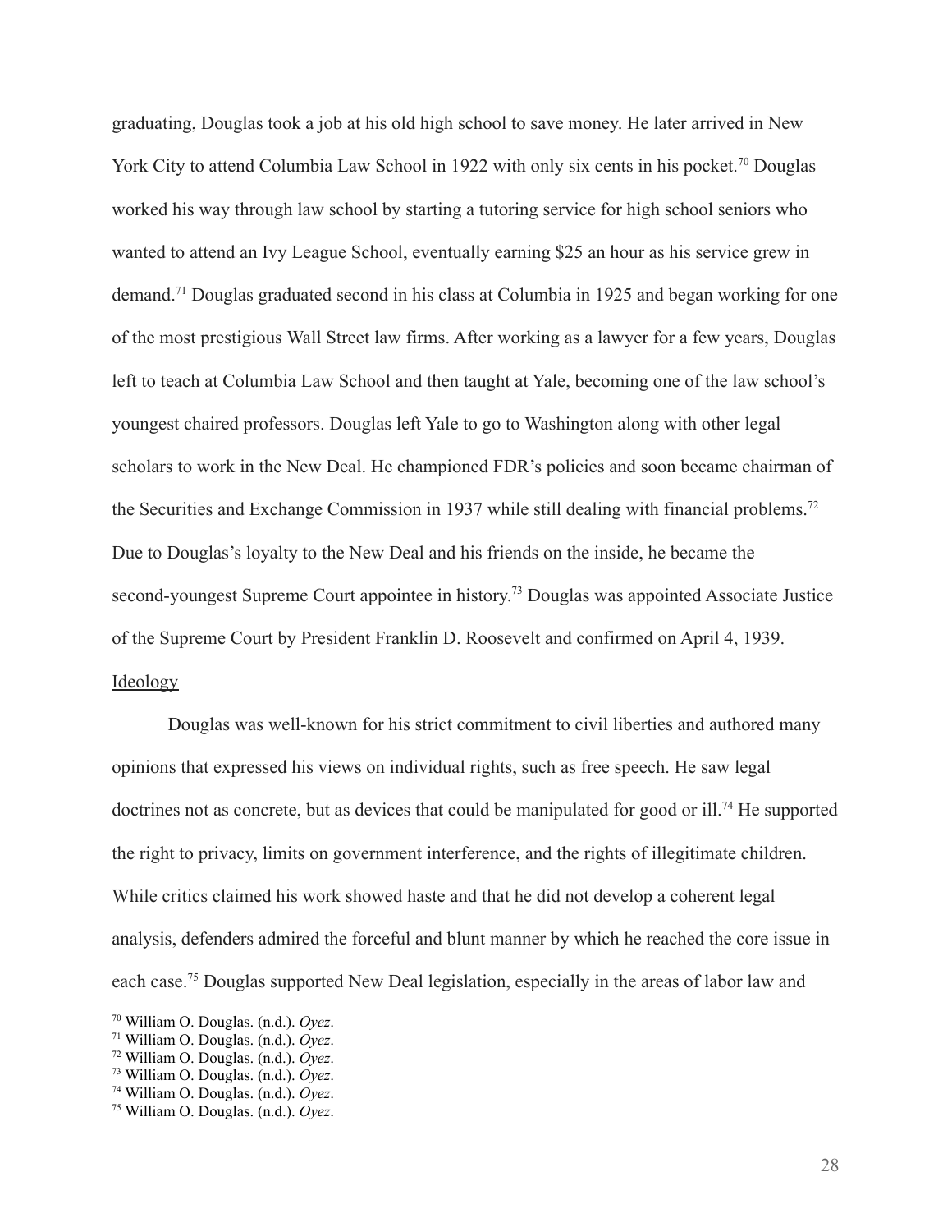graduating, Douglas took a job at his old high school to save money. He later arrived in New York City to attend Columbia Law School in 1922 with only six cents in his pocket.[70] Douglas worked his way through law school by starting a tutoring service for high school seniors who wanted to attend an Ivy League School, eventually earning $25 an hour as his service grew in demand.[71] Douglas graduated second in his class at Columbia in 1925 and began working for one of the most prestigious Wall Street law firms. After working as a lawyer for a few years, Douglas left to teach at Columbia Law School and then taught at Yale, becoming one of the law school's youngest chaired professors. Douglas left Yale to go to Washington along with other legal scholars to work in the New Deal. He championed FDR's policies and soon became chairman of the Securities and Exchange Commission in 1937 while still dealing with financial problems.[72] Due to Douglas's loyalty to the New Deal and his friends on the inside, he became the second-youngest Supreme Court appointee in history.[73] Douglas was appointed Associate Justice of the Supreme Court by President Franklin D. Roosevelt and confirmed on April 4, 1939.

<u>Ideology</u>

Douglas was well-known for his strict commitment to civil liberties and authored many opinions that expressed his views on individual rights, such as free speech. He saw legal doctrines not as concrete, but as devices that could be manipulated for good or ill.[74] He supported the right to privacy, limits on government interference, and the rights of illegitimate children. While critics claimed his work showed haste and that he did not develop a coherent legal analysis, defenders admired the forceful and blunt manner by which he reached the core issue in each case.[75] Douglas supported New Deal legislation, especially in the areas of labor law and

---

[70] William O. Douglas. (n.d.). *Oyez*.
[71] William O. Douglas. (n.d.). *Oyez*.
[72] William O. Douglas. (n.d.). *Oyez*.
[73] William O. Douglas. (n.d.). *Oyez*.
[74] William O. Douglas. (n.d.). *Oyez*.
[75] William O. Douglas. (n.d.). *Oyez*.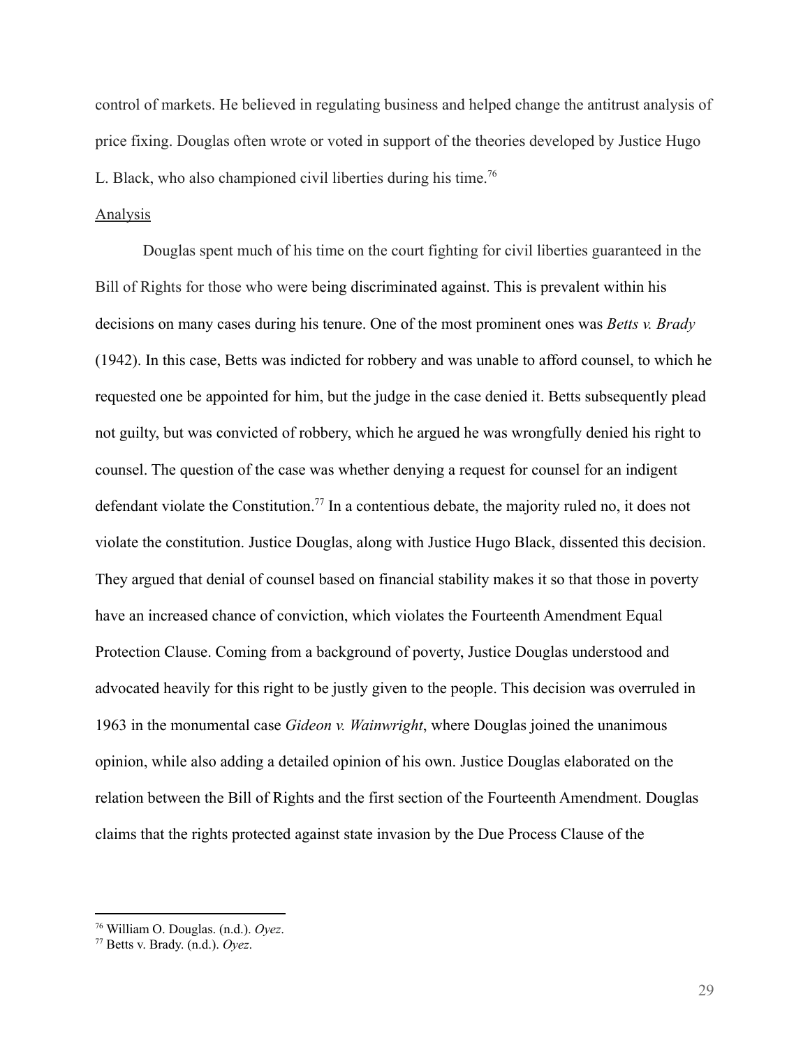control of markets. He believed in regulating business and helped change the antitrust analysis of price fixing. Douglas often wrote or voted in support of the theories developed by Justice Hugo L. Black, who also championed civil liberties during his time.[76]

<u>Analysis</u>

Douglas spent much of his time on the court fighting for civil liberties guaranteed in the Bill of Rights for those who were being discriminated against. This is prevalent within his decisions on many cases during his tenure. One of the most prominent ones was *Betts v. Brady* (1942). In this case, Betts was indicted for robbery and was unable to afford counsel, to which he requested one be appointed for him, but the judge in the case denied it. Betts subsequently plead not guilty, but was convicted of robbery, which he argued he was wrongfully denied his right to counsel. The question of the case was whether denying a request for counsel for an indigent defendant violate the Constitution.[77] In a contentious debate, the majority ruled no, it does not violate the constitution. Justice Douglas, along with Justice Hugo Black, dissented this decision. They argued that denial of counsel based on financial stability makes it so that those in poverty have an increased chance of conviction, which violates the Fourteenth Amendment Equal Protection Clause. Coming from a background of poverty, Justice Douglas understood and advocated heavily for this right to be justly given to the people. This decision was overruled in 1963 in the monumental case *Gideon v. Wainwright*, where Douglas joined the unanimous opinion, while also adding a detailed opinion of his own. Justice Douglas elaborated on the relation between the Bill of Rights and the first section of the Fourteenth Amendment. Douglas claims that the rights protected against state invasion by the Due Process Clause of the

---

[76] William O. Douglas. (n.d.). *Oyez*.

[77] Betts v. Brady. (n.d.). *Oyez*.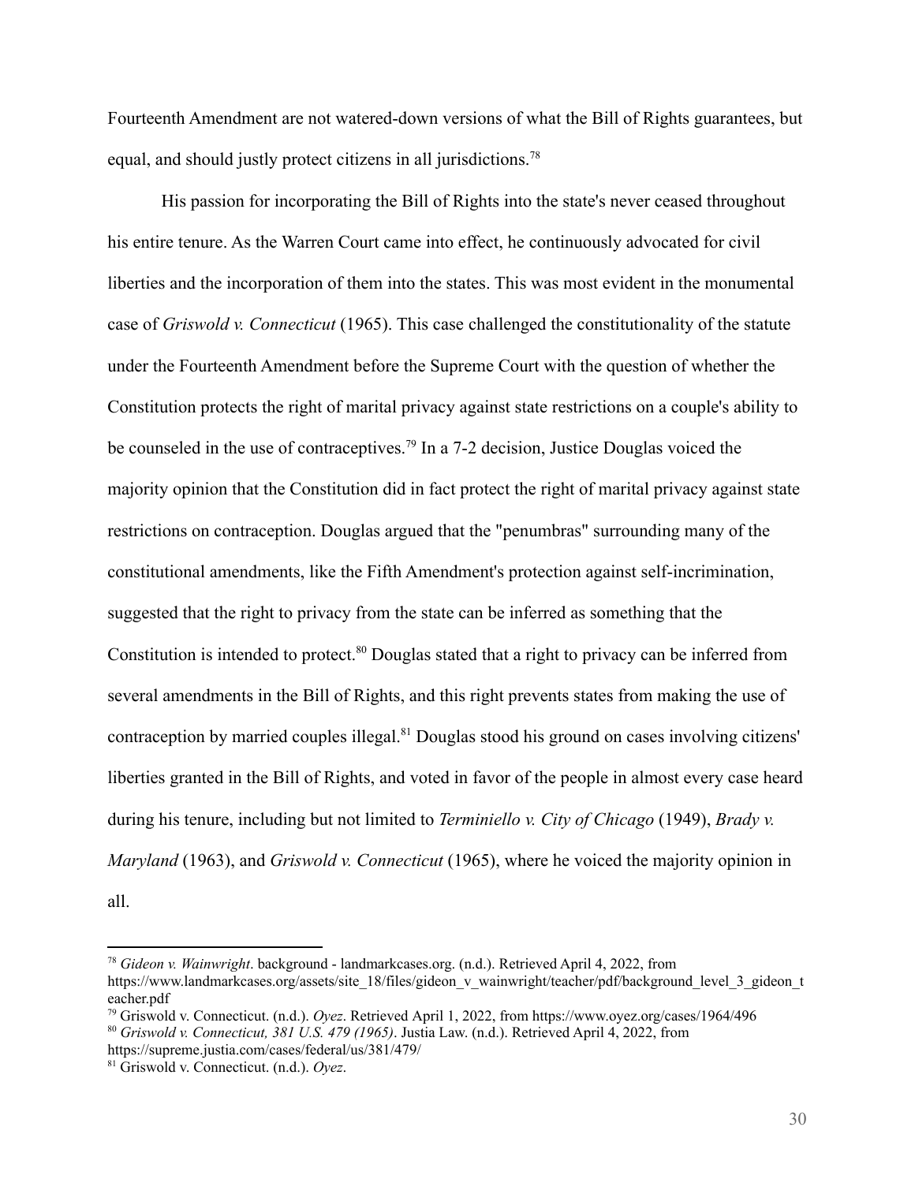Fourteenth Amendment are not watered-down versions of what the Bill of Rights guarantees, but equal, and should justly protect citizens in all jurisdictions.[78]

His passion for incorporating the Bill of Rights into the state's never ceased throughout his entire tenure. As the Warren Court came into effect, he continuously advocated for civil liberties and the incorporation of them into the states. This was most evident in the monumental case of *Griswold v. Connecticut* (1965). This case challenged the constitutionality of the statute under the Fourteenth Amendment before the Supreme Court with the question of whether the Constitution protects the right of marital privacy against state restrictions on a couple's ability to be counseled in the use of contraceptives.[79] In a 7-2 decision, Justice Douglas voiced the majority opinion that the Constitution did in fact protect the right of marital privacy against state restrictions on contraception. Douglas argued that the "penumbras" surrounding many of the constitutional amendments, like the Fifth Amendment's protection against self-incrimination, suggested that the right to privacy from the state can be inferred as something that the Constitution is intended to protect.[80] Douglas stated that a right to privacy can be inferred from several amendments in the Bill of Rights, and this right prevents states from making the use of contraception by married couples illegal.[81] Douglas stood his ground on cases involving citizens' liberties granted in the Bill of Rights, and voted in favor of the people in almost every case heard during his tenure, including but not limited to *Terminiello v. City of Chicago* (1949), *Brady v. Maryland* (1963), and *Griswold v. Connecticut* (1965), where he voiced the majority opinion in all.

---

[78] *Gideon v. Wainwright*. background - landmarkcases.org. (n.d.). Retrieved April 4, 2022, from https://www.landmarkcases.org/assets/site_18/files/gideon_v_wainwright/teacher/pdf/background_level_3_gideon_teacher.pdf

[79] Griswold v. Connecticut. (n.d.). *Oyez*. Retrieved April 1, 2022, from https://www.oyez.org/cases/1964/496

[80] *Griswold v. Connecticut, 381 U.S. 479 (1965)*. Justia Law. (n.d.). Retrieved April 4, 2022, from https://supreme.justia.com/cases/federal/us/381/479/

[81] Griswold v. Connecticut. (n.d.). *Oyez*.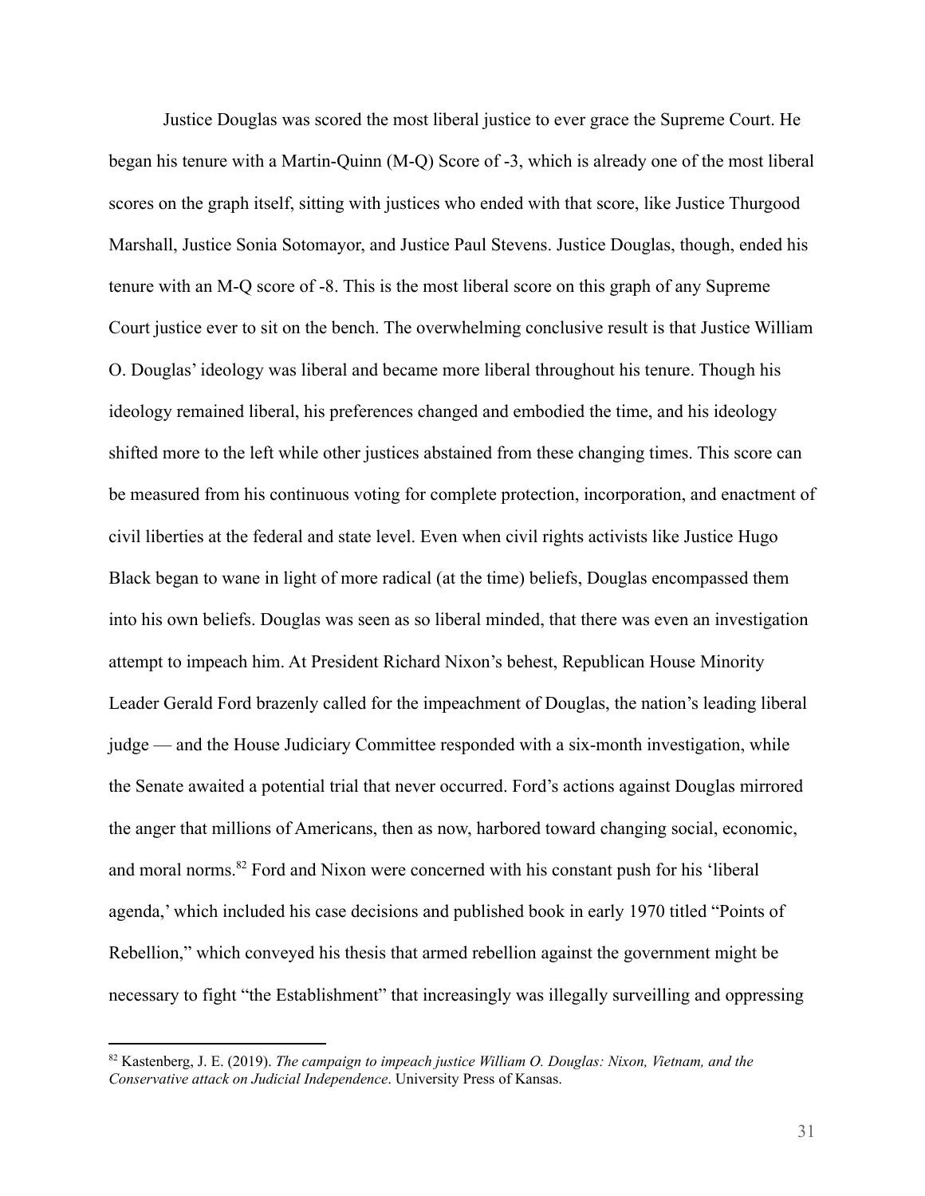Justice Douglas was scored the most liberal justice to ever grace the Supreme Court. He began his tenure with a Martin-Quinn (M-Q) Score of -3, which is already one of the most liberal scores on the graph itself, sitting with justices who ended with that score, like Justice Thurgood Marshall, Justice Sonia Sotomayor, and Justice Paul Stevens. Justice Douglas, though, ended his tenure with an M-Q score of -8. This is the most liberal score on this graph of any Supreme Court justice ever to sit on the bench. The overwhelming conclusive result is that Justice William O. Douglas' ideology was liberal and became more liberal throughout his tenure. Though his ideology remained liberal, his preferences changed and embodied the time, and his ideology shifted more to the left while other justices abstained from these changing times. This score can be measured from his continuous voting for complete protection, incorporation, and enactment of civil liberties at the federal and state level. Even when civil rights activists like Justice Hugo Black began to wane in light of more radical (at the time) beliefs, Douglas encompassed them into his own beliefs. Douglas was seen as so liberal minded, that there was even an investigation attempt to impeach him. At President Richard Nixon's behest, Republican House Minority Leader Gerald Ford brazenly called for the impeachment of Douglas, the nation's leading liberal judge — and the House Judiciary Committee responded with a six-month investigation, while the Senate awaited a potential trial that never occurred. Ford's actions against Douglas mirrored the anger that millions of Americans, then as now, harbored toward changing social, economic, and moral norms.[82] Ford and Nixon were concerned with his constant push for his 'liberal agenda,' which included his case decisions and published book in early 1970 titled "Points of Rebellion," which conveyed his thesis that armed rebellion against the government might be necessary to fight "the Establishment" that increasingly was illegally surveilling and oppressing

---

[82] Kastenberg, J. E. (2019). *The campaign to impeach justice William O. Douglas: Nixon, Vietnam, and the Conservative attack on Judicial Independence*. University Press of Kansas.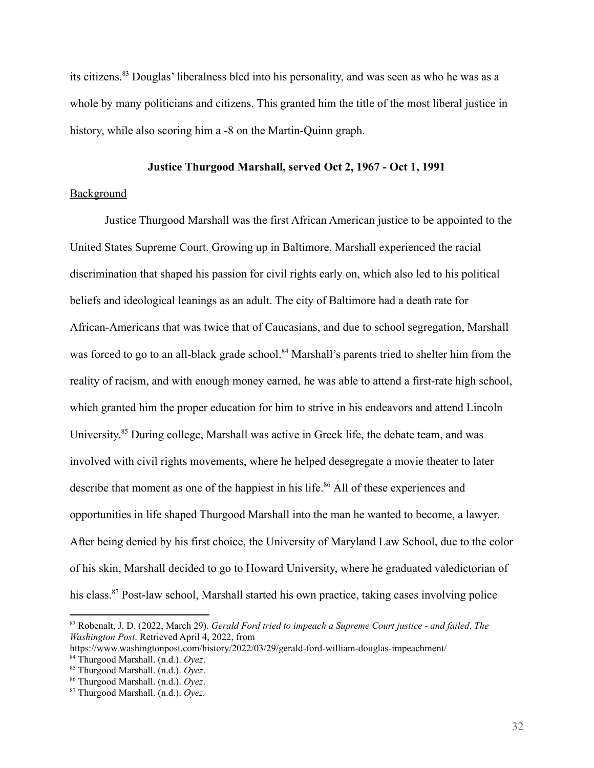its citizens.[83] Douglas' liberalness bled into his personality, and was seen as who he was as a whole by many politicians and citizens. This granted him the title of the most liberal justice in history, while also scoring him a -8 on the Martin-Quinn graph.

### Justice Thurgood Marshall, served Oct 2, 1967 - Oct 1, 1991

Background

Justice Thurgood Marshall was the first African American justice to be appointed to the United States Supreme Court. Growing up in Baltimore, Marshall experienced the racial discrimination that shaped his passion for civil rights early on, which also led to his political beliefs and ideological leanings as an adult. The city of Baltimore had a death rate for African-Americans that was twice that of Caucasians, and due to school segregation, Marshall was forced to go to an all-black grade school.[84] Marshall's parents tried to shelter him from the reality of racism, and with enough money earned, he was able to attend a first-rate high school, which granted him the proper education for him to strive in his endeavors and attend Lincoln University.[85] During college, Marshall was active in Greek life, the debate team, and was involved with civil rights movements, where he helped desegregate a movie theater to later describe that moment as one of the happiest in his life.[86] All of these experiences and opportunities in life shaped Thurgood Marshall into the man he wanted to become, a lawyer. After being denied by his first choice, the University of Maryland Law School, due to the color of his skin, Marshall decided to go to Howard University, where he graduated valedictorian of his class.[87] Post-law school, Marshall started his own practice, taking cases involving police

---

[83] Robenalt, J. D. (2022, March 29). *Gerald Ford tried to impeach a Supreme Court justice - and failed*. *The Washington Post*. Retrieved April 4, 2022, from https://www.washingtonpost.com/history/2022/03/29/gerald-ford-william-douglas-impeachment/

[84] Thurgood Marshall. (n.d.). *Oyez*.

[85] Thurgood Marshall. (n.d.). *Oyez*.

[86] Thurgood Marshall. (n.d.). *Oyez*.

[87] Thurgood Marshall. (n.d.). *Oyez.*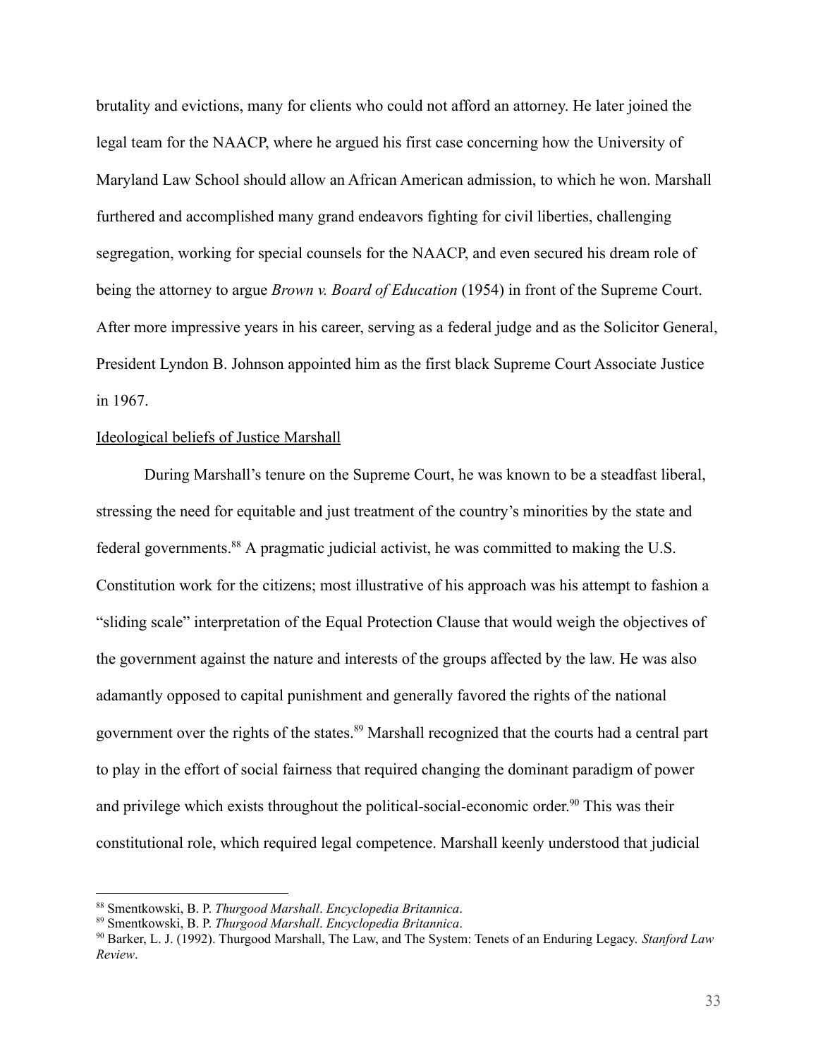brutality and evictions, many for clients who could not afford an attorney. He later joined the legal team for the NAACP, where he argued his first case concerning how the University of Maryland Law School should allow an African American admission, to which he won. Marshall furthered and accomplished many grand endeavors fighting for civil liberties, challenging segregation, working for special counsels for the NAACP, and even secured his dream role of being the attorney to argue *Brown v. Board of Education* (1954) in front of the Supreme Court. After more impressive years in his career, serving as a federal judge and as the Solicitor General, President Lyndon B. Johnson appointed him as the first black Supreme Court Associate Justice in 1967.

Ideological beliefs of Justice Marshall

During Marshall's tenure on the Supreme Court, he was known to be a steadfast liberal, stressing the need for equitable and just treatment of the country's minorities by the state and federal governments.[88] A pragmatic judicial activist, he was committed to making the U.S. Constitution work for the citizens; most illustrative of his approach was his attempt to fashion a "sliding scale" interpretation of the Equal Protection Clause that would weigh the objectives of the government against the nature and interests of the groups affected by the law. He was also adamantly opposed to capital punishment and generally favored the rights of the national government over the rights of the states.[89] Marshall recognized that the courts had a central part to play in the effort of social fairness that required changing the dominant paradigm of power and privilege which exists throughout the political-social-economic order.[90] This was their constitutional role, which required legal competence. Marshall keenly understood that judicial

---

[88] Smentkowski, B. P. *Thurgood Marshall*. *Encyclopedia Britannica*.

[89] Smentkowski, B. P. *Thurgood Marshall*. *Encyclopedia Britannica*.

[90] Barker, L. J. (1992). Thurgood Marshall, The Law, and The System: Tenets of an Enduring Legacy. *Stanford Law Review*.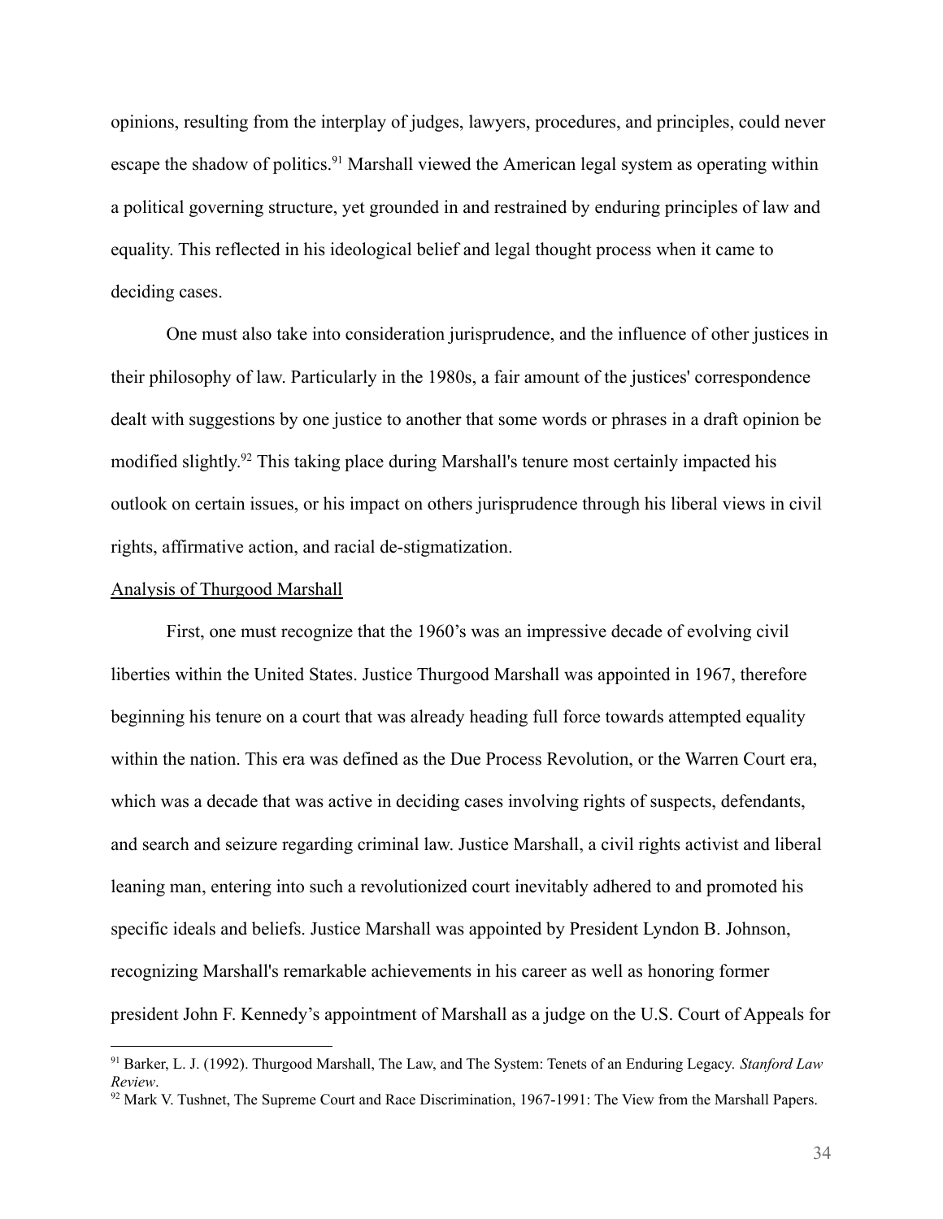opinions, resulting from the interplay of judges, lawyers, procedures, and principles, could never escape the shadow of politics.[91] Marshall viewed the American legal system as operating within a political governing structure, yet grounded in and restrained by enduring principles of law and equality. This reflected in his ideological belief and legal thought process when it came to deciding cases.

One must also take into consideration jurisprudence, and the influence of other justices in their philosophy of law. Particularly in the 1980s, a fair amount of the justices' correspondence dealt with suggestions by one justice to another that some words or phrases in a draft opinion be modified slightly.[92] This taking place during Marshall's tenure most certainly impacted his outlook on certain issues, or his impact on others jurisprudence through his liberal views in civil rights, affirmative action, and racial de-stigmatization.

<u>Analysis of Thurgood Marshall</u>

First, one must recognize that the 1960's was an impressive decade of evolving civil liberties within the United States. Justice Thurgood Marshall was appointed in 1967, therefore beginning his tenure on a court that was already heading full force towards attempted equality within the nation. This era was defined as the Due Process Revolution, or the Warren Court era, which was a decade that was active in deciding cases involving rights of suspects, defendants, and search and seizure regarding criminal law. Justice Marshall, a civil rights activist and liberal leaning man, entering into such a revolutionized court inevitably adhered to and promoted his specific ideals and beliefs. Justice Marshall was appointed by President Lyndon B. Johnson, recognizing Marshall's remarkable achievements in his career as well as honoring former president John F. Kennedy's appointment of Marshall as a judge on the U.S. Court of Appeals for

---

[91] Barker, L. J. (1992). Thurgood Marshall, The Law, and The System: Tenets of an Enduring Legacy. *Stanford Law Review*.

[92] Mark V. Tushnet, The Supreme Court and Race Discrimination, 1967-1991: The View from the Marshall Papers.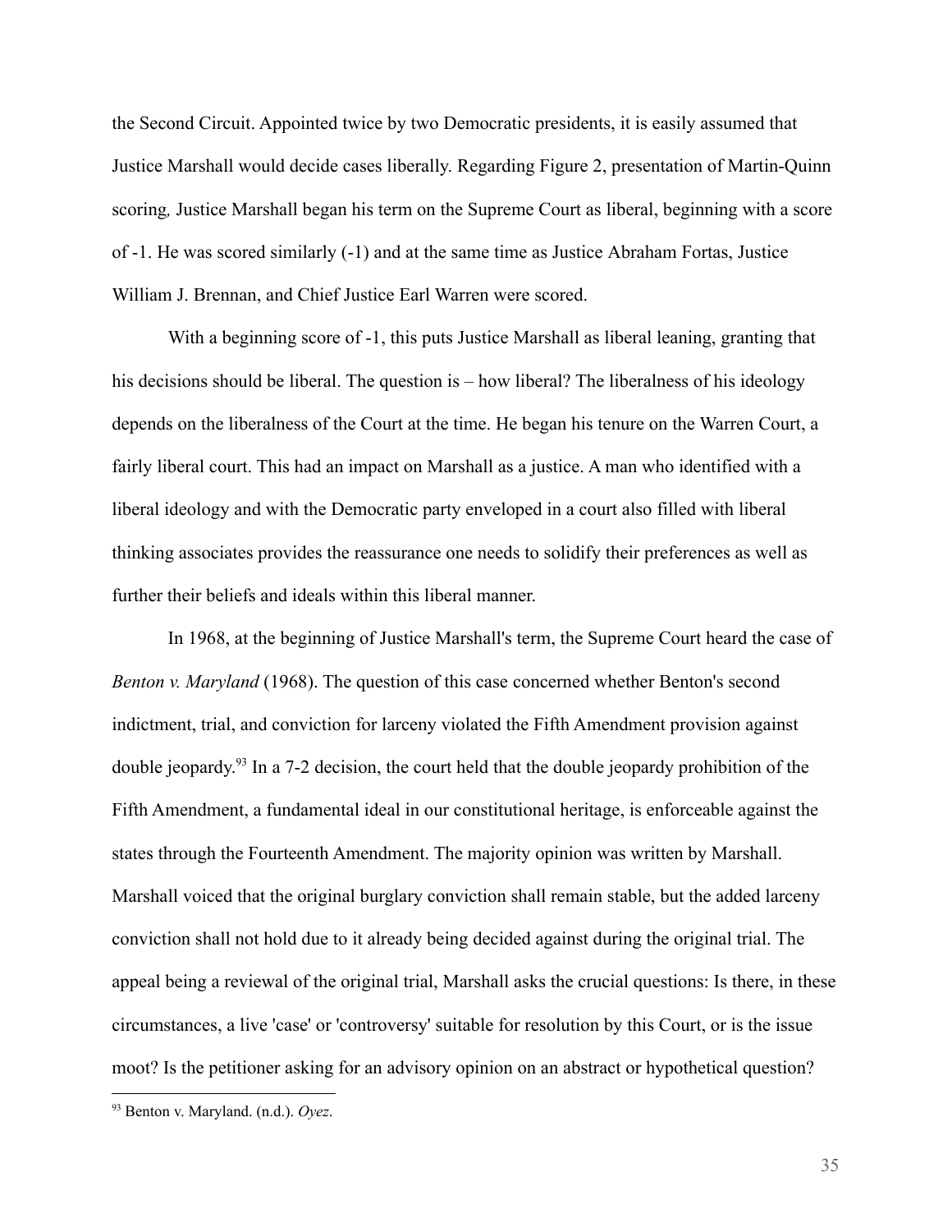the Second Circuit. Appointed twice by two Democratic presidents, it is easily assumed that Justice Marshall would decide cases liberally. Regarding Figure 2, presentation of Martin-Quinn scoring*,* Justice Marshall began his term on the Supreme Court as liberal, beginning with a score of -1. He was scored similarly (-1) and at the same time as Justice Abraham Fortas, Justice William J. Brennan, and Chief Justice Earl Warren were scored.

With a beginning score of -1, this puts Justice Marshall as liberal leaning, granting that his decisions should be liberal. The question is – how liberal? The liberalness of his ideology depends on the liberalness of the Court at the time. He began his tenure on the Warren Court, a fairly liberal court. This had an impact on Marshall as a justice. A man who identified with a liberal ideology and with the Democratic party enveloped in a court also filled with liberal thinking associates provides the reassurance one needs to solidify their preferences as well as further their beliefs and ideals within this liberal manner.

In 1968, at the beginning of Justice Marshall's term, the Supreme Court heard the case of *Benton v. Maryland* (1968). The question of this case concerned whether Benton's second indictment, trial, and conviction for larceny violated the Fifth Amendment provision against double jeopardy.[93] In a 7-2 decision, the court held that the double jeopardy prohibition of the Fifth Amendment, a fundamental ideal in our constitutional heritage, is enforceable against the states through the Fourteenth Amendment. The majority opinion was written by Marshall. Marshall voiced that the original burglary conviction shall remain stable, but the added larceny conviction shall not hold due to it already being decided against during the original trial. The appeal being a reviewal of the original trial, Marshall asks the crucial questions: Is there, in these circumstances, a live 'case' or 'controversy' suitable for resolution by this Court, or is the issue moot? Is the petitioner asking for an advisory opinion on an abstract or hypothetical question?

[93] Benton v. Maryland. (n.d.). *Oyez*.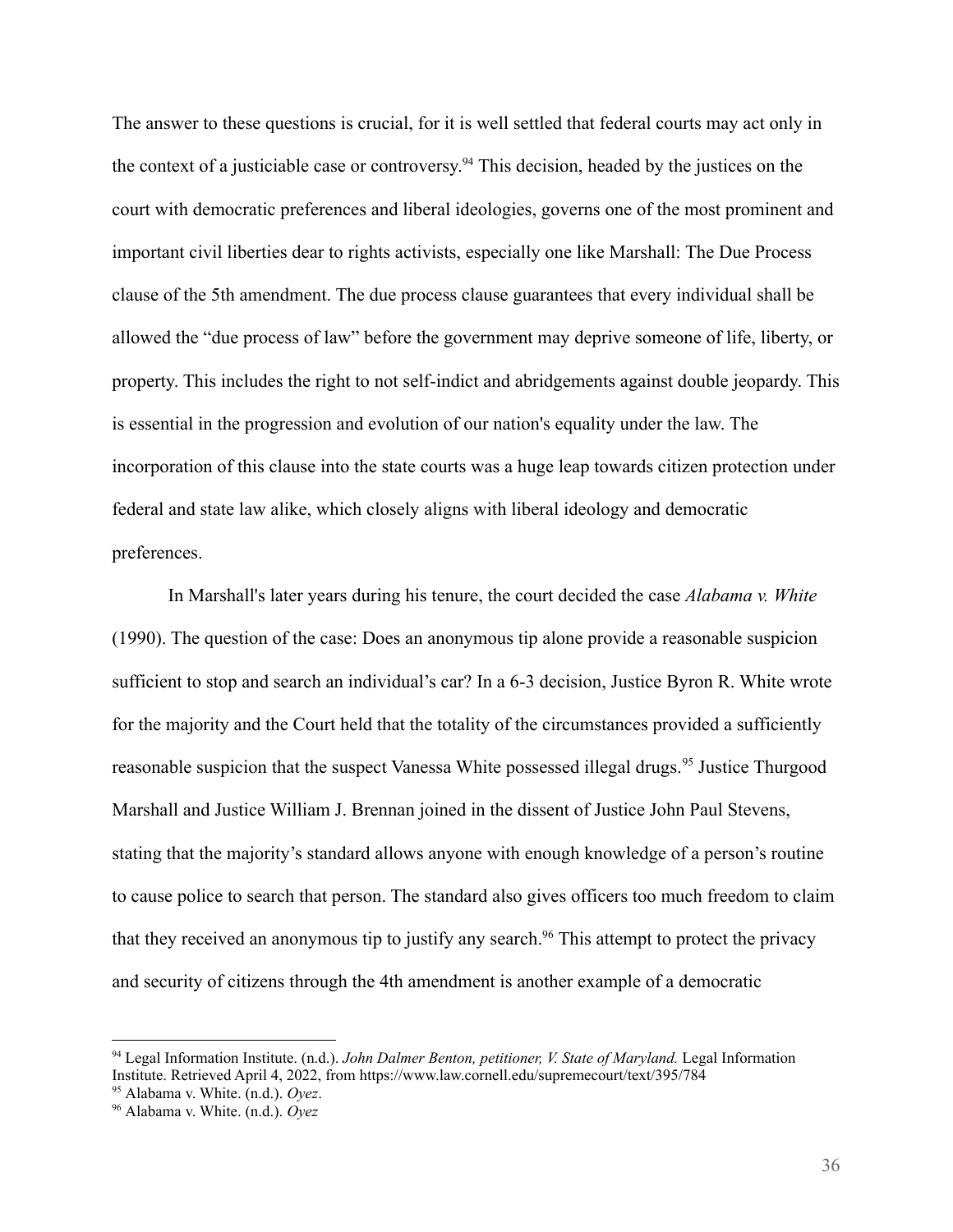The answer to these questions is crucial, for it is well settled that federal courts may act only in the context of a justiciable case or controversy.[94] This decision, headed by the justices on the court with democratic preferences and liberal ideologies, governs one of the most prominent and important civil liberties dear to rights activists, especially one like Marshall: The Due Process clause of the 5th amendment. The due process clause guarantees that every individual shall be allowed the "due process of law" before the government may deprive someone of life, liberty, or property. This includes the right to not self-indict and abridgements against double jeopardy. This is essential in the progression and evolution of our nation's equality under the law. The incorporation of this clause into the state courts was a huge leap towards citizen protection under federal and state law alike, which closely aligns with liberal ideology and democratic preferences.

In Marshall's later years during his tenure, the court decided the case *Alabama v. White* (1990). The question of the case: Does an anonymous tip alone provide a reasonable suspicion sufficient to stop and search an individual's car? In a 6-3 decision, Justice Byron R. White wrote for the majority and the Court held that the totality of the circumstances provided a sufficiently reasonable suspicion that the suspect Vanessa White possessed illegal drugs.[95] Justice Thurgood Marshall and Justice William J. Brennan joined in the dissent of Justice John Paul Stevens, stating that the majority's standard allows anyone with enough knowledge of a person's routine to cause police to search that person. The standard also gives officers too much freedom to claim that they received an anonymous tip to justify any search.[96] This attempt to protect the privacy and security of citizens through the 4th amendment is another example of a democratic

---

[94] Legal Information Institute. (n.d.). *John Dalmer Benton, petitioner, V. State of Maryland.* Legal Information Institute. Retrieved April 4, 2022, from https://www.law.cornell.edu/supremecourt/text/395/784

[95] Alabama v. White. (n.d.). *Oyez*.

[96] Alabama v. White. (n.d.). *Oyez*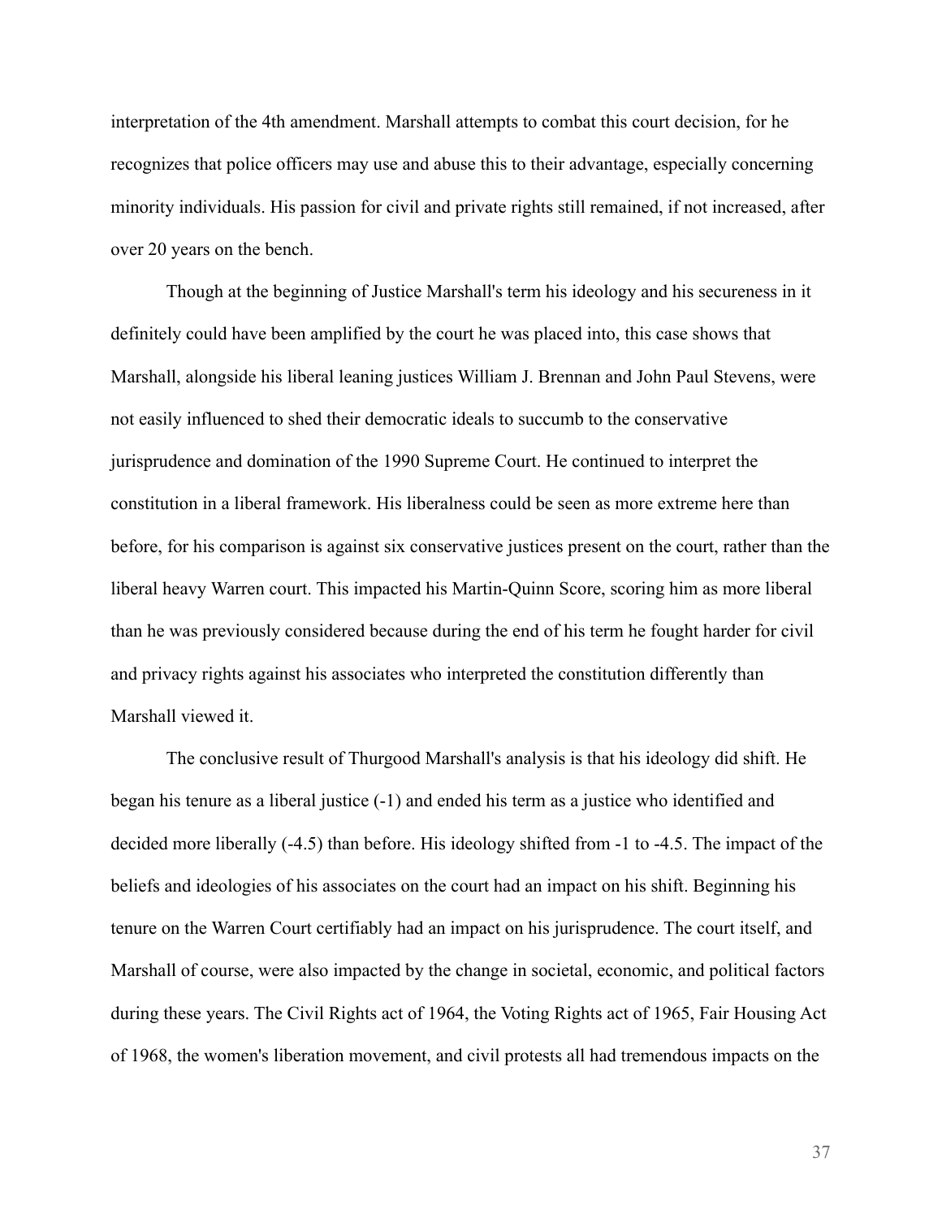interpretation of the 4th amendment. Marshall attempts to combat this court decision, for he recognizes that police officers may use and abuse this to their advantage, especially concerning minority individuals. His passion for civil and private rights still remained, if not increased, after over 20 years on the bench.

Though at the beginning of Justice Marshall's term his ideology and his secureness in it definitely could have been amplified by the court he was placed into, this case shows that Marshall, alongside his liberal leaning justices William J. Brennan and John Paul Stevens, were not easily influenced to shed their democratic ideals to succumb to the conservative jurisprudence and domination of the 1990 Supreme Court. He continued to interpret the constitution in a liberal framework. His liberalness could be seen as more extreme here than before, for his comparison is against six conservative justices present on the court, rather than the liberal heavy Warren court. This impacted his Martin-Quinn Score, scoring him as more liberal than he was previously considered because during the end of his term he fought harder for civil and privacy rights against his associates who interpreted the constitution differently than Marshall viewed it.

The conclusive result of Thurgood Marshall's analysis is that his ideology did shift. He began his tenure as a liberal justice (-1) and ended his term as a justice who identified and decided more liberally (-4.5) than before. His ideology shifted from -1 to -4.5. The impact of the beliefs and ideologies of his associates on the court had an impact on his shift. Beginning his tenure on the Warren Court certifiably had an impact on his jurisprudence. The court itself, and Marshall of course, were also impacted by the change in societal, economic, and political factors during these years. The Civil Rights act of 1964, the Voting Rights act of 1965, Fair Housing Act of 1968, the women's liberation movement, and civil protests all had tremendous impacts on the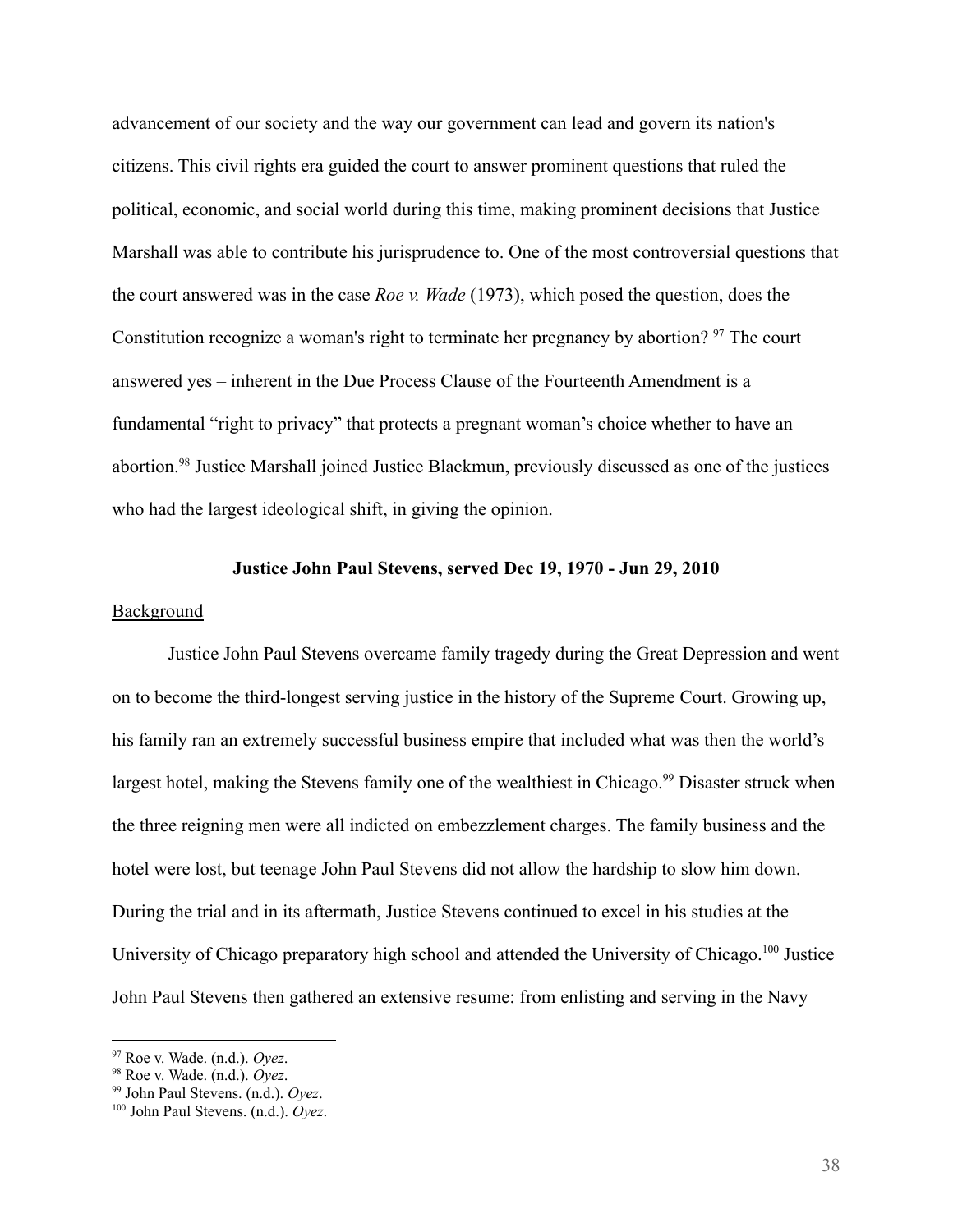advancement of our society and the way our government can lead and govern its nation's citizens. This civil rights era guided the court to answer prominent questions that ruled the political, economic, and social world during this time, making prominent decisions that Justice Marshall was able to contribute his jurisprudence to. One of the most controversial questions that the court answered was in the case *Roe v. Wade* (1973), which posed the question, does the Constitution recognize a woman's right to terminate her pregnancy by abortion? [97] The court answered yes – inherent in the Due Process Clause of the Fourteenth Amendment is a fundamental "right to privacy" that protects a pregnant woman's choice whether to have an abortion.[98] Justice Marshall joined Justice Blackmun, previously discussed as one of the justices who had the largest ideological shift, in giving the opinion.

**Justice John Paul Stevens, served Dec 19, 1970 - Jun 29, 2010**

<u>Background</u>

Justice John Paul Stevens overcame family tragedy during the Great Depression and went on to become the third-longest serving justice in the history of the Supreme Court. Growing up, his family ran an extremely successful business empire that included what was then the world's largest hotel, making the Stevens family one of the wealthiest in Chicago.[99] Disaster struck when the three reigning men were all indicted on embezzlement charges. The family business and the hotel were lost, but teenage John Paul Stevens did not allow the hardship to slow him down. During the trial and in its aftermath, Justice Stevens continued to excel in his studies at the University of Chicago preparatory high school and attended the University of Chicago.[100] Justice John Paul Stevens then gathered an extensive resume: from enlisting and serving in the Navy

---

[97] Roe v. Wade. (n.d.). *Oyez*.
[98] Roe v. Wade. (n.d.). *Oyez*.
[99] John Paul Stevens. (n.d.). *Oyez*.
[100] John Paul Stevens. (n.d.). *Oyez*.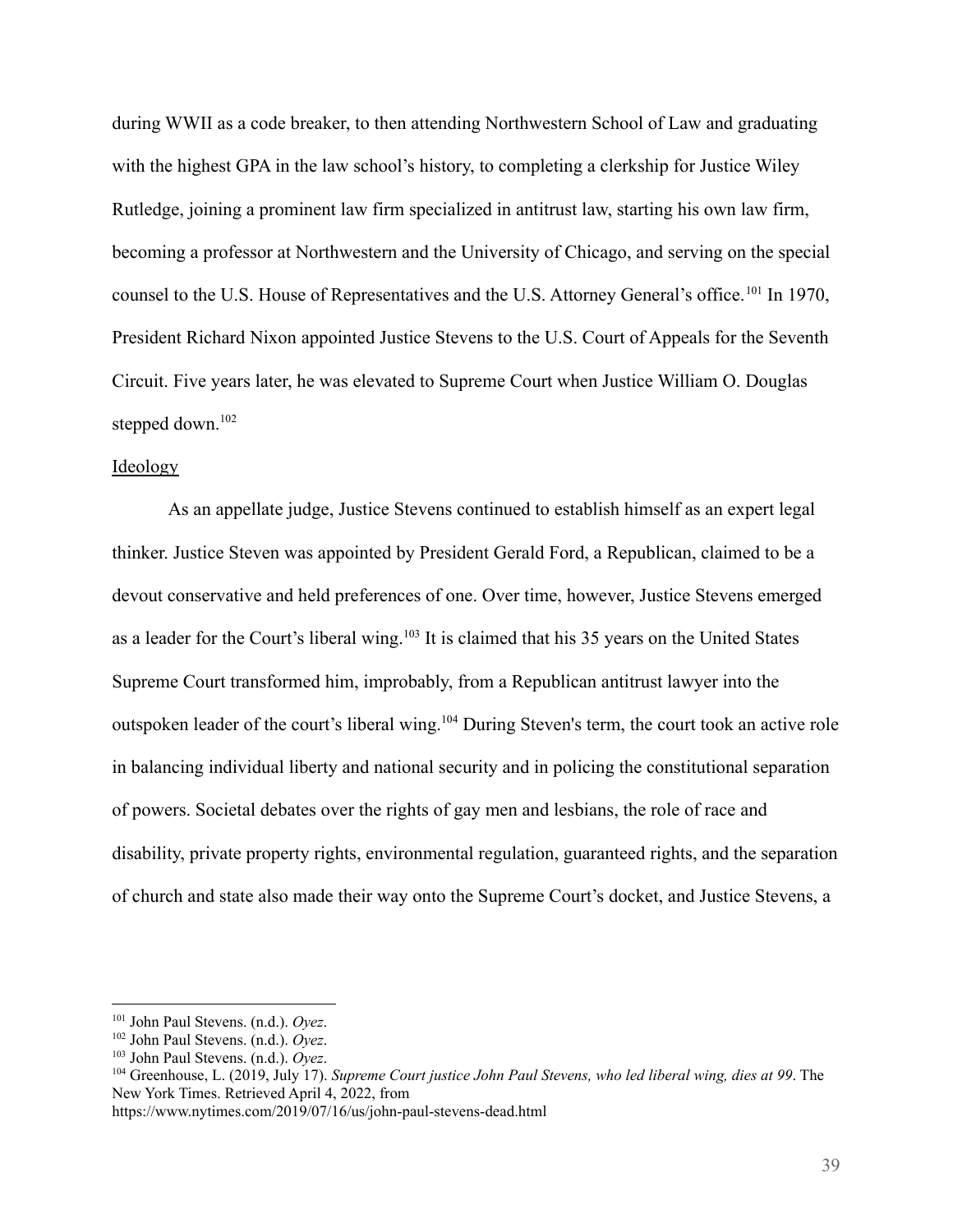during WWII as a code breaker, to then attending Northwestern School of Law and graduating with the highest GPA in the law school's history, to completing a clerkship for Justice Wiley Rutledge, joining a prominent law firm specialized in antitrust law, starting his own law firm, becoming a professor at Northwestern and the University of Chicago, and serving on the special counsel to the U.S. House of Representatives and the U.S. Attorney General's office.[101] In 1970, President Richard Nixon appointed Justice Stevens to the U.S. Court of Appeals for the Seventh Circuit. Five years later, he was elevated to Supreme Court when Justice William O. Douglas stepped down.[102]

<u>Ideology</u>

As an appellate judge, Justice Stevens continued to establish himself as an expert legal thinker. Justice Steven was appointed by President Gerald Ford, a Republican, claimed to be a devout conservative and held preferences of one. Over time, however, Justice Stevens emerged as a leader for the Court's liberal wing.[103] It is claimed that his 35 years on the United States Supreme Court transformed him, improbably, from a Republican antitrust lawyer into the outspoken leader of the court's liberal wing.[104] During Steven's term, the court took an active role in balancing individual liberty and national security and in policing the constitutional separation of powers. Societal debates over the rights of gay men and lesbians, the role of race and disability, private property rights, environmental regulation, guaranteed rights, and the separation of church and state also made their way onto the Supreme Court's docket, and Justice Stevens, a

---

[101] John Paul Stevens. (n.d.). *Oyez*.

[102] John Paul Stevens. (n.d.). *Oyez*.

[103] John Paul Stevens. (n.d.). *Oyez*.

[104] Greenhouse, L. (2019, July 17). *Supreme Court justice John Paul Stevens, who led liberal wing, dies at 99*. The New York Times. Retrieved April 4, 2022, from https://www.nytimes.com/2019/07/16/us/john-paul-stevens-dead.html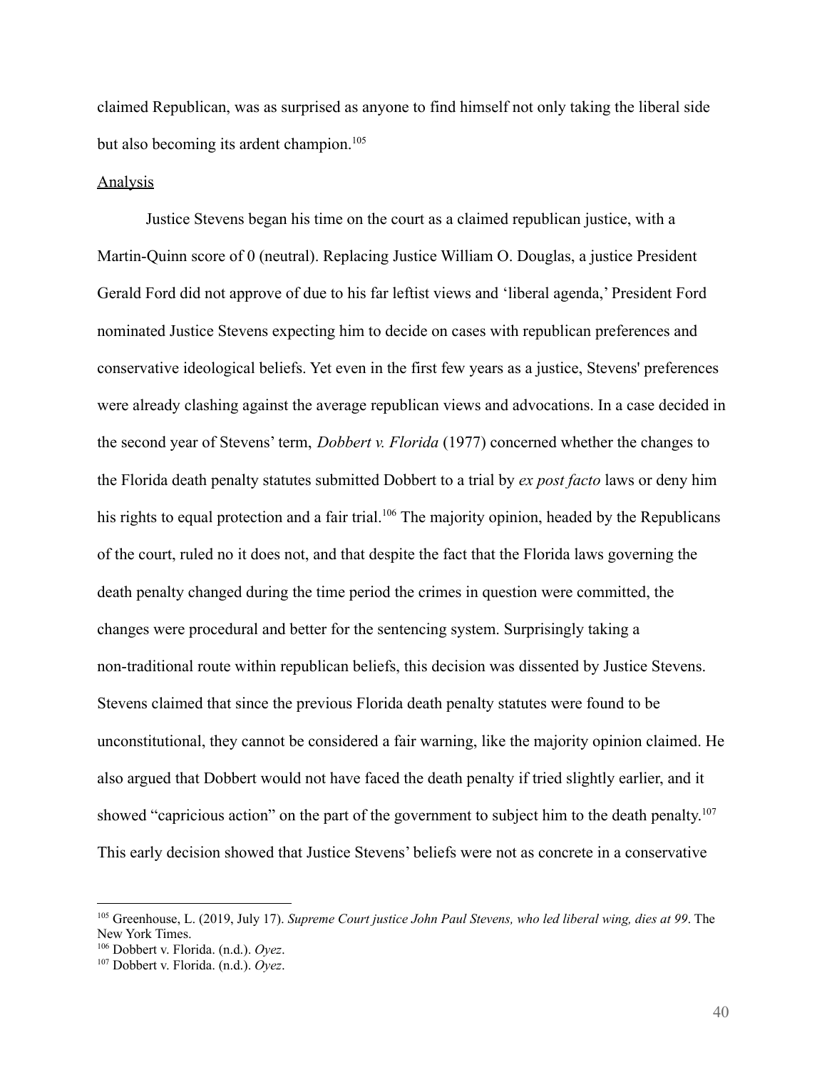claimed Republican, was as surprised as anyone to find himself not only taking the liberal side but also becoming its ardent champion.[105]

Analysis

Justice Stevens began his time on the court as a claimed republican justice, with a Martin-Quinn score of 0 (neutral). Replacing Justice William O. Douglas, a justice President Gerald Ford did not approve of due to his far leftist views and 'liberal agenda,' President Ford nominated Justice Stevens expecting him to decide on cases with republican preferences and conservative ideological beliefs. Yet even in the first few years as a justice, Stevens' preferences were already clashing against the average republican views and advocations. In a case decided in the second year of Stevens' term, *Dobbert v. Florida* (1977) concerned whether the changes to the Florida death penalty statutes submitted Dobbert to a trial by *ex post facto* laws or deny him his rights to equal protection and a fair trial.[106] The majority opinion, headed by the Republicans of the court, ruled no it does not, and that despite the fact that the Florida laws governing the death penalty changed during the time period the crimes in question were committed, the changes were procedural and better for the sentencing system. Surprisingly taking a non-traditional route within republican beliefs, this decision was dissented by Justice Stevens. Stevens claimed that since the previous Florida death penalty statutes were found to be unconstitutional, they cannot be considered a fair warning, like the majority opinion claimed. He also argued that Dobbert would not have faced the death penalty if tried slightly earlier, and it showed "capricious action" on the part of the government to subject him to the death penalty.[107] This early decision showed that Justice Stevens' beliefs were not as concrete in a conservative

---

[105] Greenhouse, L. (2019, July 17). *Supreme Court justice John Paul Stevens, who led liberal wing, dies at 99*. The New York Times.

[106] Dobbert v. Florida. (n.d.). *Oyez*.

[107] Dobbert v. Florida. (n.d.). *Oyez*.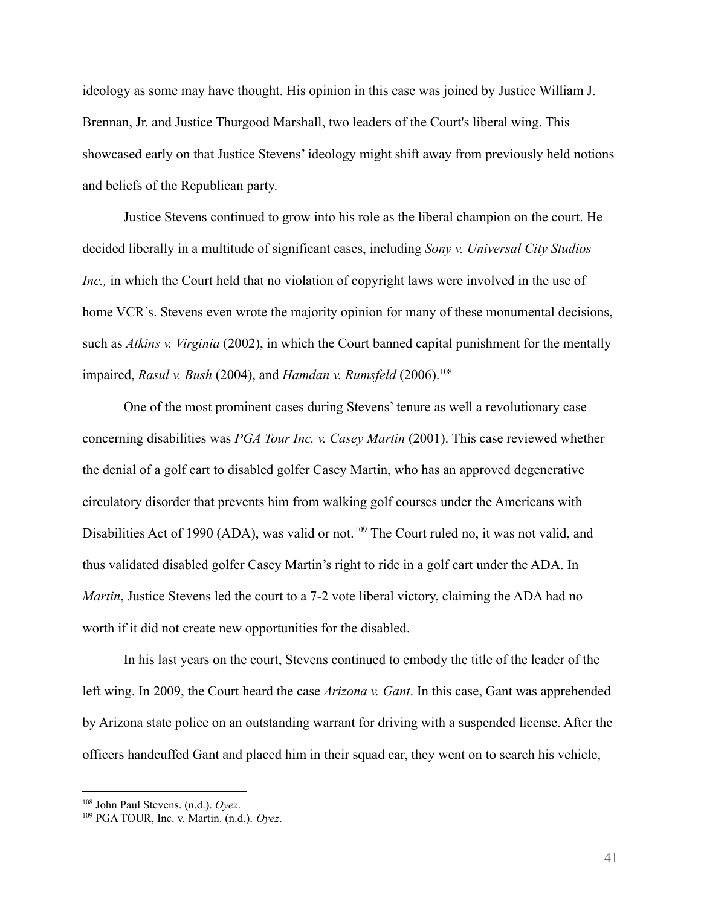ideology as some may have thought. His opinion in this case was joined by Justice William J. Brennan, Jr. and Justice Thurgood Marshall, two leaders of the Court's liberal wing. This showcased early on that Justice Stevens' ideology might shift away from previously held notions and beliefs of the Republican party.

Justice Stevens continued to grow into his role as the liberal champion on the court. He decided liberally in a multitude of significant cases, including *Sony v. Universal City Studios Inc.,* in which the Court held that no violation of copyright laws were involved in the use of home VCR's. Stevens even wrote the majority opinion for many of these monumental decisions, such as *Atkins v. Virginia* (2002), in which the Court banned capital punishment for the mentally impaired, *Rasul v. Bush* (2004), and *Hamdan v. Rumsfeld* (2006).[108]

One of the most prominent cases during Stevens' tenure as well a revolutionary case concerning disabilities was *PGA Tour Inc. v. Casey Martin* (2001). This case reviewed whether the denial of a golf cart to disabled golfer Casey Martin, who has an approved degenerative circulatory disorder that prevents him from walking golf courses under the Americans with Disabilities Act of 1990 (ADA), was valid or not.[109] The Court ruled no, it was not valid, and thus validated disabled golfer Casey Martin's right to ride in a golf cart under the ADA. In *Martin*, Justice Stevens led the court to a 7-2 vote liberal victory, claiming the ADA had no worth if it did not create new opportunities for the disabled.

In his last years on the court, Stevens continued to embody the title of the leader of the left wing. In 2009, the Court heard the case *Arizona v. Gant*. In this case, Gant was apprehended by Arizona state police on an outstanding warrant for driving with a suspended license. After the officers handcuffed Gant and placed him in their squad car, they went on to search his vehicle,

---

[108] John Paul Stevens. (n.d.). *Oyez*.

[109] PGA TOUR, Inc. v. Martin. (n.d.). *Oyez*.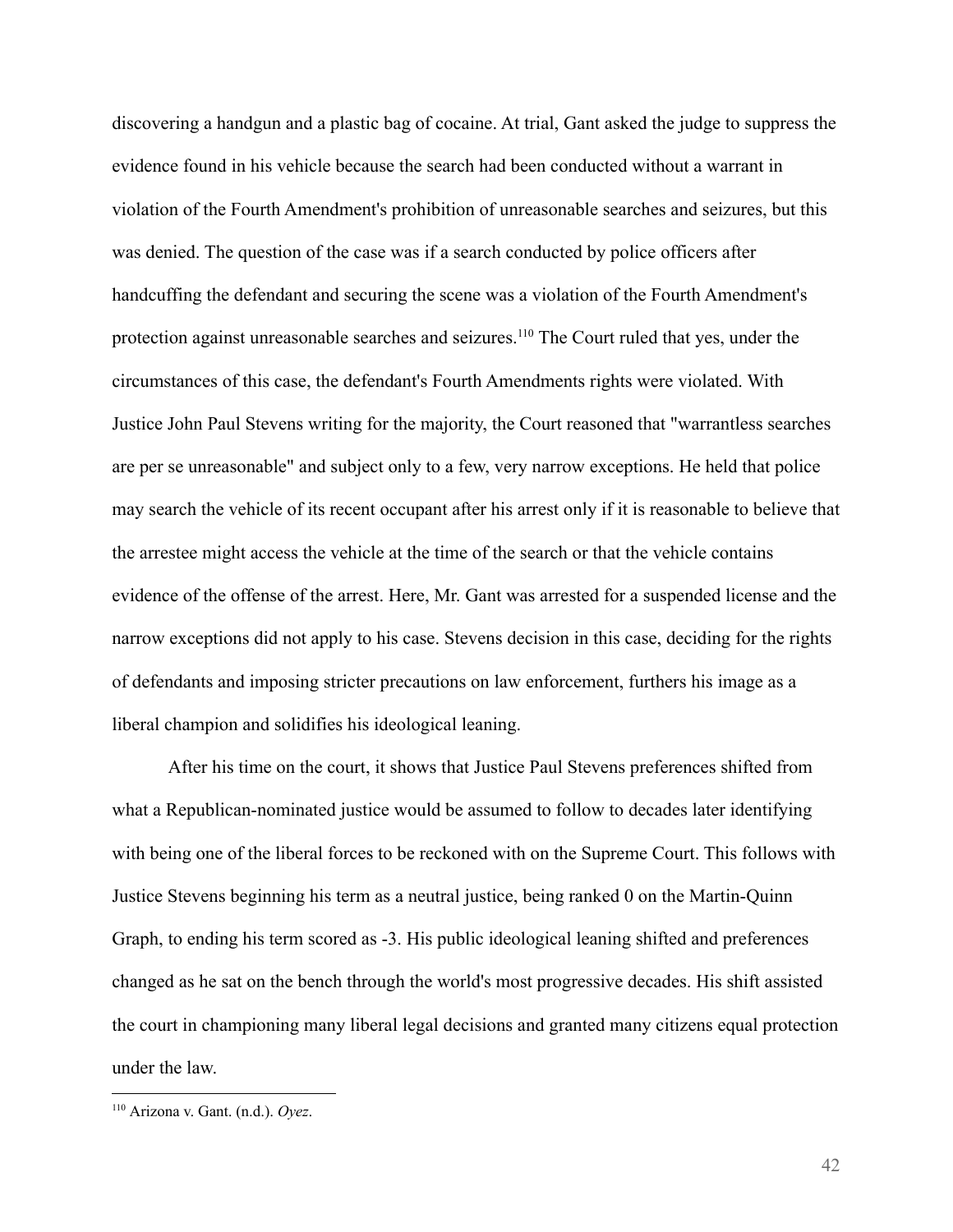discovering a handgun and a plastic bag of cocaine. At trial, Gant asked the judge to suppress the evidence found in his vehicle because the search had been conducted without a warrant in violation of the Fourth Amendment's prohibition of unreasonable searches and seizures, but this was denied. The question of the case was if a search conducted by police officers after handcuffing the defendant and securing the scene was a violation of the Fourth Amendment's protection against unreasonable searches and seizures.[110] The Court ruled that yes, under the circumstances of this case, the defendant's Fourth Amendments rights were violated. With Justice John Paul Stevens writing for the majority, the Court reasoned that "warrantless searches are per se unreasonable" and subject only to a few, very narrow exceptions. He held that police may search the vehicle of its recent occupant after his arrest only if it is reasonable to believe that the arrestee might access the vehicle at the time of the search or that the vehicle contains evidence of the offense of the arrest. Here, Mr. Gant was arrested for a suspended license and the narrow exceptions did not apply to his case. Stevens decision in this case, deciding for the rights of defendants and imposing stricter precautions on law enforcement, furthers his image as a liberal champion and solidifies his ideological leaning.

After his time on the court, it shows that Justice Paul Stevens preferences shifted from what a Republican-nominated justice would be assumed to follow to decades later identifying with being one of the liberal forces to be reckoned with on the Supreme Court. This follows with Justice Stevens beginning his term as a neutral justice, being ranked 0 on the Martin-Quinn Graph, to ending his term scored as -3. His public ideological leaning shifted and preferences changed as he sat on the bench through the world's most progressive decades. His shift assisted the court in championing many liberal legal decisions and granted many citizens equal protection under the law.

---

[110] Arizona v. Gant. (n.d.). *Oyez*.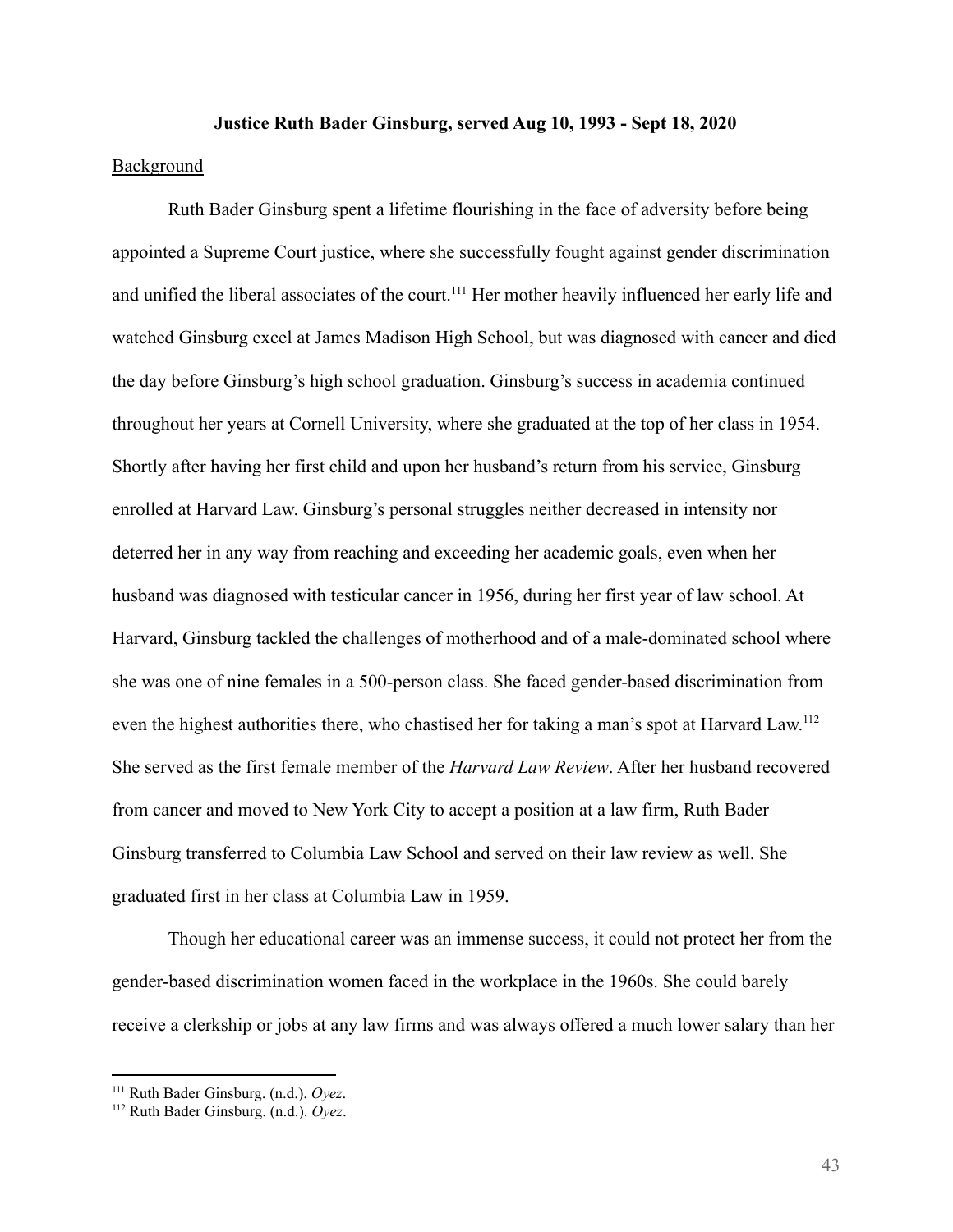**Justice Ruth Bader Ginsburg, served Aug 10, 1993 - Sept 18, 2020**

Background

Ruth Bader Ginsburg spent a lifetime flourishing in the face of adversity before being appointed a Supreme Court justice, where she successfully fought against gender discrimination and unified the liberal associates of the court.[111] Her mother heavily influenced her early life and watched Ginsburg excel at James Madison High School, but was diagnosed with cancer and died the day before Ginsburg's high school graduation. Ginsburg's success in academia continued throughout her years at Cornell University, where she graduated at the top of her class in 1954. Shortly after having her first child and upon her husband's return from his service, Ginsburg enrolled at Harvard Law. Ginsburg's personal struggles neither decreased in intensity nor deterred her in any way from reaching and exceeding her academic goals, even when her husband was diagnosed with testicular cancer in 1956, during her first year of law school. At Harvard, Ginsburg tackled the challenges of motherhood and of a male-dominated school where she was one of nine females in a 500-person class. She faced gender-based discrimination from even the highest authorities there, who chastised her for taking a man's spot at Harvard Law.[112] She served as the first female member of the *Harvard Law Review*. After her husband recovered from cancer and moved to New York City to accept a position at a law firm, Ruth Bader Ginsburg transferred to Columbia Law School and served on their law review as well. She graduated first in her class at Columbia Law in 1959.

Though her educational career was an immense success, it could not protect her from the gender-based discrimination women faced in the workplace in the 1960s. She could barely receive a clerkship or jobs at any law firms and was always offered a much lower salary than her

[111] Ruth Bader Ginsburg. (n.d.). *Oyez*.

[112] Ruth Bader Ginsburg. (n.d.). *Oyez*.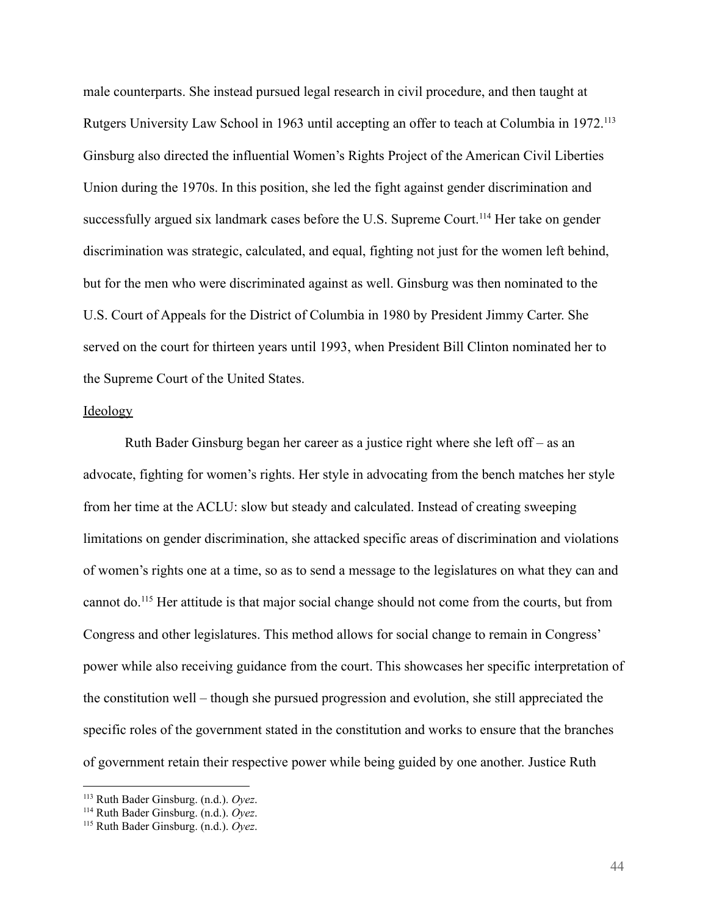male counterparts. She instead pursued legal research in civil procedure, and then taught at Rutgers University Law School in 1963 until accepting an offer to teach at Columbia in 1972.[113] Ginsburg also directed the influential Women's Rights Project of the American Civil Liberties Union during the 1970s. In this position, she led the fight against gender discrimination and successfully argued six landmark cases before the U.S. Supreme Court.[114] Her take on gender discrimination was strategic, calculated, and equal, fighting not just for the women left behind, but for the men who were discriminated against as well. Ginsburg was then nominated to the U.S. Court of Appeals for the District of Columbia in 1980 by President Jimmy Carter. She served on the court for thirteen years until 1993, when President Bill Clinton nominated her to the Supreme Court of the United States.

<u>Ideology</u>

Ruth Bader Ginsburg began her career as a justice right where she left off – as an advocate, fighting for women's rights. Her style in advocating from the bench matches her style from her time at the ACLU: slow but steady and calculated. Instead of creating sweeping limitations on gender discrimination, she attacked specific areas of discrimination and violations of women's rights one at a time, so as to send a message to the legislatures on what they can and cannot do.[115] Her attitude is that major social change should not come from the courts, but from Congress and other legislatures. This method allows for social change to remain in Congress' power while also receiving guidance from the court. This showcases her specific interpretation of the constitution well – though she pursued progression and evolution, she still appreciated the specific roles of the government stated in the constitution and works to ensure that the branches of government retain their respective power while being guided by one another. Justice Ruth

---

[113] Ruth Bader Ginsburg. (n.d.). *Oyez*.
[114] Ruth Bader Ginsburg. (n.d.). *Oyez*.
[115] Ruth Bader Ginsburg. (n.d.). *Oyez*.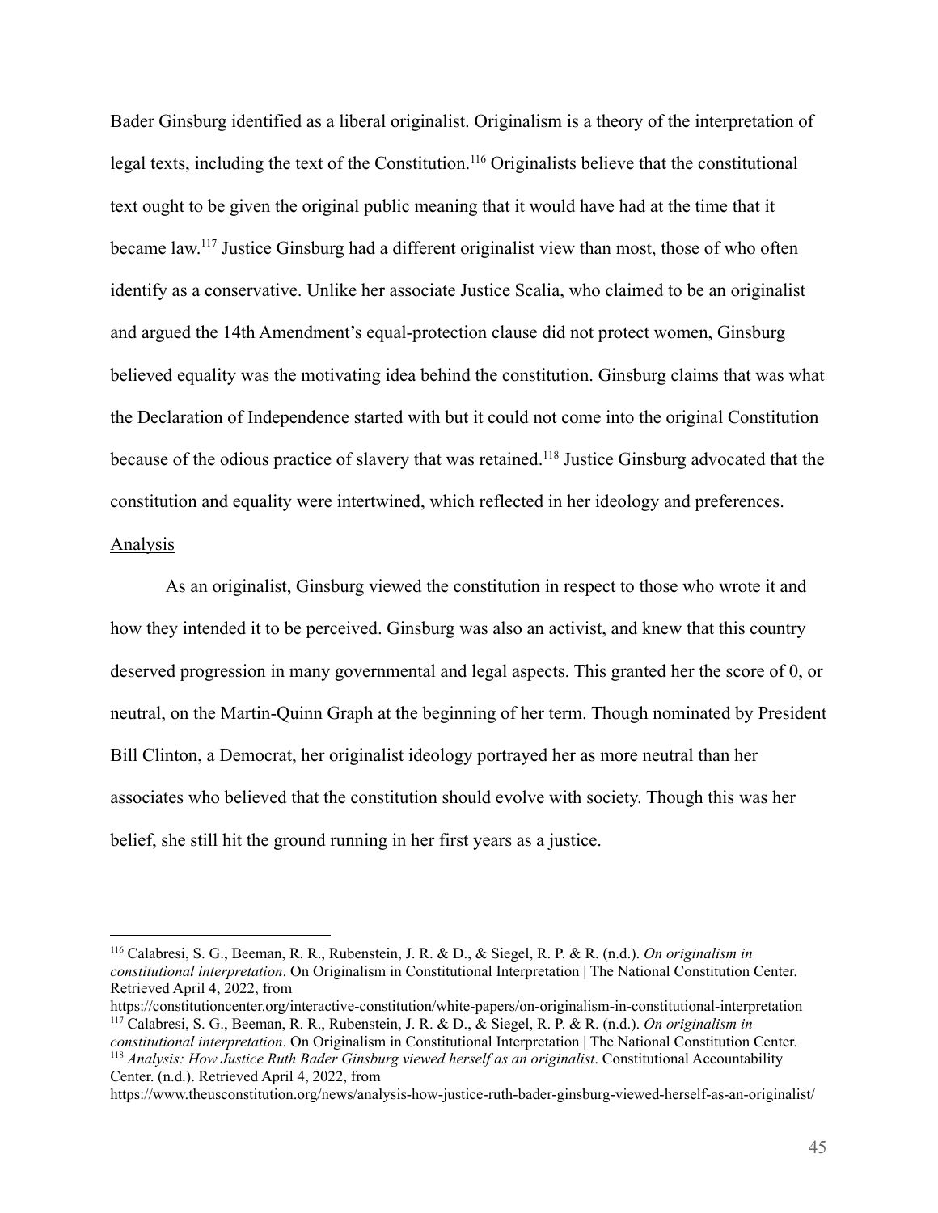Bader Ginsburg identified as a liberal originalist. Originalism is a theory of the interpretation of legal texts, including the text of the Constitution.[116] Originalists believe that the constitutional text ought to be given the original public meaning that it would have had at the time that it became law.[117] Justice Ginsburg had a different originalist view than most, those of who often identify as a conservative. Unlike her associate Justice Scalia, who claimed to be an originalist and argued the 14th Amendment's equal-protection clause did not protect women, Ginsburg believed equality was the motivating idea behind the constitution. Ginsburg claims that was what the Declaration of Independence started with but it could not come into the original Constitution because of the odious practice of slavery that was retained.[118] Justice Ginsburg advocated that the constitution and equality were intertwined, which reflected in her ideology and preferences.

<u>Analysis</u>

As an originalist, Ginsburg viewed the constitution in respect to those who wrote it and how they intended it to be perceived. Ginsburg was also an activist, and knew that this country deserved progression in many governmental and legal aspects. This granted her the score of 0, or neutral, on the Martin-Quinn Graph at the beginning of her term. Though nominated by President Bill Clinton, a Democrat, her originalist ideology portrayed her as more neutral than her associates who believed that the constitution should evolve with society. Though this was her belief, she still hit the ground running in her first years as a justice.

---

[116] Calabresi, S. G., Beeman, R. R., Rubenstein, J. R. & D., & Siegel, R. P. & R. (n.d.). *On originalism in constitutional interpretation*. On Originalism in Constitutional Interpretation | The National Constitution Center. Retrieved April 4, 2022, from https://constitutioncenter.org/interactive-constitution/white-papers/on-originalism-in-constitutional-interpretation

[117] Calabresi, S. G., Beeman, R. R., Rubenstein, J. R. & D., & Siegel, R. P. & R. (n.d.). *On originalism in constitutional interpretation*. On Originalism in Constitutional Interpretation | The National Constitution Center.

[118] *Analysis: How Justice Ruth Bader Ginsburg viewed herself as an originalist*. Constitutional Accountability Center. (n.d.). Retrieved April 4, 2022, from https://www.theusconstitution.org/news/analysis-how-justice-ruth-bader-ginsburg-viewed-herself-as-an-originalist/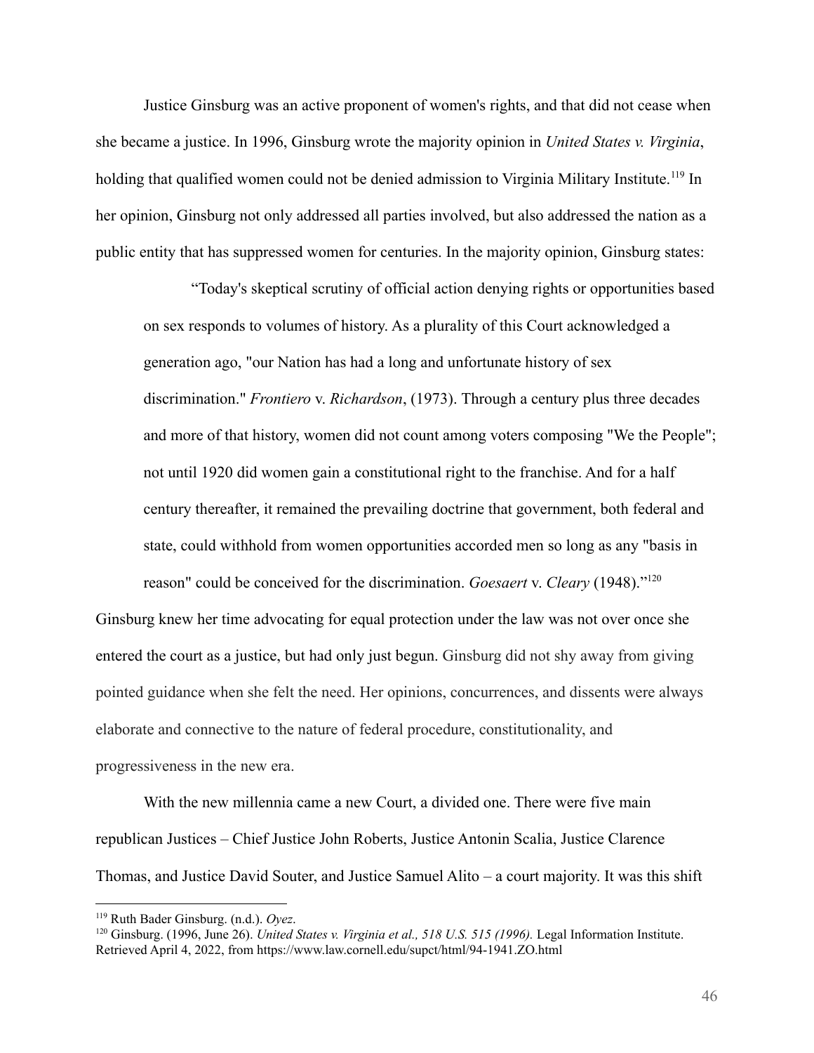Justice Ginsburg was an active proponent of women's rights, and that did not cease when she became a justice. In 1996, Ginsburg wrote the majority opinion in *United States v. Virginia*, holding that qualified women could not be denied admission to Virginia Military Institute.[119] In her opinion, Ginsburg not only addressed all parties involved, but also addressed the nation as a public entity that has suppressed women for centuries. In the majority opinion, Ginsburg states:

> "Today's skeptical scrutiny of official action denying rights or opportunities based on sex responds to volumes of history. As a plurality of this Court acknowledged a generation ago, "our Nation has had a long and unfortunate history of sex discrimination." *Frontiero* v. *Richardson*, (1973). Through a century plus three decades and more of that history, women did not count among voters composing "We the People"; not until 1920 did women gain a constitutional right to the franchise. And for a half century thereafter, it remained the prevailing doctrine that government, both federal and state, could withhold from women opportunities accorded men so long as any "basis in reason" could be conceived for the discrimination. *Goesaert* v. *Cleary* (1948)."[120]

Ginsburg knew her time advocating for equal protection under the law was not over once she entered the court as a justice, but had only just begun. Ginsburg did not shy away from giving pointed guidance when she felt the need. Her opinions, concurrences, and dissents were always elaborate and connective to the nature of federal procedure, constitutionality, and progressiveness in the new era.

With the new millennia came a new Court, a divided one. There were five main republican Justices – Chief Justice John Roberts, Justice Antonin Scalia, Justice Clarence Thomas, and Justice David Souter, and Justice Samuel Alito – a court majority. It was this shift

---

[119] Ruth Bader Ginsburg. (n.d.). *Oyez*.

[120] Ginsburg. (1996, June 26). *United States v. Virginia et al., 518 U.S. 515 (1996).* Legal Information Institute. Retrieved April 4, 2022, from https://www.law.cornell.edu/supct/html/94-1941.ZO.html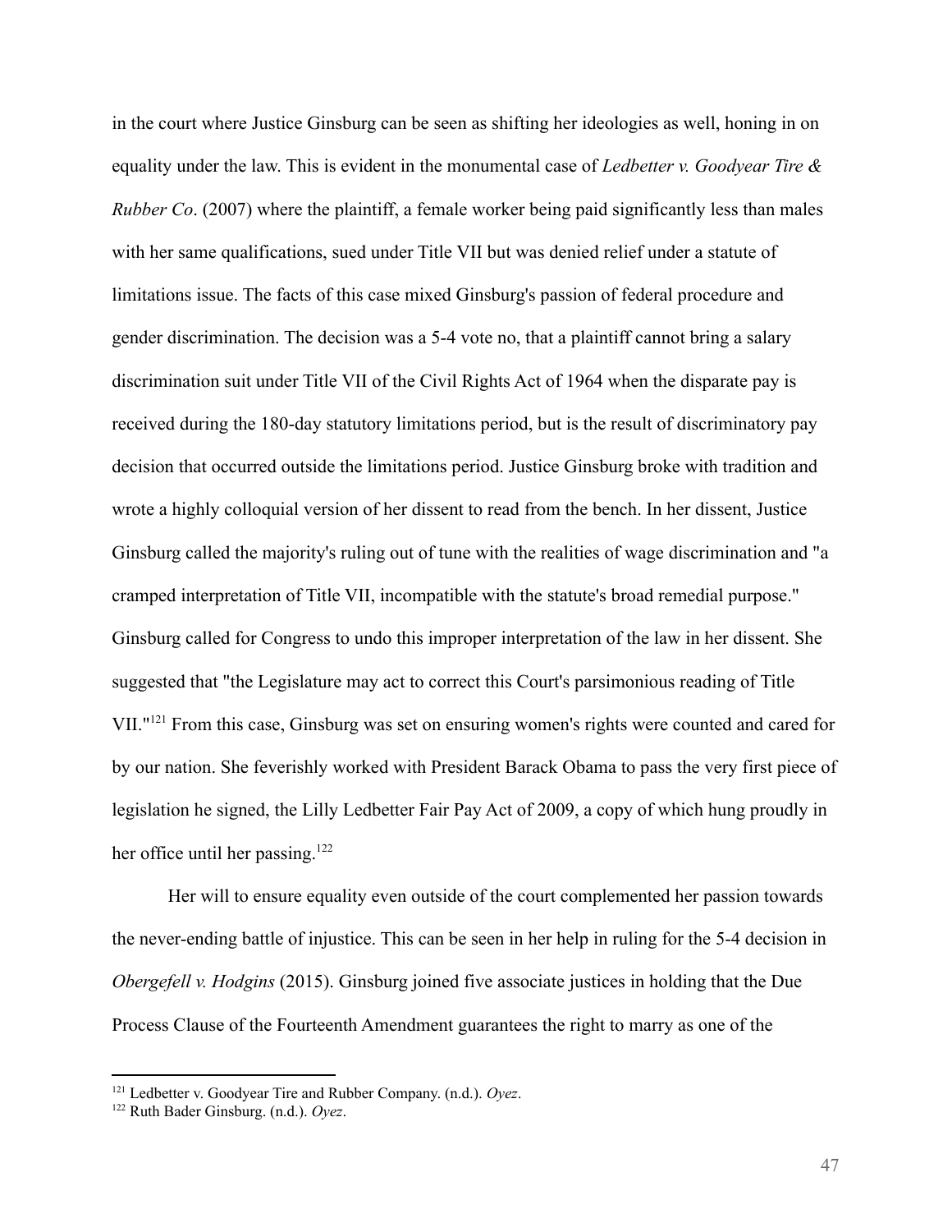in the court where Justice Ginsburg can be seen as shifting her ideologies as well, honing in on equality under the law. This is evident in the monumental case of *Ledbetter v. Goodyear Tire & Rubber Co*. (2007) where the plaintiff, a female worker being paid significantly less than males with her same qualifications, sued under Title VII but was denied relief under a statute of limitations issue. The facts of this case mixed Ginsburg's passion of federal procedure and gender discrimination. The decision was a 5-4 vote no, that a plaintiff cannot bring a salary discrimination suit under Title VII of the Civil Rights Act of 1964 when the disparate pay is received during the 180-day statutory limitations period, but is the result of discriminatory pay decision that occurred outside the limitations period. Justice Ginsburg broke with tradition and wrote a highly colloquial version of her dissent to read from the bench. In her dissent, Justice Ginsburg called the majority's ruling out of tune with the realities of wage discrimination and "a cramped interpretation of Title VII, incompatible with the statute's broad remedial purpose." Ginsburg called for Congress to undo this improper interpretation of the law in her dissent. She suggested that "the Legislature may act to correct this Court's parsimonious reading of Title VII."[121] From this case, Ginsburg was set on ensuring women's rights were counted and cared for by our nation. She feverishly worked with President Barack Obama to pass the very first piece of legislation he signed, the Lilly Ledbetter Fair Pay Act of 2009, a copy of which hung proudly in her office until her passing.[122]

Her will to ensure equality even outside of the court complemented her passion towards the never-ending battle of injustice. This can be seen in her help in ruling for the 5-4 decision in *Obergefell v. Hodgins* (2015). Ginsburg joined five associate justices in holding that the Due Process Clause of the Fourteenth Amendment guarantees the right to marry as one of the

---

[121] Ledbetter v. Goodyear Tire and Rubber Company. (n.d.). *Oyez*.

[122] Ruth Bader Ginsburg. (n.d.). *Oyez*.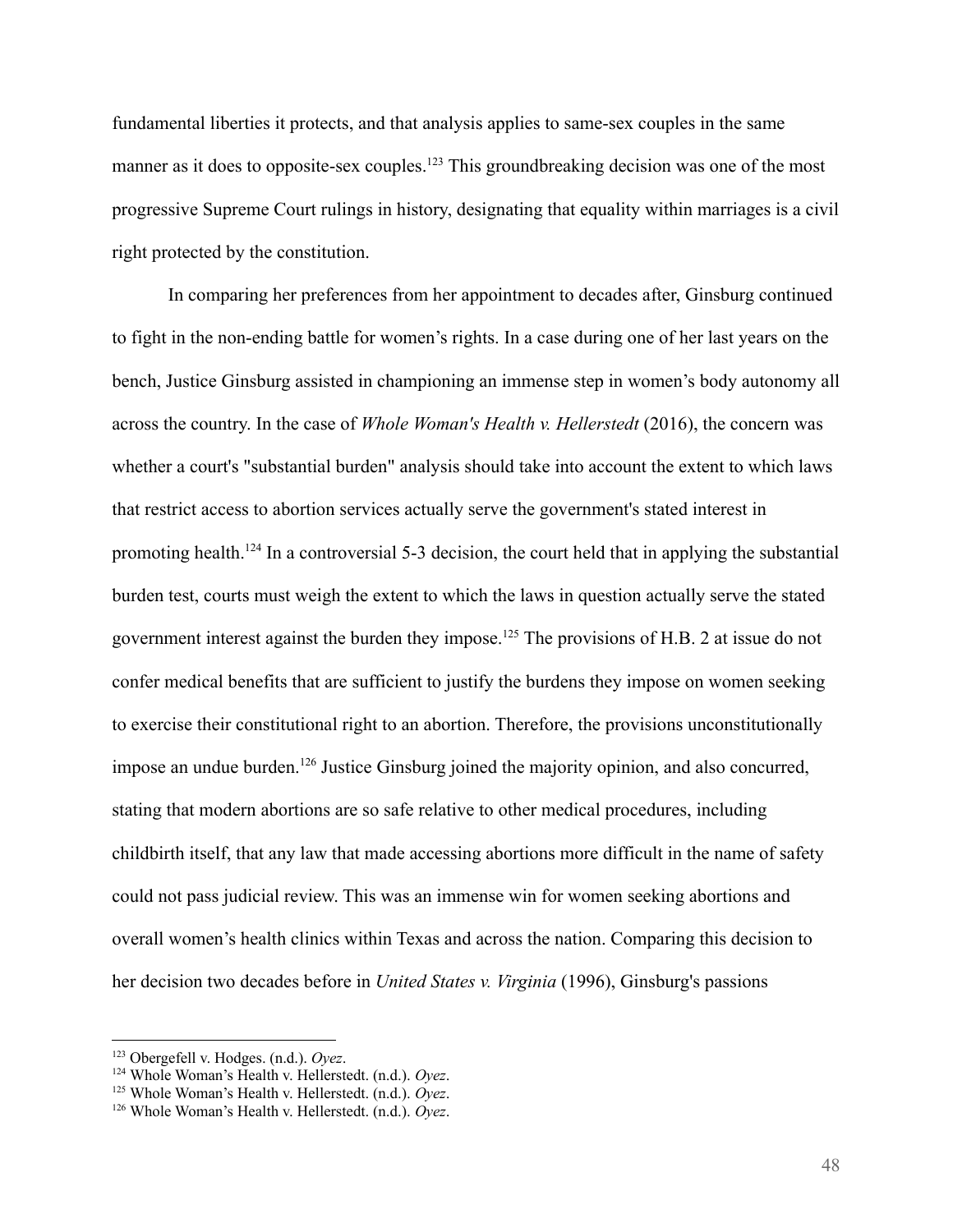fundamental liberties it protects, and that analysis applies to same-sex couples in the same manner as it does to opposite-sex couples.[123] This groundbreaking decision was one of the most progressive Supreme Court rulings in history, designating that equality within marriages is a civil right protected by the constitution.

In comparing her preferences from her appointment to decades after, Ginsburg continued to fight in the non-ending battle for women's rights. In a case during one of her last years on the bench, Justice Ginsburg assisted in championing an immense step in women's body autonomy all across the country. In the case of *Whole Woman's Health v. Hellerstedt* (2016), the concern was whether a court's "substantial burden" analysis should take into account the extent to which laws that restrict access to abortion services actually serve the government's stated interest in promoting health.[124] In a controversial 5-3 decision, the court held that in applying the substantial burden test, courts must weigh the extent to which the laws in question actually serve the stated government interest against the burden they impose.[125] The provisions of H.B. 2 at issue do not confer medical benefits that are sufficient to justify the burdens they impose on women seeking to exercise their constitutional right to an abortion. Therefore, the provisions unconstitutionally impose an undue burden.[126] Justice Ginsburg joined the majority opinion, and also concurred, stating that modern abortions are so safe relative to other medical procedures, including childbirth itself, that any law that made accessing abortions more difficult in the name of safety could not pass judicial review. This was an immense win for women seeking abortions and overall women's health clinics within Texas and across the nation. Comparing this decision to her decision two decades before in *United States v. Virginia* (1996), Ginsburg's passions

---

[123] Obergefell v. Hodges. (n.d.). *Oyez*.
[124] Whole Woman's Health v. Hellerstedt. (n.d.). *Oyez*.
[125] Whole Woman's Health v. Hellerstedt. (n.d.). *Oyez*.
[126] Whole Woman's Health v. Hellerstedt. (n.d.). *Oyez*.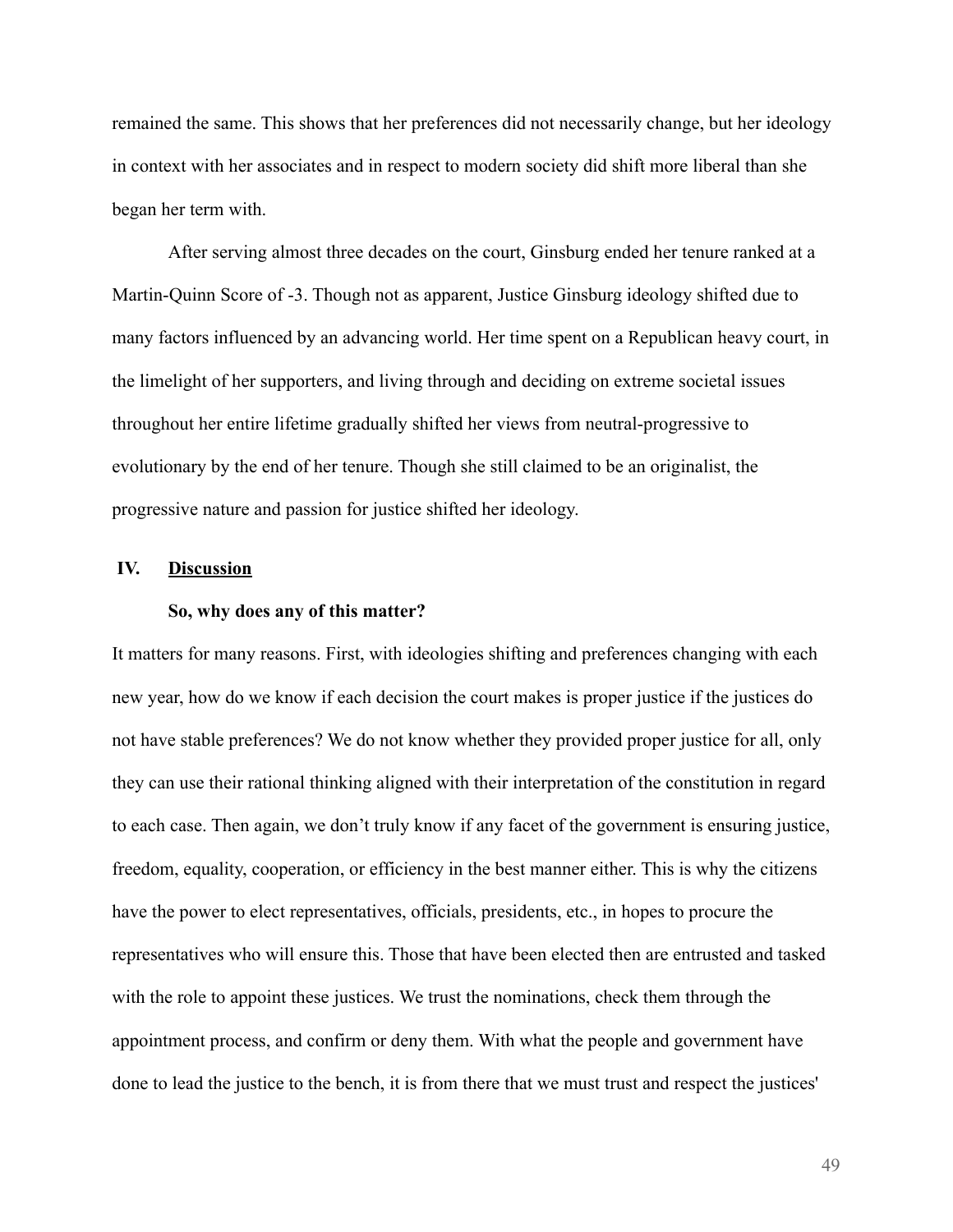remained the same. This shows that her preferences did not necessarily change, but her ideology in context with her associates and in respect to modern society did shift more liberal than she began her term with.

After serving almost three decades on the court, Ginsburg ended her tenure ranked at a Martin-Quinn Score of -3. Though not as apparent, Justice Ginsburg ideology shifted due to many factors influenced by an advancing world. Her time spent on a Republican heavy court, in the limelight of her supporters, and living through and deciding on extreme societal issues throughout her entire lifetime gradually shifted her views from neutral-progressive to evolutionary by the end of her tenure. Though she still claimed to be an originalist, the progressive nature and passion for justice shifted her ideology.

## IV. Discussion

**So, why does any of this matter?**

It matters for many reasons. First, with ideologies shifting and preferences changing with each new year, how do we know if each decision the court makes is proper justice if the justices do not have stable preferences? We do not know whether they provided proper justice for all, only they can use their rational thinking aligned with their interpretation of the constitution in regard to each case. Then again, we don't truly know if any facet of the government is ensuring justice, freedom, equality, cooperation, or efficiency in the best manner either. This is why the citizens have the power to elect representatives, officials, presidents, etc., in hopes to procure the representatives who will ensure this. Those that have been elected then are entrusted and tasked with the role to appoint these justices. We trust the nominations, check them through the appointment process, and confirm or deny them. With what the people and government have done to lead the justice to the bench, it is from there that we must trust and respect the justices'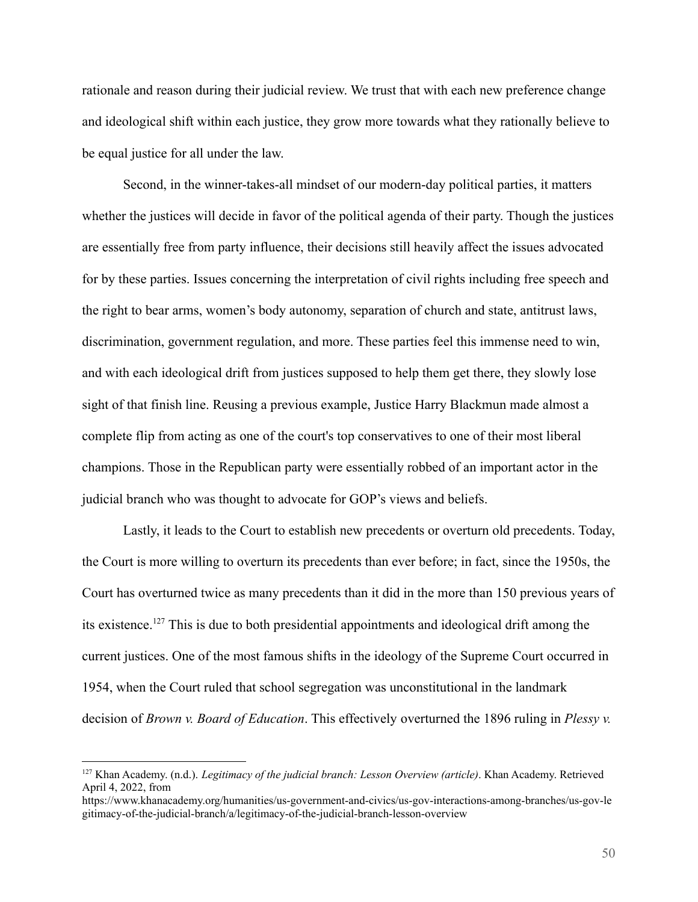rationale and reason during their judicial review. We trust that with each new preference change and ideological shift within each justice, they grow more towards what they rationally believe to be equal justice for all under the law.

Second, in the winner-takes-all mindset of our modern-day political parties, it matters whether the justices will decide in favor of the political agenda of their party. Though the justices are essentially free from party influence, their decisions still heavily affect the issues advocated for by these parties. Issues concerning the interpretation of civil rights including free speech and the right to bear arms, women's body autonomy, separation of church and state, antitrust laws, discrimination, government regulation, and more. These parties feel this immense need to win, and with each ideological drift from justices supposed to help them get there, they slowly lose sight of that finish line. Reusing a previous example, Justice Harry Blackmun made almost a complete flip from acting as one of the court's top conservatives to one of their most liberal champions. Those in the Republican party were essentially robbed of an important actor in the judicial branch who was thought to advocate for GOP's views and beliefs.

Lastly, it leads to the Court to establish new precedents or overturn old precedents. Today, the Court is more willing to overturn its precedents than ever before; in fact, since the 1950s, the Court has overturned twice as many precedents than it did in the more than 150 previous years of its existence.[127] This is due to both presidential appointments and ideological drift among the current justices. One of the most famous shifts in the ideology of the Supreme Court occurred in 1954, when the Court ruled that school segregation was unconstitutional in the landmark decision of *Brown v. Board of Education*. This effectively overturned the 1896 ruling in *Plessy v.*

---

[127] Khan Academy. (n.d.). *Legitimacy of the judicial branch: Lesson Overview (article)*. Khan Academy. Retrieved April 4, 2022, from https://www.khanacademy.org/humanities/us-government-and-civics/us-gov-interactions-among-branches/us-gov-legitimacy-of-the-judicial-branch/a/legitimacy-of-the-judicial-branch-lesson-overview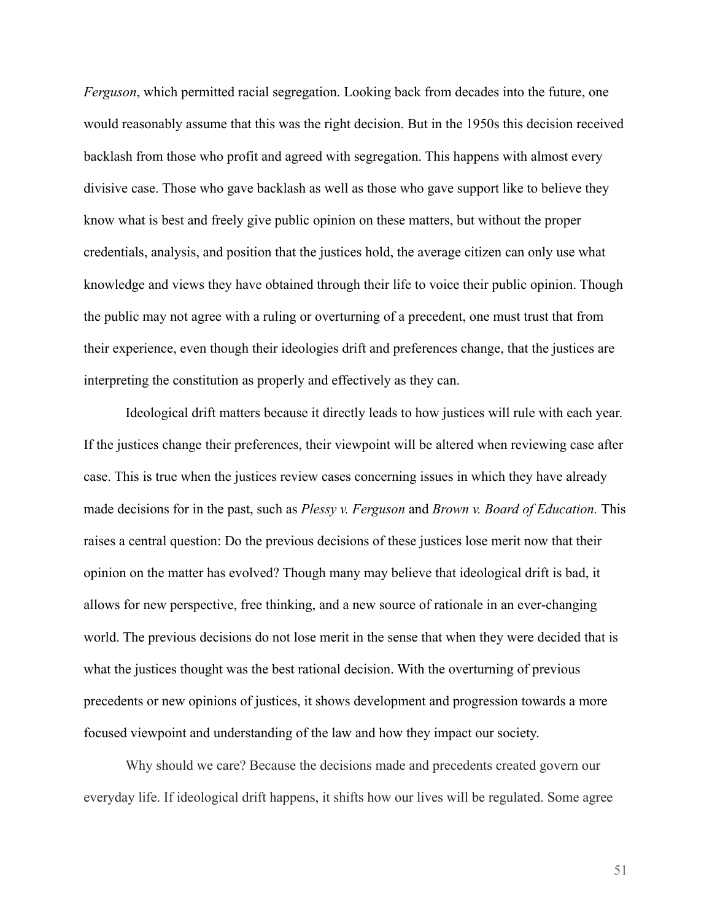*Ferguson*, which permitted racial segregation. Looking back from decades into the future, one would reasonably assume that this was the right decision. But in the 1950s this decision received backlash from those who profit and agreed with segregation. This happens with almost every divisive case. Those who gave backlash as well as those who gave support like to believe they know what is best and freely give public opinion on these matters, but without the proper credentials, analysis, and position that the justices hold, the average citizen can only use what knowledge and views they have obtained through their life to voice their public opinion. Though the public may not agree with a ruling or overturning of a precedent, one must trust that from their experience, even though their ideologies drift and preferences change, that the justices are interpreting the constitution as properly and effectively as they can.

Ideological drift matters because it directly leads to how justices will rule with each year. If the justices change their preferences, their viewpoint will be altered when reviewing case after case. This is true when the justices review cases concerning issues in which they have already made decisions for in the past, such as *Plessy v. Ferguson* and *Brown v. Board of Education.* This raises a central question: Do the previous decisions of these justices lose merit now that their opinion on the matter has evolved? Though many may believe that ideological drift is bad, it allows for new perspective, free thinking, and a new source of rationale in an ever-changing world. The previous decisions do not lose merit in the sense that when they were decided that is what the justices thought was the best rational decision. With the overturning of previous precedents or new opinions of justices, it shows development and progression towards a more focused viewpoint and understanding of the law and how they impact our society.

Why should we care? Because the decisions made and precedents created govern our everyday life. If ideological drift happens, it shifts how our lives will be regulated. Some agree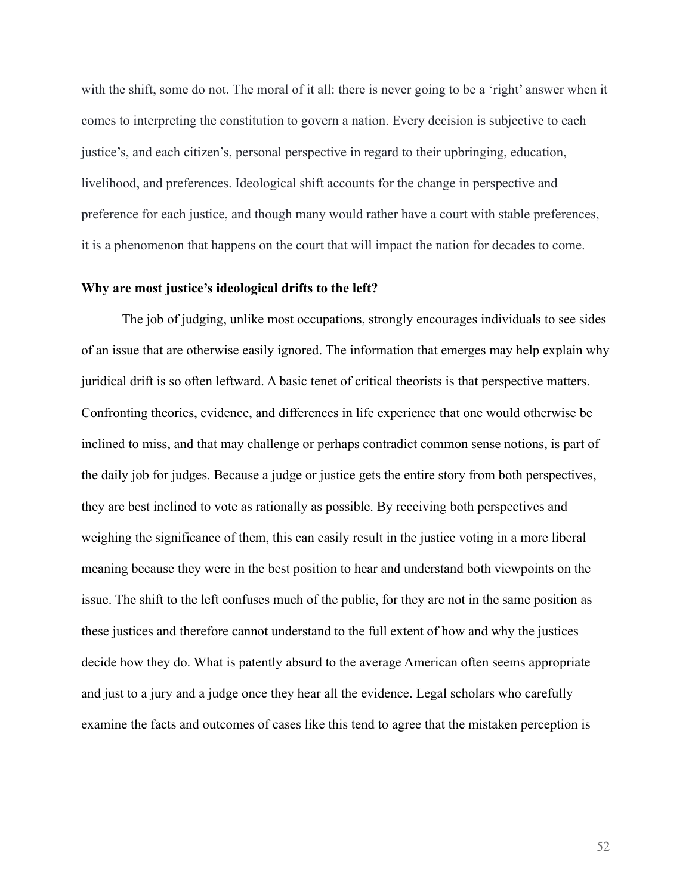with the shift, some do not. The moral of it all: there is never going to be a 'right' answer when it comes to interpreting the constitution to govern a nation. Every decision is subjective to each justice's, and each citizen's, personal perspective in regard to their upbringing, education, livelihood, and preferences. Ideological shift accounts for the change in perspective and preference for each justice, and though many would rather have a court with stable preferences, it is a phenomenon that happens on the court that will impact the nation for decades to come.

**Why are most justice's ideological drifts to the left?**

The job of judging, unlike most occupations, strongly encourages individuals to see sides of an issue that are otherwise easily ignored. The information that emerges may help explain why juridical drift is so often leftward. A basic tenet of critical theorists is that perspective matters. Confronting theories, evidence, and differences in life experience that one would otherwise be inclined to miss, and that may challenge or perhaps contradict common sense notions, is part of the daily job for judges. Because a judge or justice gets the entire story from both perspectives, they are best inclined to vote as rationally as possible. By receiving both perspectives and weighing the significance of them, this can easily result in the justice voting in a more liberal meaning because they were in the best position to hear and understand both viewpoints on the issue. The shift to the left confuses much of the public, for they are not in the same position as these justices and therefore cannot understand to the full extent of how and why the justices decide how they do. What is patently absurd to the average American often seems appropriate and just to a jury and a judge once they hear all the evidence. Legal scholars who carefully examine the facts and outcomes of cases like this tend to agree that the mistaken perception is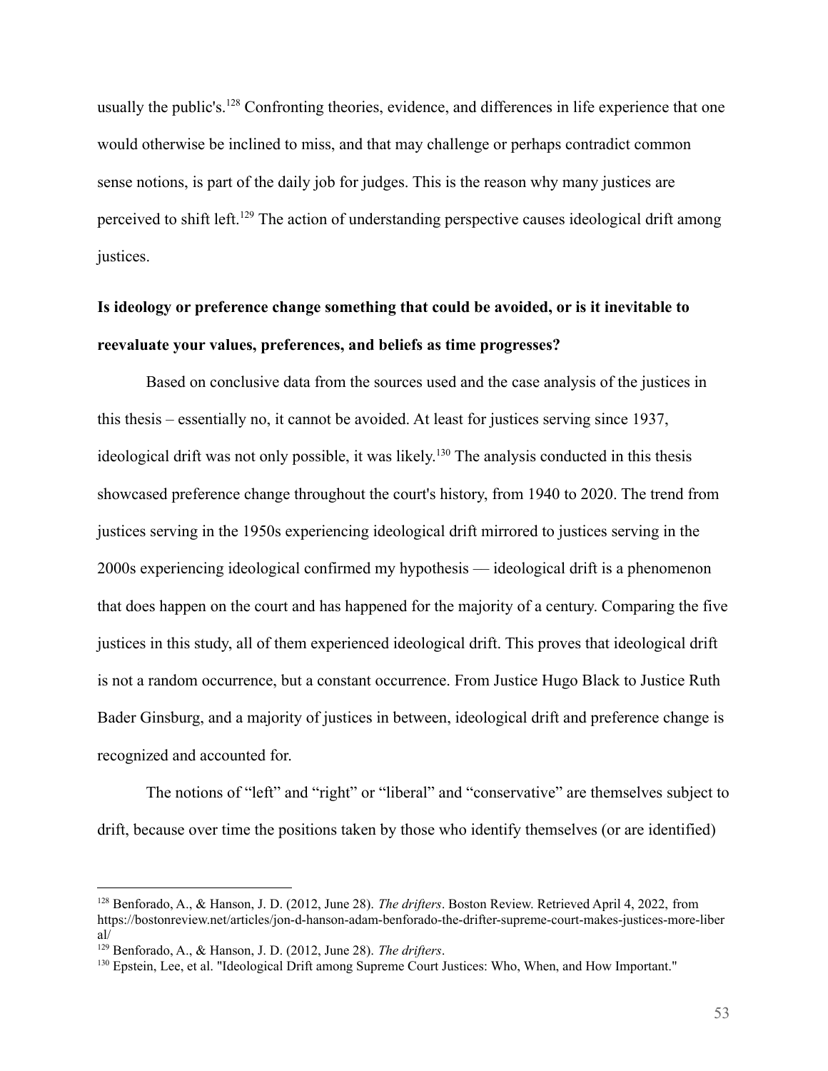usually the public's.[128] Confronting theories, evidence, and differences in life experience that one would otherwise be inclined to miss, and that may challenge or perhaps contradict common sense notions, is part of the daily job for judges. This is the reason why many justices are perceived to shift left.[129] The action of understanding perspective causes ideological drift among justices.

**Is ideology or preference change something that could be avoided, or is it inevitable to reevaluate your values, preferences, and beliefs as time progresses?**

Based on conclusive data from the sources used and the case analysis of the justices in this thesis – essentially no, it cannot be avoided. At least for justices serving since 1937, ideological drift was not only possible, it was likely.[130] The analysis conducted in this thesis showcased preference change throughout the court's history, from 1940 to 2020. The trend from justices serving in the 1950s experiencing ideological drift mirrored to justices serving in the 2000s experiencing ideological confirmed my hypothesis — ideological drift is a phenomenon that does happen on the court and has happened for the majority of a century. Comparing the five justices in this study, all of them experienced ideological drift. This proves that ideological drift is not a random occurrence, but a constant occurrence. From Justice Hugo Black to Justice Ruth Bader Ginsburg, and a majority of justices in between, ideological drift and preference change is recognized and accounted for.

The notions of "left" and "right" or "liberal" and "conservative" are themselves subject to drift, because over time the positions taken by those who identify themselves (or are identified)

---

[128] Benforado, A., & Hanson, J. D. (2012, June 28). *The drifters*. Boston Review. Retrieved April 4, 2022, from https://bostonreview.net/articles/jon-d-hanson-adam-benforado-the-drifter-supreme-court-makes-justices-more-liberal/

[129] Benforado, A., & Hanson, J. D. (2012, June 28). *The drifters*.

[130] Epstein, Lee, et al. "Ideological Drift among Supreme Court Justices: Who, When, and How Important."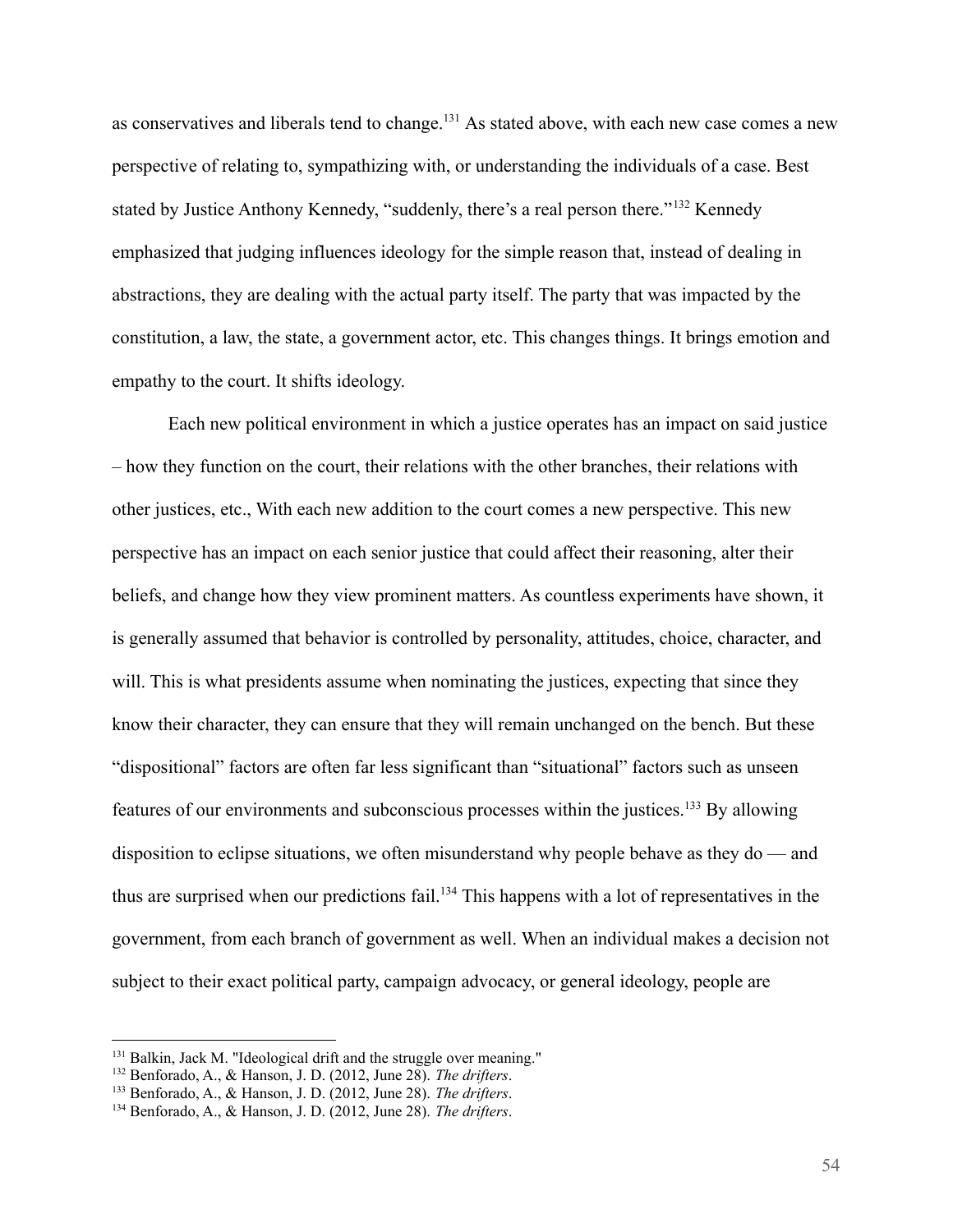as conservatives and liberals tend to change.[131] As stated above, with each new case comes a new perspective of relating to, sympathizing with, or understanding the individuals of a case. Best stated by Justice Anthony Kennedy, "suddenly, there's a real person there."[132] Kennedy emphasized that judging influences ideology for the simple reason that, instead of dealing in abstractions, they are dealing with the actual party itself. The party that was impacted by the constitution, a law, the state, a government actor, etc. This changes things. It brings emotion and empathy to the court. It shifts ideology.

Each new political environment in which a justice operates has an impact on said justice – how they function on the court, their relations with the other branches, their relations with other justices, etc., With each new addition to the court comes a new perspective. This new perspective has an impact on each senior justice that could affect their reasoning, alter their beliefs, and change how they view prominent matters. As countless experiments have shown, it is generally assumed that behavior is controlled by personality, attitudes, choice, character, and will. This is what presidents assume when nominating the justices, expecting that since they know their character, they can ensure that they will remain unchanged on the bench. But these "dispositional" factors are often far less significant than "situational" factors such as unseen features of our environments and subconscious processes within the justices.[133] By allowing disposition to eclipse situations, we often misunderstand why people behave as they do — and thus are surprised when our predictions fail.[134] This happens with a lot of representatives in the government, from each branch of government as well. When an individual makes a decision not subject to their exact political party, campaign advocacy, or general ideology, people are

---

[131] Balkin, Jack M. "Ideological drift and the struggle over meaning."
[132] Benforado, A., & Hanson, J. D. (2012, June 28). *The drifters*.
[133] Benforado, A., & Hanson, J. D. (2012, June 28). *The drifters*.
[134] Benforado, A., & Hanson, J. D. (2012, June 28). *The drifters*.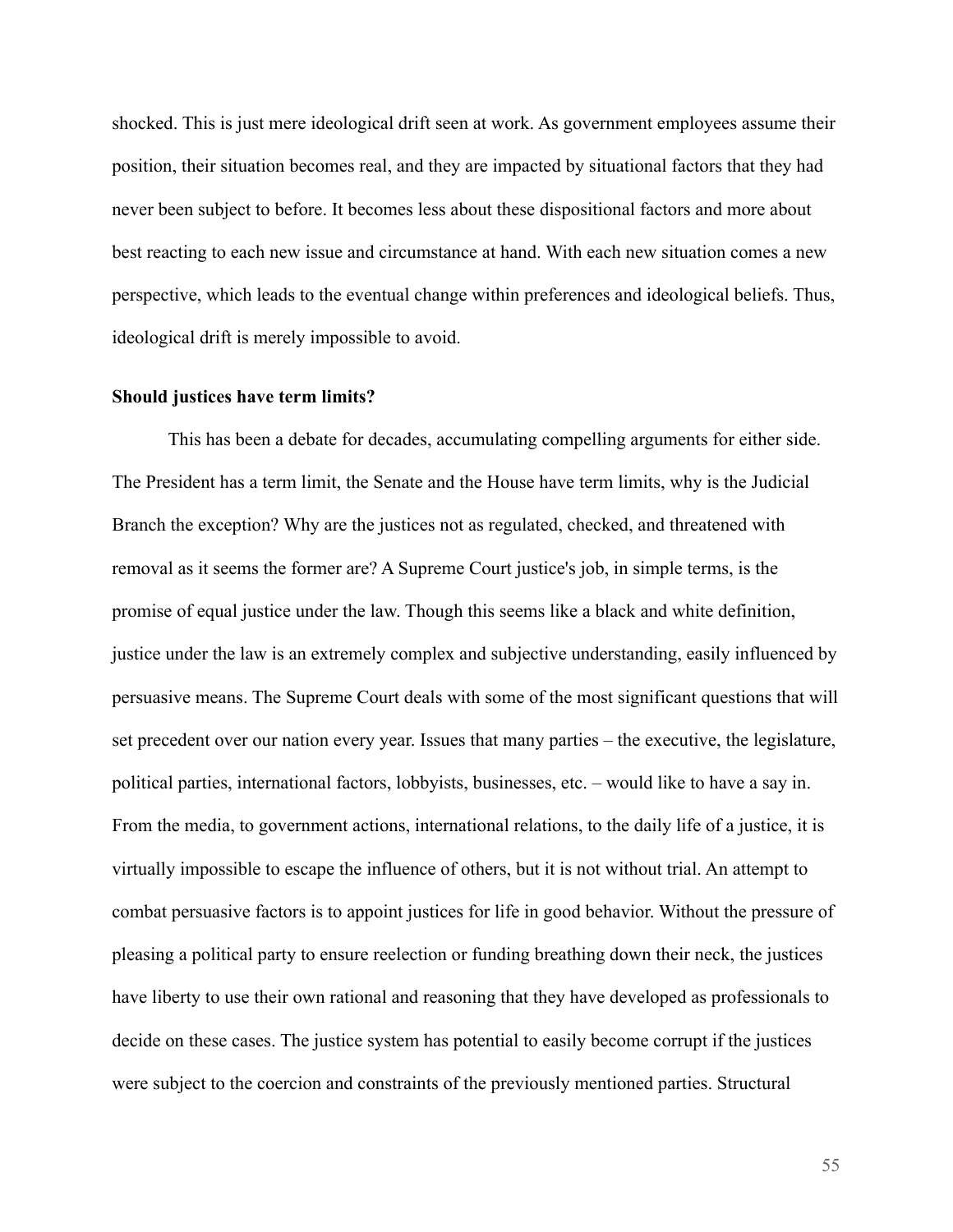shocked. This is just mere ideological drift seen at work. As government employees assume their position, their situation becomes real, and they are impacted by situational factors that they had never been subject to before. It becomes less about these dispositional factors and more about best reacting to each new issue and circumstance at hand. With each new situation comes a new perspective, which leads to the eventual change within preferences and ideological beliefs. Thus, ideological drift is merely impossible to avoid.

**Should justices have term limits?**

This has been a debate for decades, accumulating compelling arguments for either side. The President has a term limit, the Senate and the House have term limits, why is the Judicial Branch the exception? Why are the justices not as regulated, checked, and threatened with removal as it seems the former are? A Supreme Court justice's job, in simple terms, is the promise of equal justice under the law. Though this seems like a black and white definition, justice under the law is an extremely complex and subjective understanding, easily influenced by persuasive means. The Supreme Court deals with some of the most significant questions that will set precedent over our nation every year. Issues that many parties – the executive, the legislature, political parties, international factors, lobbyists, businesses, etc. – would like to have a say in. From the media, to government actions, international relations, to the daily life of a justice, it is virtually impossible to escape the influence of others, but it is not without trial. An attempt to combat persuasive factors is to appoint justices for life in good behavior. Without the pressure of pleasing a political party to ensure reelection or funding breathing down their neck, the justices have liberty to use their own rational and reasoning that they have developed as professionals to decide on these cases. The justice system has potential to easily become corrupt if the justices were subject to the coercion and constraints of the previously mentioned parties. Structural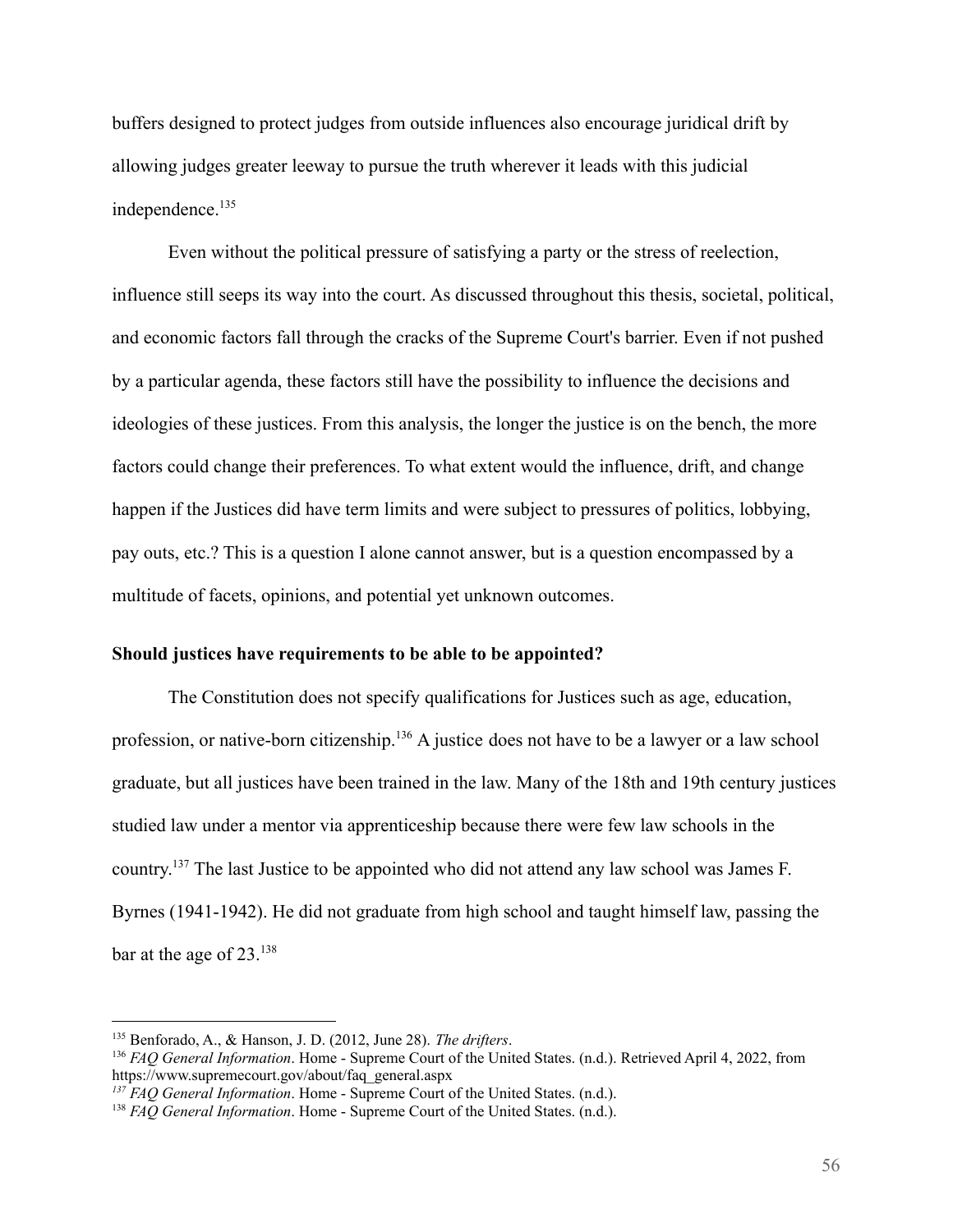buffers designed to protect judges from outside influences also encourage juridical drift by allowing judges greater leeway to pursue the truth wherever it leads with this judicial independence.[135]

Even without the political pressure of satisfying a party or the stress of reelection, influence still seeps its way into the court. As discussed throughout this thesis, societal, political, and economic factors fall through the cracks of the Supreme Court's barrier. Even if not pushed by a particular agenda, these factors still have the possibility to influence the decisions and ideologies of these justices. From this analysis, the longer the justice is on the bench, the more factors could change their preferences. To what extent would the influence, drift, and change happen if the Justices did have term limits and were subject to pressures of politics, lobbying, pay outs, etc.? This is a question I alone cannot answer, but is a question encompassed by a multitude of facets, opinions, and potential yet unknown outcomes.

**Should justices have requirements to be able to be appointed?**

The Constitution does not specify qualifications for Justices such as age, education, profession, or native-born citizenship.[136] A justice does not have to be a lawyer or a law school graduate, but all justices have been trained in the law. Many of the 18th and 19th century justices studied law under a mentor via apprenticeship because there were few law schools in the country.[137] The last Justice to be appointed who did not attend any law school was James F. Byrnes (1941-1942). He did not graduate from high school and taught himself law, passing the bar at the age of 23.[138]

---

[135] Benforado, A., & Hanson, J. D. (2012, June 28). *The drifters*.

[136] *FAQ General Information*. Home - Supreme Court of the United States. (n.d.). Retrieved April 4, 2022, from https://www.supremecourt.gov/about/faq_general.aspx

[137] *FAQ General Information*. Home - Supreme Court of the United States. (n.d.).

[138] *FAQ General Information*. Home - Supreme Court of the United States. (n.d.).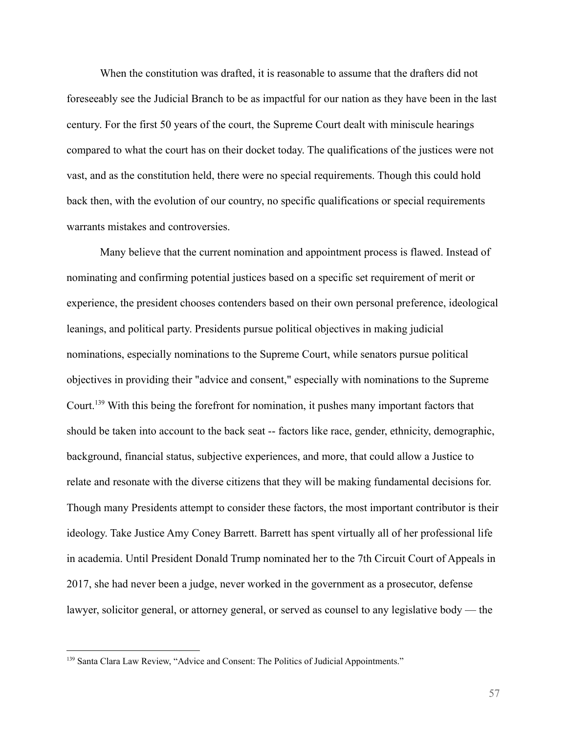When the constitution was drafted, it is reasonable to assume that the drafters did not foreseeably see the Judicial Branch to be as impactful for our nation as they have been in the last century. For the first 50 years of the court, the Supreme Court dealt with miniscule hearings compared to what the court has on their docket today. The qualifications of the justices were not vast, and as the constitution held, there were no special requirements. Though this could hold back then, with the evolution of our country, no specific qualifications or special requirements warrants mistakes and controversies.

Many believe that the current nomination and appointment process is flawed. Instead of nominating and confirming potential justices based on a specific set requirement of merit or experience, the president chooses contenders based on their own personal preference, ideological leanings, and political party. Presidents pursue political objectives in making judicial nominations, especially nominations to the Supreme Court, while senators pursue political objectives in providing their "advice and consent," especially with nominations to the Supreme Court.[139] With this being the forefront for nomination, it pushes many important factors that should be taken into account to the back seat -- factors like race, gender, ethnicity, demographic, background, financial status, subjective experiences, and more, that could allow a Justice to relate and resonate with the diverse citizens that they will be making fundamental decisions for. Though many Presidents attempt to consider these factors, the most important contributor is their ideology. Take Justice Amy Coney Barrett. Barrett has spent virtually all of her professional life in academia. Until President Donald Trump nominated her to the 7th Circuit Court of Appeals in 2017, she had never been a judge, never worked in the government as a prosecutor, defense lawyer, solicitor general, or attorney general, or served as counsel to any legislative body — the

---

[139] Santa Clara Law Review, "Advice and Consent: The Politics of Judicial Appointments."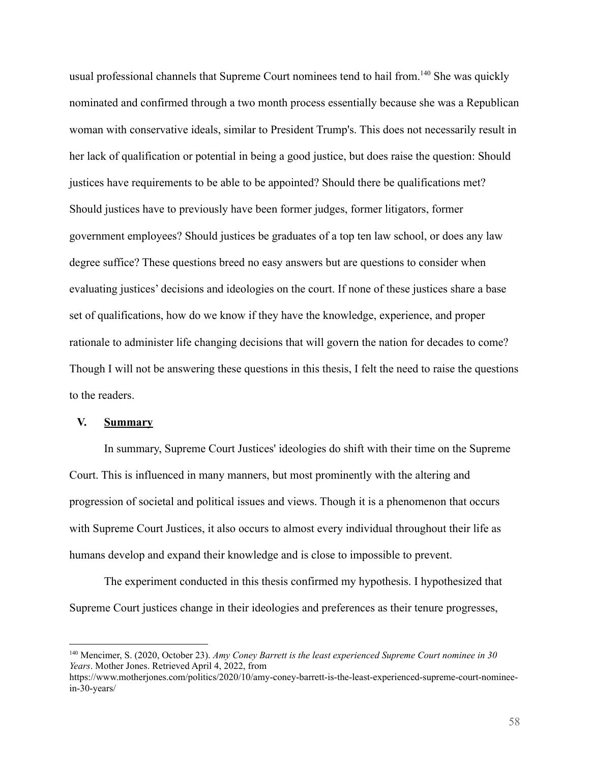usual professional channels that Supreme Court nominees tend to hail from.[140] She was quickly nominated and confirmed through a two month process essentially because she was a Republican woman with conservative ideals, similar to President Trump's. This does not necessarily result in her lack of qualification or potential in being a good justice, but does raise the question: Should justices have requirements to be able to be appointed? Should there be qualifications met? Should justices have to previously have been former judges, former litigators, former government employees? Should justices be graduates of a top ten law school, or does any law degree suffice? These questions breed no easy answers but are questions to consider when evaluating justices' decisions and ideologies on the court. If none of these justices share a base set of qualifications, how do we know if they have the knowledge, experience, and proper rationale to administer life changing decisions that will govern the nation for decades to come? Though I will not be answering these questions in this thesis, I felt the need to raise the questions to the readers.

## V. Summary

In summary, Supreme Court Justices' ideologies do shift with their time on the Supreme Court. This is influenced in many manners, but most prominently with the altering and progression of societal and political issues and views. Though it is a phenomenon that occurs with Supreme Court Justices, it also occurs to almost every individual throughout their life as humans develop and expand their knowledge and is close to impossible to prevent.

The experiment conducted in this thesis confirmed my hypothesis. I hypothesized that Supreme Court justices change in their ideologies and preferences as their tenure progresses,

---

[140] Mencimer, S. (2020, October 23). *Amy Coney Barrett is the least experienced Supreme Court nominee in 30 Years*. Mother Jones. Retrieved April 4, 2022, from https://www.motherjones.com/politics/2020/10/amy-coney-barrett-is-the-least-experienced-supreme-court-nominee-in-30-years/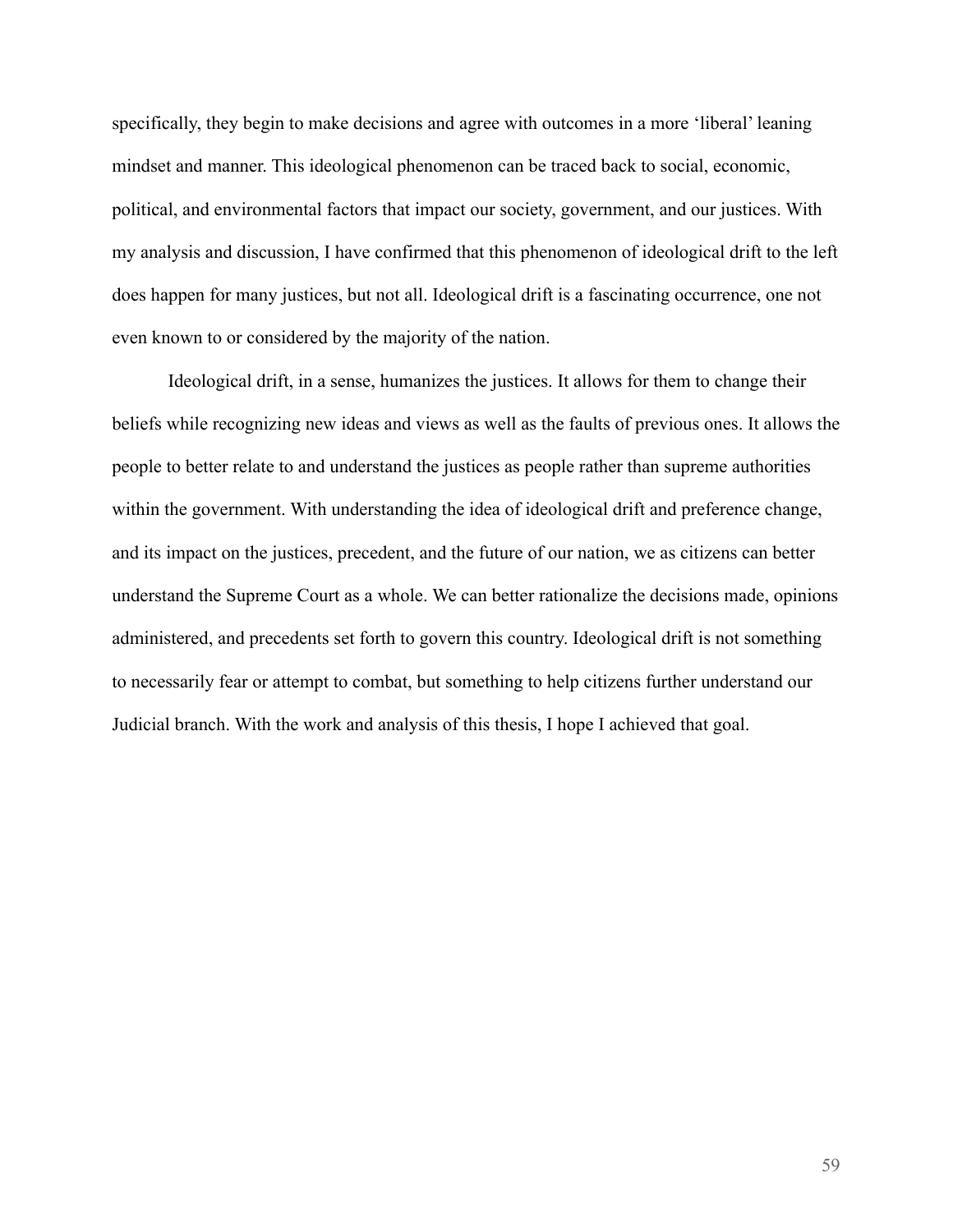specifically, they begin to make decisions and agree with outcomes in a more 'liberal' leaning mindset and manner. This ideological phenomenon can be traced back to social, economic, political, and environmental factors that impact our society, government, and our justices. With my analysis and discussion, I have confirmed that this phenomenon of ideological drift to the left does happen for many justices, but not all. Ideological drift is a fascinating occurrence, one not even known to or considered by the majority of the nation.

Ideological drift, in a sense, humanizes the justices. It allows for them to change their beliefs while recognizing new ideas and views as well as the faults of previous ones. It allows the people to better relate to and understand the justices as people rather than supreme authorities within the government. With understanding the idea of ideological drift and preference change, and its impact on the justices, precedent, and the future of our nation, we as citizens can better understand the Supreme Court as a whole. We can better rationalize the decisions made, opinions administered, and precedents set forth to govern this country. Ideological drift is not something to necessarily fear or attempt to combat, but something to help citizens further understand our Judicial branch. With the work and analysis of this thesis, I hope I achieved that goal.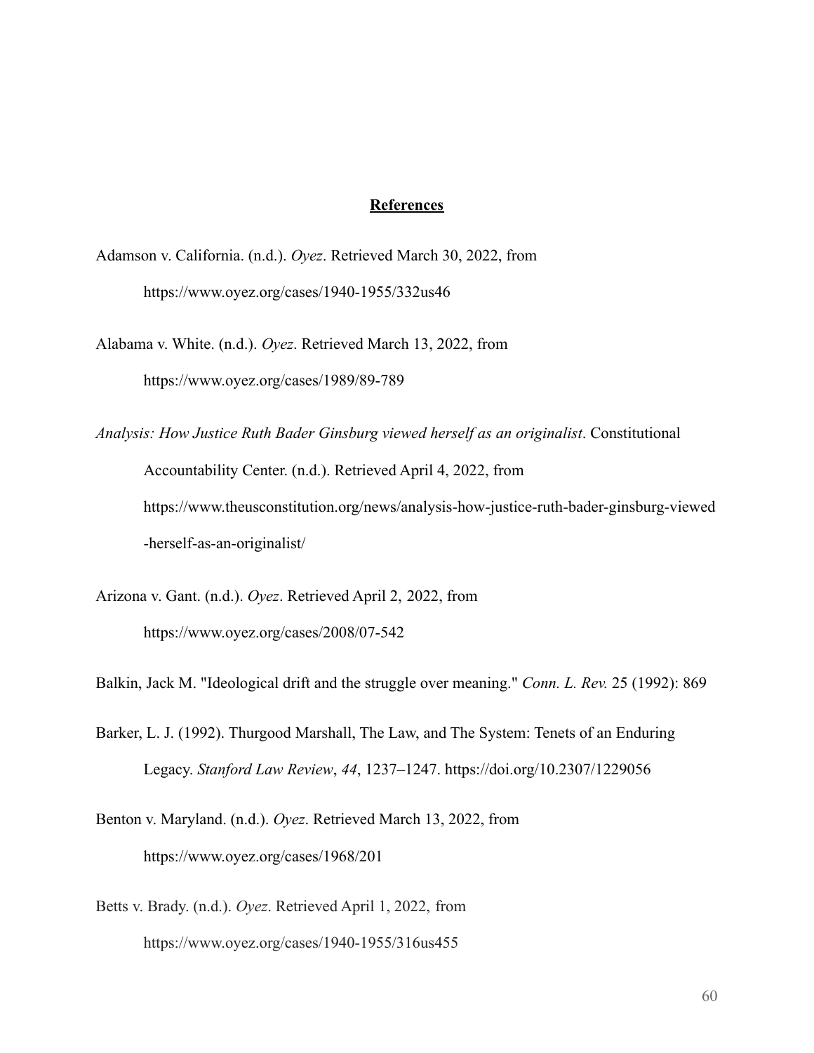## **References**

Adamson v. California. (n.d.). *Oyez*. Retrieved March 30, 2022, from https://www.oyez.org/cases/1940-1955/332us46

Alabama v. White. (n.d.). *Oyez*. Retrieved March 13, 2022, from https://www.oyez.org/cases/1989/89-789

*Analysis: How Justice Ruth Bader Ginsburg viewed herself as an originalist*. Constitutional Accountability Center. (n.d.). Retrieved April 4, 2022, from https://www.theusconstitution.org/news/analysis-how-justice-ruth-bader-ginsburg-viewed-herself-as-an-originalist/

Arizona v. Gant. (n.d.). *Oyez*. Retrieved April 2, 2022, from https://www.oyez.org/cases/2008/07-542

Balkin, Jack M. "Ideological drift and the struggle over meaning." *Conn. L. Rev.* 25 (1992): 869

Barker, L. J. (1992). Thurgood Marshall, The Law, and The System: Tenets of an Enduring Legacy. *Stanford Law Review*, *44*, 1237–1247. https://doi.org/10.2307/1229056

Benton v. Maryland. (n.d.). *Oyez*. Retrieved March 13, 2022, from https://www.oyez.org/cases/1968/201

Betts v. Brady. (n.d.). *Oyez*. Retrieved April 1, 2022, from https://www.oyez.org/cases/1940-1955/316us455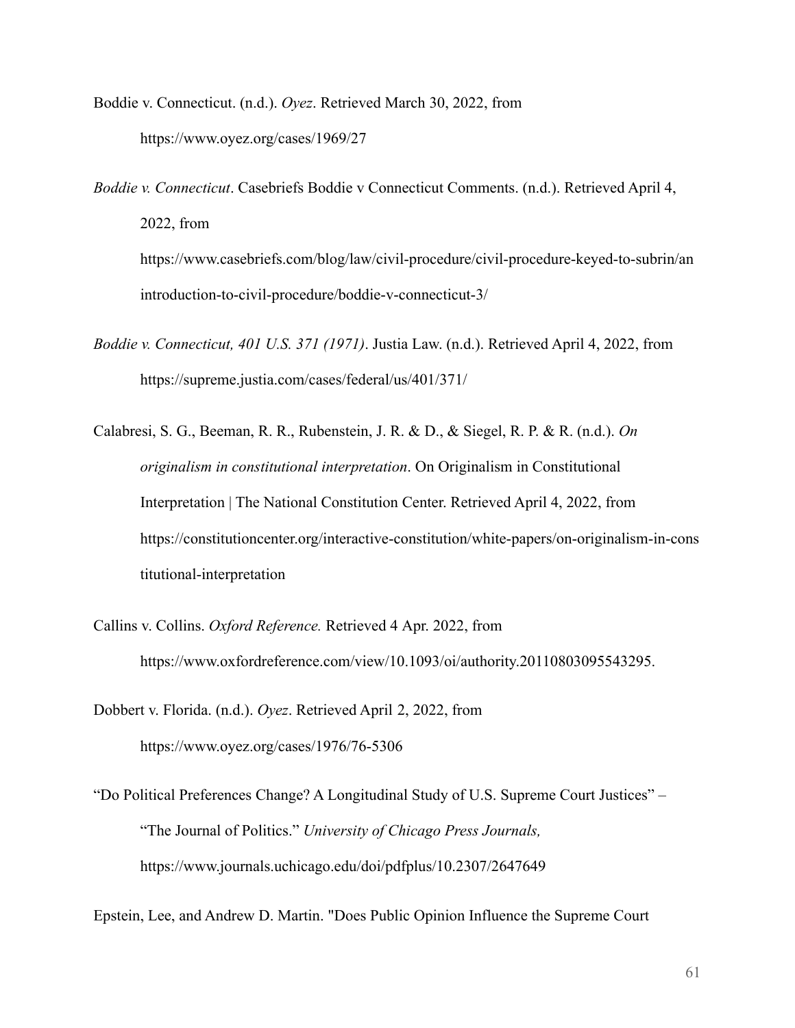Boddie v. Connecticut. (n.d.). *Oyez*. Retrieved March 30, 2022, from https://www.oyez.org/cases/1969/27

*Boddie v. Connecticut*. Casebriefs Boddie v Connecticut Comments. (n.d.). Retrieved April 4, 2022, from https://www.casebriefs.com/blog/law/civil-procedure/civil-procedure-keyed-to-subrin/an introduction-to-civil-procedure/boddie-v-connecticut-3/

*Boddie v. Connecticut, 401 U.S. 371 (1971)*. Justia Law. (n.d.). Retrieved April 4, 2022, from https://supreme.justia.com/cases/federal/us/401/371/

Calabresi, S. G., Beeman, R. R., Rubenstein, J. R. & D., & Siegel, R. P. & R. (n.d.). *On originalism in constitutional interpretation*. On Originalism in Constitutional Interpretation | The National Constitution Center. Retrieved April 4, 2022, from https://constitutioncenter.org/interactive-constitution/white-papers/on-originalism-in-constitutional-interpretation

Callins v. Collins. *Oxford Reference.* Retrieved 4 Apr. 2022, from https://www.oxfordreference.com/view/10.1093/oi/authority.20110803095543295.

Dobbert v. Florida. (n.d.). *Oyez*. Retrieved April 2, 2022, from https://www.oyez.org/cases/1976/76-5306

"Do Political Preferences Change? A Longitudinal Study of U.S. Supreme Court Justices" – "The Journal of Politics." *University of Chicago Press Journals,* https://www.journals.uchicago.edu/doi/pdfplus/10.2307/2647649

Epstein, Lee, and Andrew D. Martin. "Does Public Opinion Influence the Supreme Court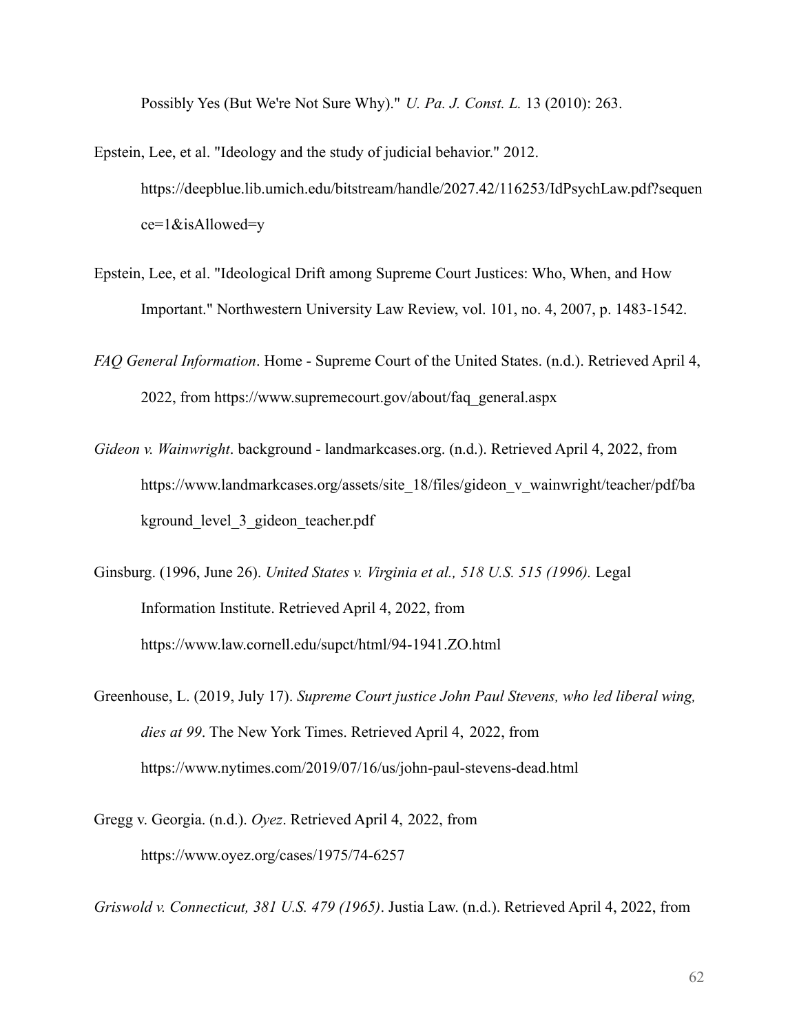Possibly Yes (But We're Not Sure Why)." *U. Pa. J. Const. L.* 13 (2010): 263.

Epstein, Lee, et al. "Ideology and the study of judicial behavior." 2012. https://deepblue.lib.umich.edu/bitstream/handle/2027.42/116253/IdPsychLaw.pdf?sequence=1&isAllowed=y

Epstein, Lee, et al. "Ideological Drift among Supreme Court Justices: Who, When, and How Important." Northwestern University Law Review, vol. 101, no. 4, 2007, p. 1483-1542.

*FAQ General Information*. Home - Supreme Court of the United States. (n.d.). Retrieved April 4, 2022, from https://www.supremecourt.gov/about/faq_general.aspx

*Gideon v. Wainwright*. background - landmarkcases.org. (n.d.). Retrieved April 4, 2022, from https://www.landmarkcases.org/assets/site_18/files/gideon_v_wainwright/teacher/pdf/bakground_level_3_gideon_teacher.pdf

Ginsburg. (1996, June 26). *United States v. Virginia et al., 518 U.S. 515 (1996).* Legal Information Institute. Retrieved April 4, 2022, from https://www.law.cornell.edu/supct/html/94-1941.ZO.html

Greenhouse, L. (2019, July 17). *Supreme Court justice John Paul Stevens, who led liberal wing, dies at 99*. The New York Times. Retrieved April 4, 2022, from https://www.nytimes.com/2019/07/16/us/john-paul-stevens-dead.html

Gregg v. Georgia. (n.d.). *Oyez*. Retrieved April 4, 2022, from https://www.oyez.org/cases/1975/74-6257

*Griswold v. Connecticut, 381 U.S. 479 (1965)*. Justia Law. (n.d.). Retrieved April 4, 2022, from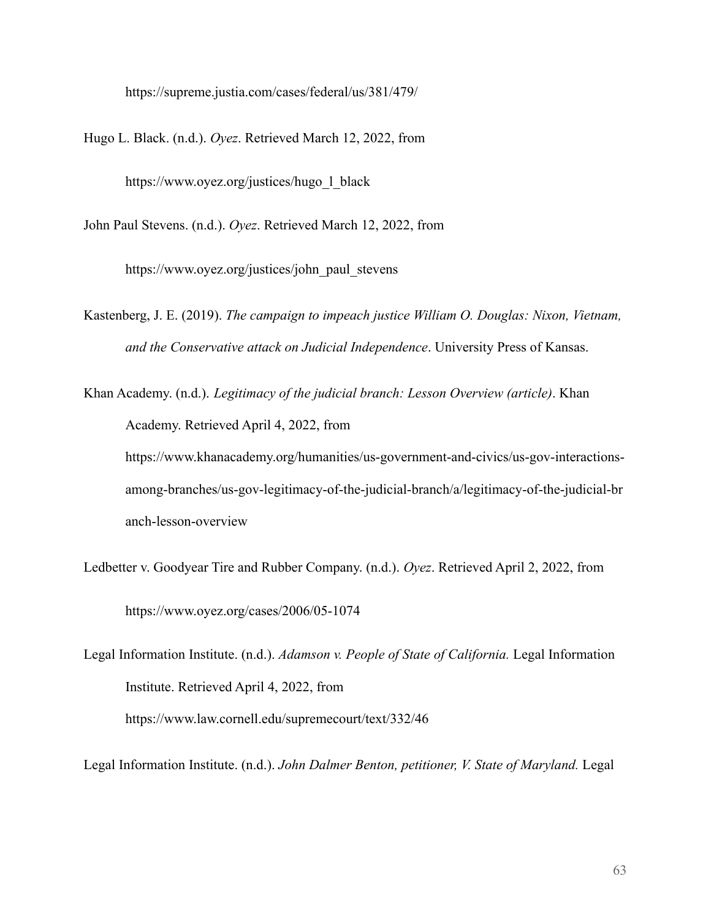https://supreme.justia.com/cases/federal/us/381/479/

Hugo L. Black. (n.d.). *Oyez*. Retrieved March 12, 2022, from https://www.oyez.org/justices/hugo_l_black

John Paul Stevens. (n.d.). *Oyez*. Retrieved March 12, 2022, from https://www.oyez.org/justices/john_paul_stevens

Kastenberg, J. E. (2019). *The campaign to impeach justice William O. Douglas: Nixon, Vietnam, and the Conservative attack on Judicial Independence*. University Press of Kansas.

Khan Academy. (n.d.). *Legitimacy of the judicial branch: Lesson Overview (article)*. Khan Academy. Retrieved April 4, 2022, from https://www.khanacademy.org/humanities/us-government-and-civics/us-gov-interactions-among-branches/us-gov-legitimacy-of-the-judicial-branch/a/legitimacy-of-the-judicial-branch-lesson-overview

Ledbetter v. Goodyear Tire and Rubber Company. (n.d.). *Oyez*. Retrieved April 2, 2022, from https://www.oyez.org/cases/2006/05-1074

Legal Information Institute. (n.d.). *Adamson v. People of State of California.* Legal Information Institute. Retrieved April 4, 2022, from https://www.law.cornell.edu/supremecourt/text/332/46

Legal Information Institute. (n.d.). *John Dalmer Benton, petitioner, V. State of Maryland.* Legal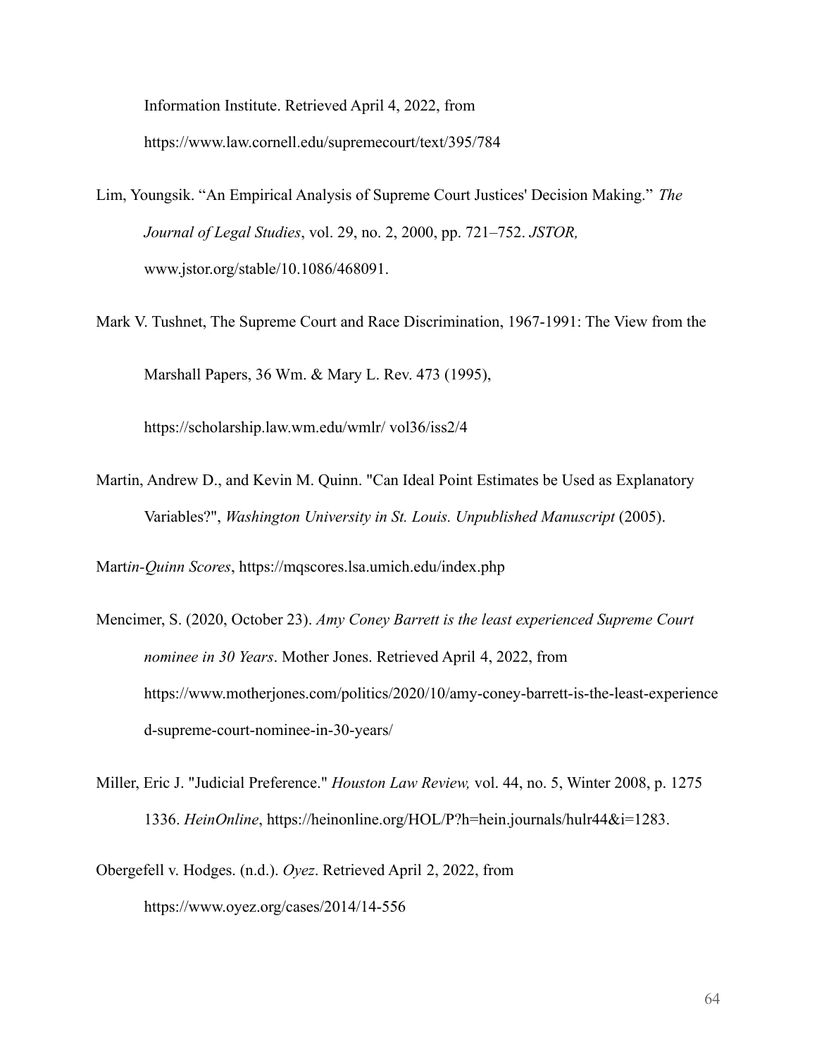Information Institute. Retrieved April 4, 2022, from https://www.law.cornell.edu/supremecourt/text/395/784

Lim, Youngsik. "An Empirical Analysis of Supreme Court Justices' Decision Making." *The Journal of Legal Studies*, vol. 29, no. 2, 2000, pp. 721–752. *JSTOR,* www.jstor.org/stable/10.1086/468091.

Mark V. Tushnet, The Supreme Court and Race Discrimination, 1967-1991: The View from the Marshall Papers, 36 Wm. & Mary L. Rev. 473 (1995), https://scholarship.law.wm.edu/wmlr/ vol36/iss2/4

Martin, Andrew D., and Kevin M. Quinn. "Can Ideal Point Estimates be Used as Explanatory Variables?", *Washington University in St. Louis. Unpublished Manuscript* (2005).

Mart*in-Quinn Scores*, https://mqscores.lsa.umich.edu/index.php

Mencimer, S. (2020, October 23). *Amy Coney Barrett is the least experienced Supreme Court nominee in 30 Years*. Mother Jones. Retrieved April 4, 2022, from https://www.motherjones.com/politics/2020/10/amy-coney-barrett-is-the-least-experienced-supreme-court-nominee-in-30-years/

Miller, Eric J. "Judicial Preference." *Houston Law Review,* vol. 44, no. 5, Winter 2008, p. 1275 1336. *HeinOnline*, https://heinonline.org/HOL/P?h=hein.journals/hulr44&i=1283.

Obergefell v. Hodges. (n.d.). *Oyez*. Retrieved April 2, 2022, from https://www.oyez.org/cases/2014/14-556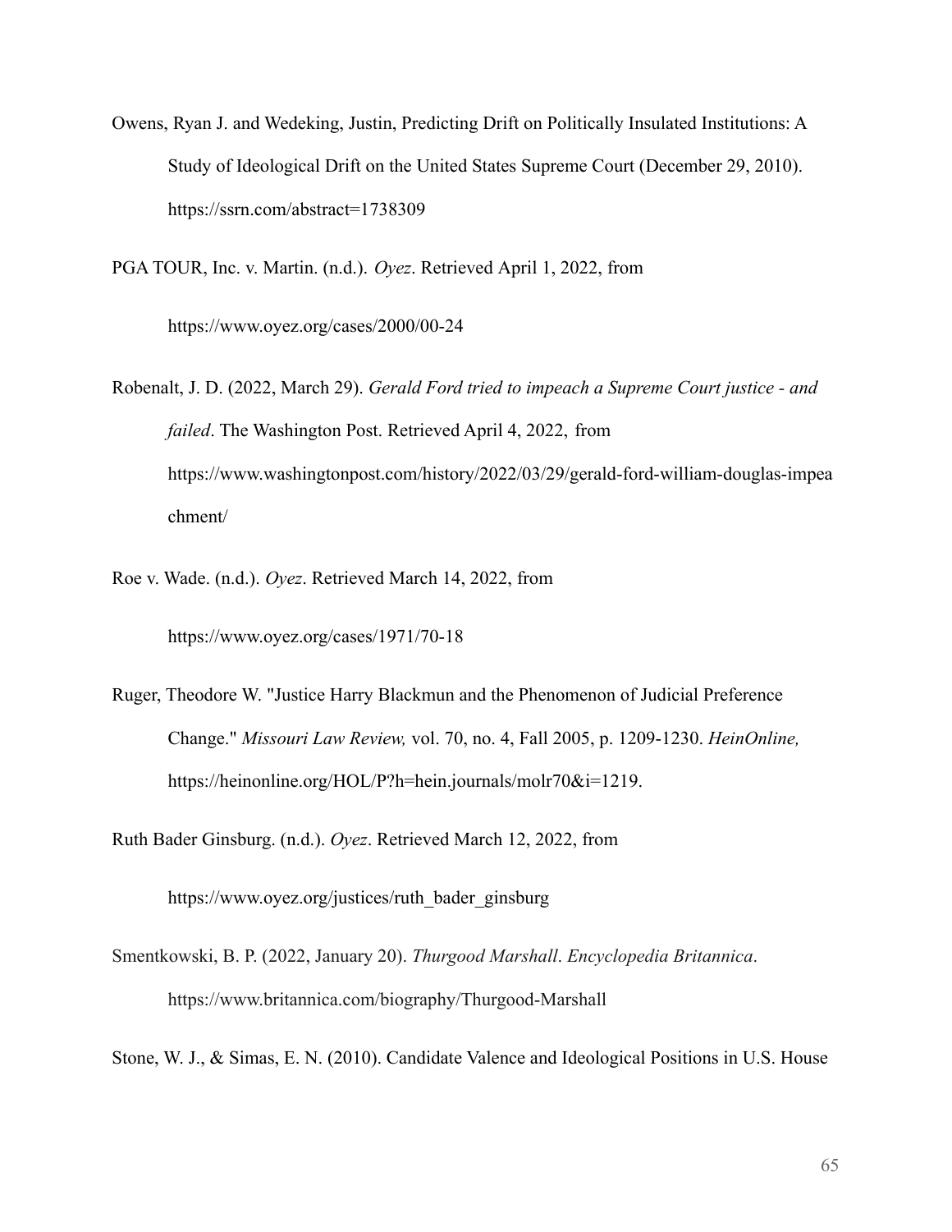Owens, Ryan J. and Wedeking, Justin, Predicting Drift on Politically Insulated Institutions: A Study of Ideological Drift on the United States Supreme Court (December 29, 2010). https://ssrn.com/abstract=1738309

PGA TOUR, Inc. v. Martin. (n.d.). *Oyez*. Retrieved April 1, 2022, from https://www.oyez.org/cases/2000/00-24

Robenalt, J. D. (2022, March 29). *Gerald Ford tried to impeach a Supreme Court justice - and failed*. The Washington Post. Retrieved April 4, 2022, from https://www.washingtonpost.com/history/2022/03/29/gerald-ford-william-douglas-impeachment/

Roe v. Wade. (n.d.). *Oyez*. Retrieved March 14, 2022, from https://www.oyez.org/cases/1971/70-18

Ruger, Theodore W. "Justice Harry Blackmun and the Phenomenon of Judicial Preference Change." *Missouri Law Review,* vol. 70, no. 4, Fall 2005, p. 1209-1230. *HeinOnline,* https://heinonline.org/HOL/P?h=hein.journals/molr70&i=1219.

Ruth Bader Ginsburg. (n.d.). *Oyez*. Retrieved March 12, 2022, from https://www.oyez.org/justices/ruth_bader_ginsburg

Smentkowski, B. P. (2022, January 20). *Thurgood Marshall*. *Encyclopedia Britannica*. https://www.britannica.com/biography/Thurgood-Marshall

Stone, W. J., & Simas, E. N. (2010). Candidate Valence and Ideological Positions in U.S. House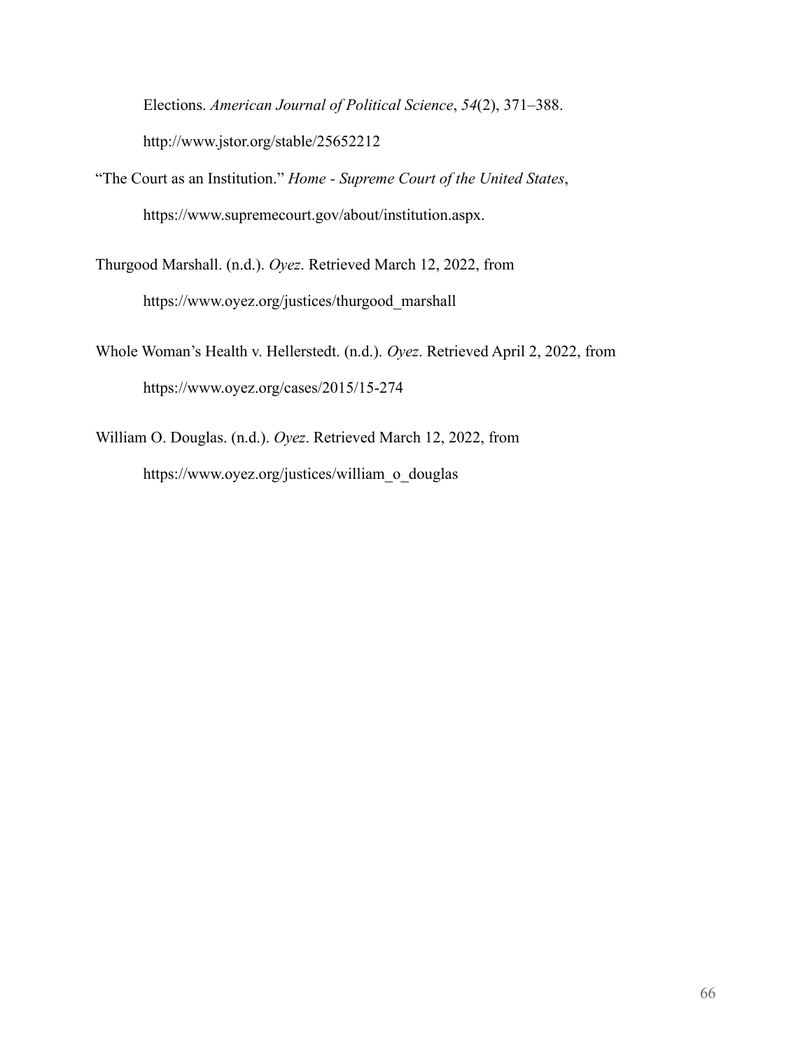Elections. *American Journal of Political Science*, *54*(2), 371–388. http://www.jstor.org/stable/25652212

"The Court as an Institution." *Home - Supreme Court of the United States*, https://www.supremecourt.gov/about/institution.aspx.

Thurgood Marshall. (n.d.). *Oyez*. Retrieved March 12, 2022, from https://www.oyez.org/justices/thurgood_marshall

Whole Woman's Health v. Hellerstedt. (n.d.). *Oyez*. Retrieved April 2, 2022, from https://www.oyez.org/cases/2015/15-274

William O. Douglas. (n.d.). *Oyez*. Retrieved March 12, 2022, from https://www.oyez.org/justices/william_o_douglas